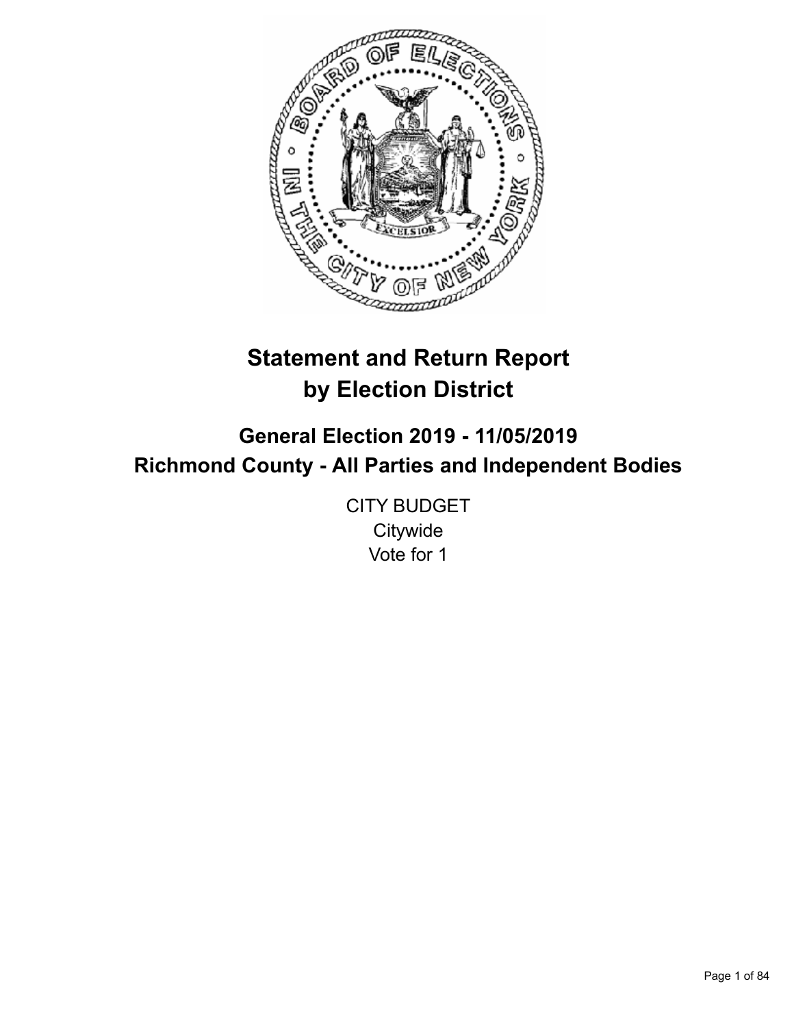# Statement and Return Report by Election District

## General Election 2019 - 11/05/2019
## Richmond County - All Parties and Independent Bodies

CITY BUDGET
Citywide
Vote for 1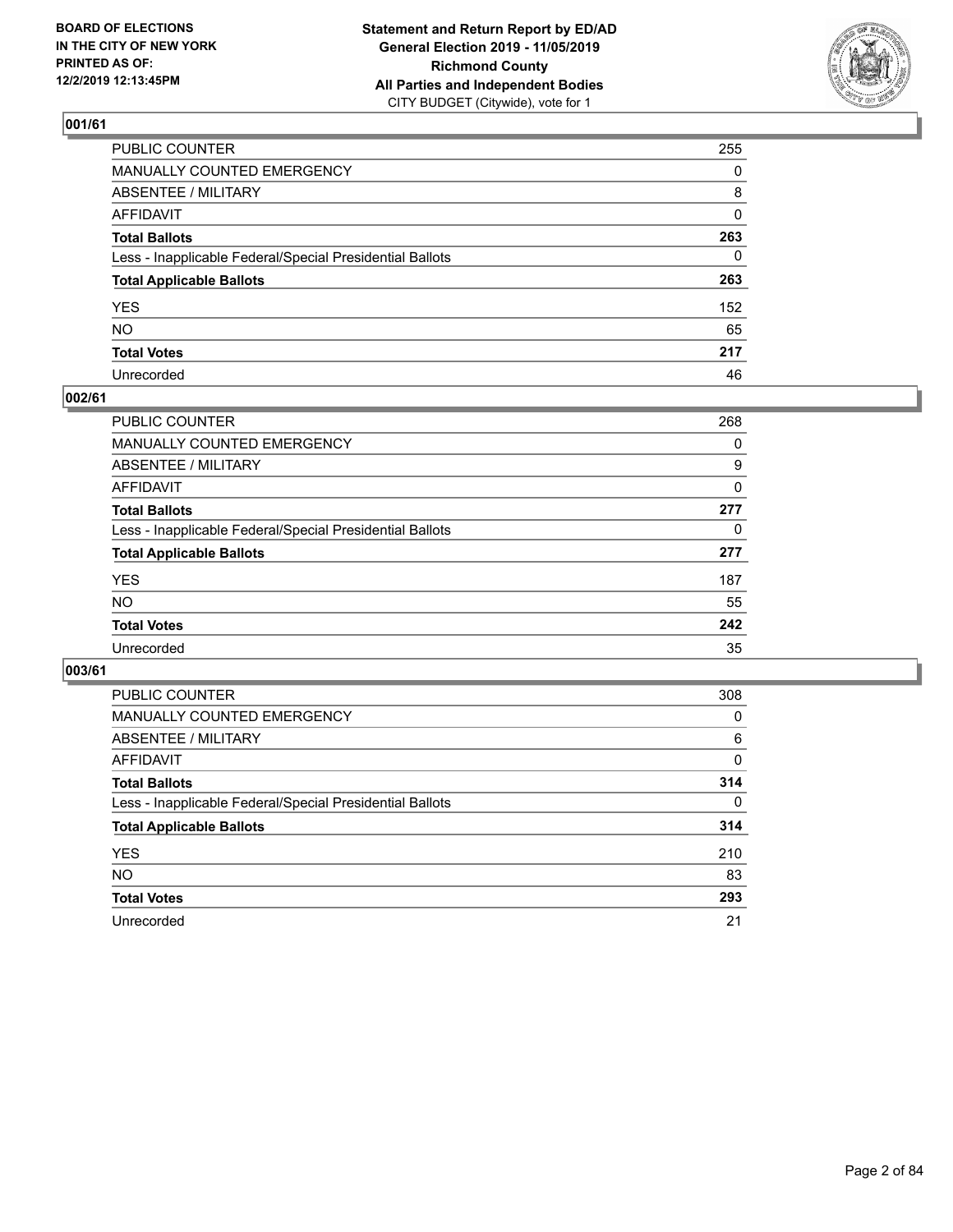BOARD OF ELECTIONS
IN THE CITY OF NEW YORK
PRINTED AS OF:
12/2/2019 12:13:45PM

**Statement and Return Report by ED/AD**
**General Election 2019 - 11/05/2019**
**Richmond County**
**All Parties and Independent Bodies**
CITY BUDGET (Citywide), vote for 1

## 001/61

| | |
|---|---|
| PUBLIC COUNTER | 255 |
| MANUALLY COUNTED EMERGENCY | 0 |
| ABSENTEE / MILITARY | 8 |
| AFFIDAVIT | 0 |
| **Total Ballots** | **263** |
| Less - Inapplicable Federal/Special Presidential Ballots | 0 |
| **Total Applicable Ballots** | **263** |
| YES | 152 |
| NO | 65 |
| **Total Votes** | **217** |
| Unrecorded | 46 |

## 002/61

| | |
|---|---|
| PUBLIC COUNTER | 268 |
| MANUALLY COUNTED EMERGENCY | 0 |
| ABSENTEE / MILITARY | 9 |
| AFFIDAVIT | 0 |
| **Total Ballots** | **277** |
| Less - Inapplicable Federal/Special Presidential Ballots | 0 |
| **Total Applicable Ballots** | **277** |
| YES | 187 |
| NO | 55 |
| **Total Votes** | **242** |
| Unrecorded | 35 |

## 003/61

| | |
|---|---|
| PUBLIC COUNTER | 308 |
| MANUALLY COUNTED EMERGENCY | 0 |
| ABSENTEE / MILITARY | 6 |
| AFFIDAVIT | 0 |
| **Total Ballots** | **314** |
| Less - Inapplicable Federal/Special Presidential Ballots | 0 |
| **Total Applicable Ballots** | **314** |
| YES | 210 |
| NO | 83 |
| **Total Votes** | **293** |
| Unrecorded | 21 |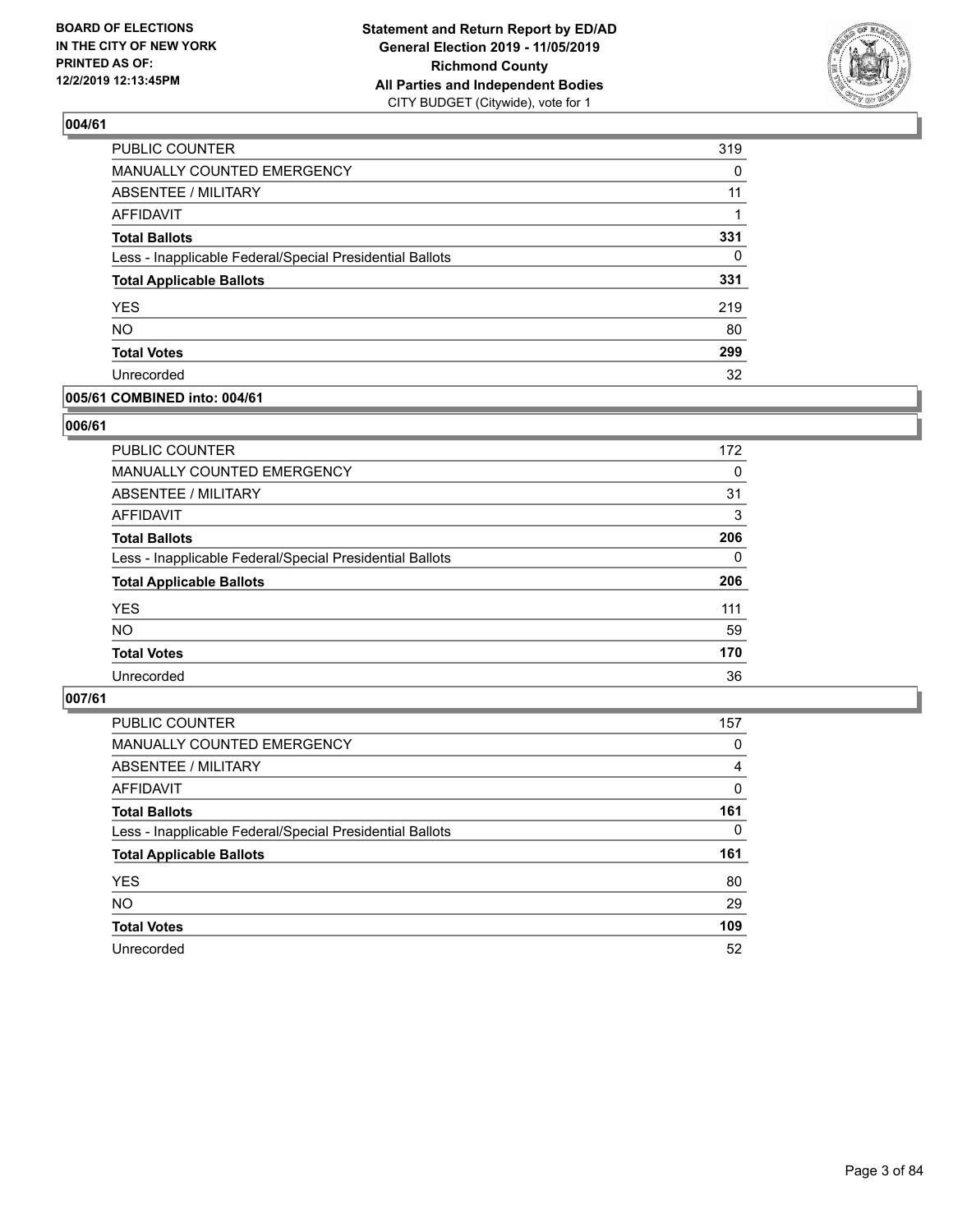## 004/61

| | |
|---|---|
| PUBLIC COUNTER | 319 |
| MANUALLY COUNTED EMERGENCY | 0 |
| ABSENTEE / MILITARY | 11 |
| AFFIDAVIT | 1 |
| **Total Ballots** | **331** |
| Less - Inapplicable Federal/Special Presidential Ballots | 0 |
| **Total Applicable Ballots** | **331** |
| YES | 219 |
| NO | 80 |
| **Total Votes** | **299** |
| Unrecorded | 32 |

## 005/61 COMBINED into: 004/61

## 006/61

| | |
|---|---|
| PUBLIC COUNTER | 172 |
| MANUALLY COUNTED EMERGENCY | 0 |
| ABSENTEE / MILITARY | 31 |
| AFFIDAVIT | 3 |
| **Total Ballots** | **206** |
| Less - Inapplicable Federal/Special Presidential Ballots | 0 |
| **Total Applicable Ballots** | **206** |
| YES | 111 |
| NO | 59 |
| **Total Votes** | **170** |
| Unrecorded | 36 |

## 007/61

| | |
|---|---|
| PUBLIC COUNTER | 157 |
| MANUALLY COUNTED EMERGENCY | 0 |
| ABSENTEE / MILITARY | 4 |
| AFFIDAVIT | 0 |
| **Total Ballots** | **161** |
| Less - Inapplicable Federal/Special Presidential Ballots | 0 |
| **Total Applicable Ballots** | **161** |
| YES | 80 |
| NO | 29 |
| **Total Votes** | **109** |
| Unrecorded | 52 |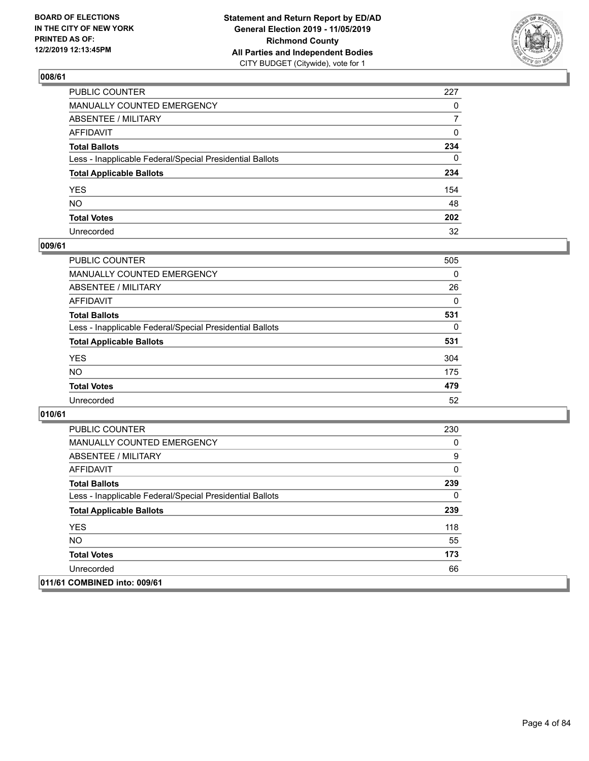### 008/61

| | |
|---|---|
| PUBLIC COUNTER | 227 |
| MANUALLY COUNTED EMERGENCY | 0 |
| ABSENTEE / MILITARY | 7 |
| AFFIDAVIT | 0 |
| **Total Ballots** | **234** |
| Less - Inapplicable Federal/Special Presidential Ballots | 0 |
| **Total Applicable Ballots** | **234** |
| YES | 154 |
| NO | 48 |
| **Total Votes** | **202** |
| Unrecorded | 32 |

### 009/61

| | |
|---|---|
| PUBLIC COUNTER | 505 |
| MANUALLY COUNTED EMERGENCY | 0 |
| ABSENTEE / MILITARY | 26 |
| AFFIDAVIT | 0 |
| **Total Ballots** | **531** |
| Less - Inapplicable Federal/Special Presidential Ballots | 0 |
| **Total Applicable Ballots** | **531** |
| YES | 304 |
| NO | 175 |
| **Total Votes** | **479** |
| Unrecorded | 52 |

### 010/61

| | |
|---|---|
| PUBLIC COUNTER | 230 |
| MANUALLY COUNTED EMERGENCY | 0 |
| ABSENTEE / MILITARY | 9 |
| AFFIDAVIT | 0 |
| **Total Ballots** | **239** |
| Less - Inapplicable Federal/Special Presidential Ballots | 0 |
| **Total Applicable Ballots** | **239** |
| YES | 118 |
| NO | 55 |
| **Total Votes** | **173** |
| Unrecorded | 66 |

### 011/61 COMBINED into: 009/61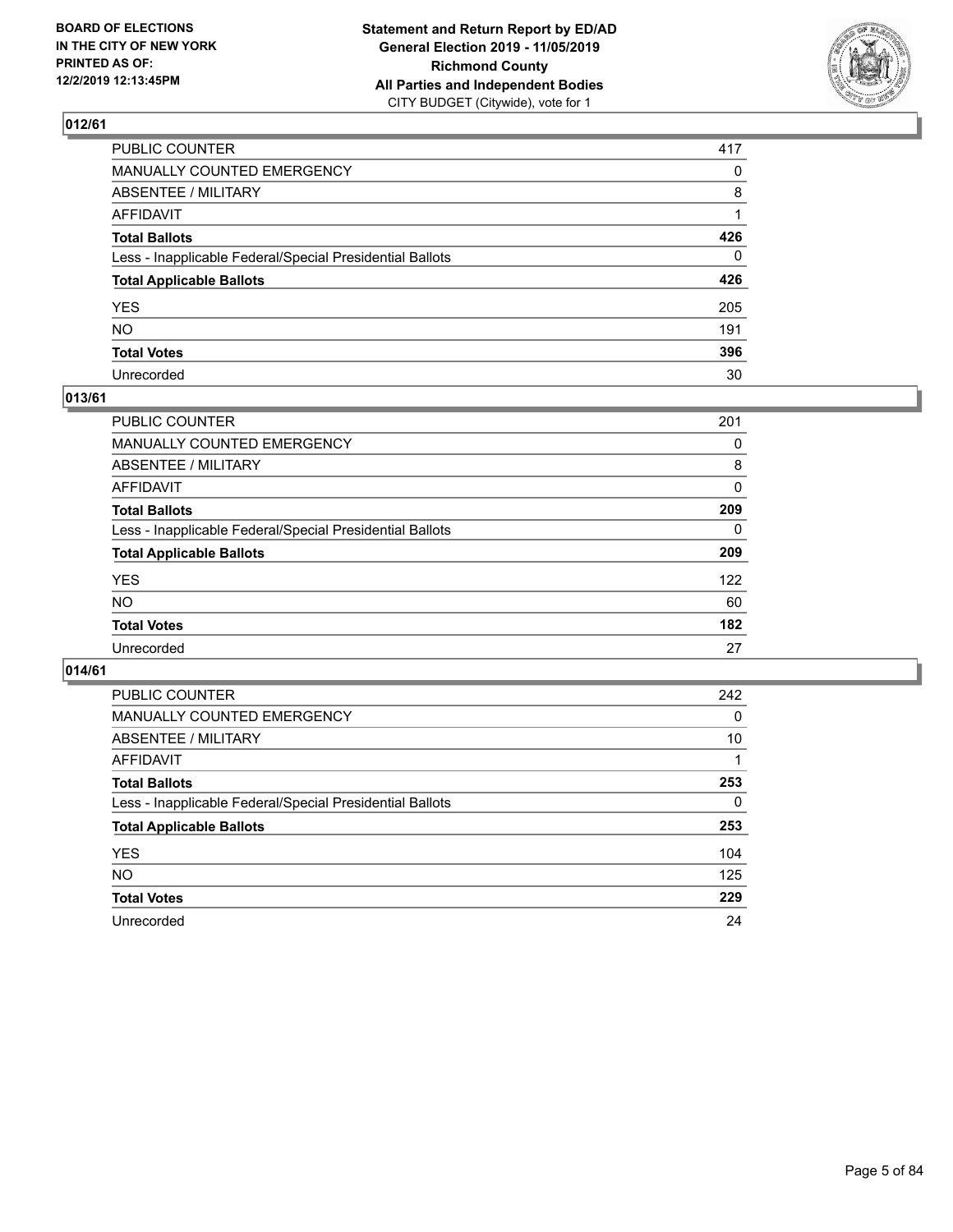BOARD OF ELECTIONS
IN THE CITY OF NEW YORK
PRINTED AS OF:
12/2/2019 12:13:45PM

**Statement and Return Report by ED/AD**
**General Election 2019 - 11/05/2019**
**Richmond County**
**All Parties and Independent Bodies**
CITY BUDGET (Citywide), vote for 1

## 012/61

| | |
|---|---|
| PUBLIC COUNTER | 417 |
| MANUALLY COUNTED EMERGENCY | 0 |
| ABSENTEE / MILITARY | 8 |
| AFFIDAVIT | 1 |
| **Total Ballots** | **426** |
| Less - Inapplicable Federal/Special Presidential Ballots | 0 |
| **Total Applicable Ballots** | **426** |
| YES | 205 |
| NO | 191 |
| **Total Votes** | **396** |
| Unrecorded | 30 |

## 013/61

| | |
|---|---|
| PUBLIC COUNTER | 201 |
| MANUALLY COUNTED EMERGENCY | 0 |
| ABSENTEE / MILITARY | 8 |
| AFFIDAVIT | 0 |
| **Total Ballots** | **209** |
| Less - Inapplicable Federal/Special Presidential Ballots | 0 |
| **Total Applicable Ballots** | **209** |
| YES | 122 |
| NO | 60 |
| **Total Votes** | **182** |
| Unrecorded | 27 |

## 014/61

| | |
|---|---|
| PUBLIC COUNTER | 242 |
| MANUALLY COUNTED EMERGENCY | 0 |
| ABSENTEE / MILITARY | 10 |
| AFFIDAVIT | 1 |
| **Total Ballots** | **253** |
| Less - Inapplicable Federal/Special Presidential Ballots | 0 |
| **Total Applicable Ballots** | **253** |
| YES | 104 |
| NO | 125 |
| **Total Votes** | **229** |
| Unrecorded | 24 |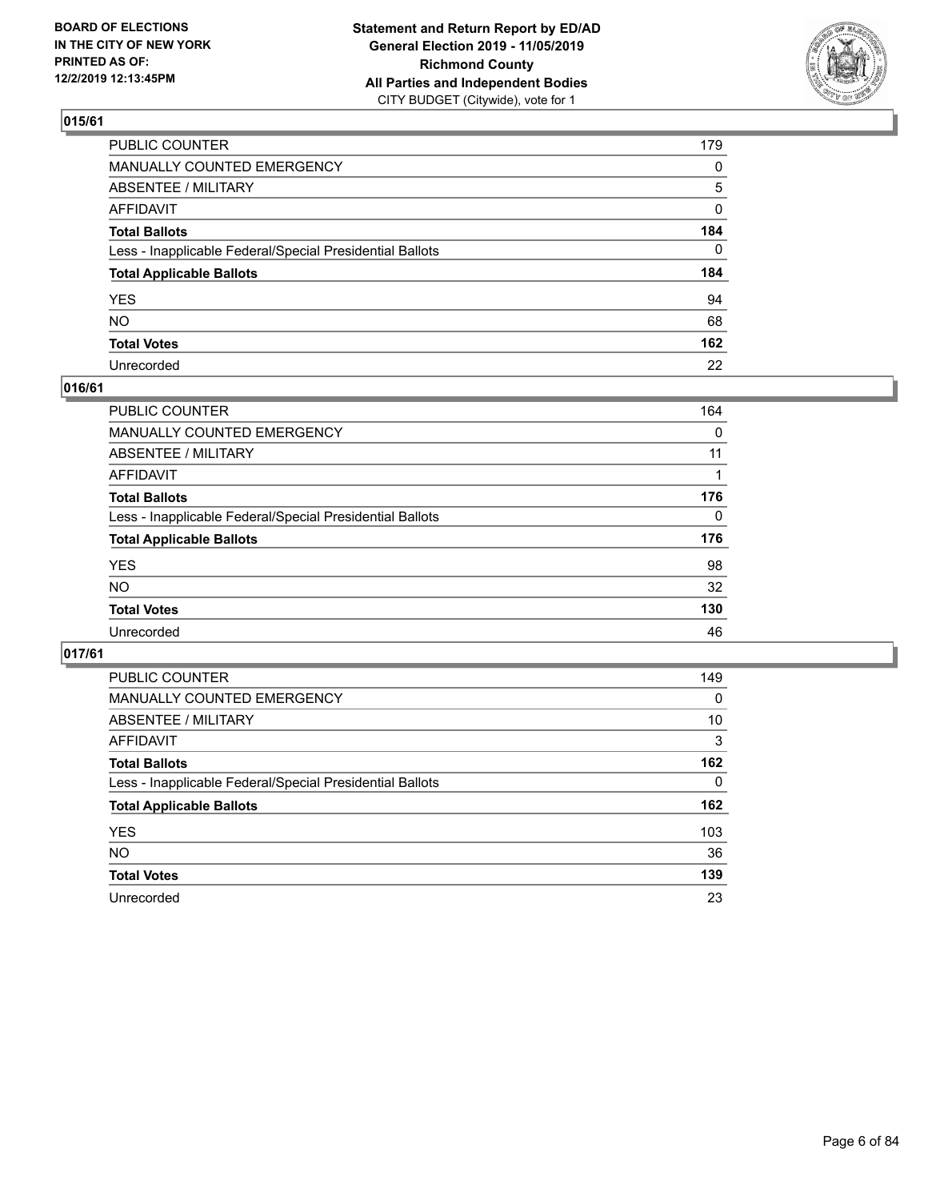## 015/61

| | |
|---|---|
| PUBLIC COUNTER | 179 |
| MANUALLY COUNTED EMERGENCY | 0 |
| ABSENTEE / MILITARY | 5 |
| AFFIDAVIT | 0 |
| **Total Ballots** | **184** |
| Less - Inapplicable Federal/Special Presidential Ballots | 0 |
| **Total Applicable Ballots** | **184** |
| YES | 94 |
| NO | 68 |
| **Total Votes** | **162** |
| Unrecorded | 22 |

## 016/61

| | |
|---|---|
| PUBLIC COUNTER | 164 |
| MANUALLY COUNTED EMERGENCY | 0 |
| ABSENTEE / MILITARY | 11 |
| AFFIDAVIT | 1 |
| **Total Ballots** | **176** |
| Less - Inapplicable Federal/Special Presidential Ballots | 0 |
| **Total Applicable Ballots** | **176** |
| YES | 98 |
| NO | 32 |
| **Total Votes** | **130** |
| Unrecorded | 46 |

## 017/61

| | |
|---|---|
| PUBLIC COUNTER | 149 |
| MANUALLY COUNTED EMERGENCY | 0 |
| ABSENTEE / MILITARY | 10 |
| AFFIDAVIT | 3 |
| **Total Ballots** | **162** |
| Less - Inapplicable Federal/Special Presidential Ballots | 0 |
| **Total Applicable Ballots** | **162** |
| YES | 103 |
| NO | 36 |
| **Total Votes** | **139** |
| Unrecorded | 23 |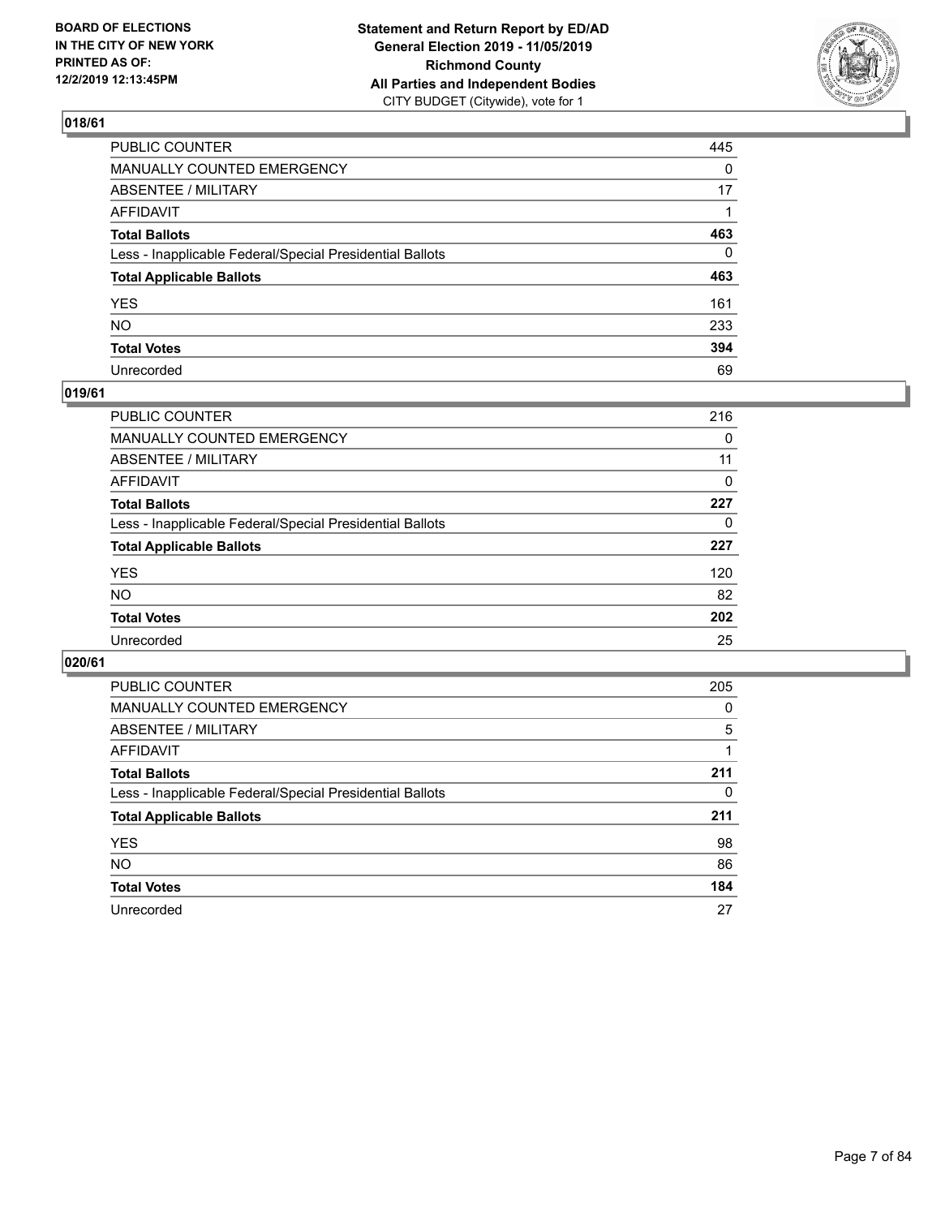## 018/61

| | |
|---|---|
| PUBLIC COUNTER | 445 |
| MANUALLY COUNTED EMERGENCY | 0 |
| ABSENTEE / MILITARY | 17 |
| AFFIDAVIT | 1 |
| **Total Ballots** | **463** |
| Less - Inapplicable Federal/Special Presidential Ballots | 0 |
| **Total Applicable Ballots** | **463** |
| YES | 161 |
| NO | 233 |
| **Total Votes** | **394** |
| Unrecorded | 69 |

## 019/61

| | |
|---|---|
| PUBLIC COUNTER | 216 |
| MANUALLY COUNTED EMERGENCY | 0 |
| ABSENTEE / MILITARY | 11 |
| AFFIDAVIT | 0 |
| **Total Ballots** | **227** |
| Less - Inapplicable Federal/Special Presidential Ballots | 0 |
| **Total Applicable Ballots** | **227** |
| YES | 120 |
| NO | 82 |
| **Total Votes** | **202** |
| Unrecorded | 25 |

## 020/61

| | |
|---|---|
| PUBLIC COUNTER | 205 |
| MANUALLY COUNTED EMERGENCY | 0 |
| ABSENTEE / MILITARY | 5 |
| AFFIDAVIT | 1 |
| **Total Ballots** | **211** |
| Less - Inapplicable Federal/Special Presidential Ballots | 0 |
| **Total Applicable Ballots** | **211** |
| YES | 98 |
| NO | 86 |
| **Total Votes** | **184** |
| Unrecorded | 27 |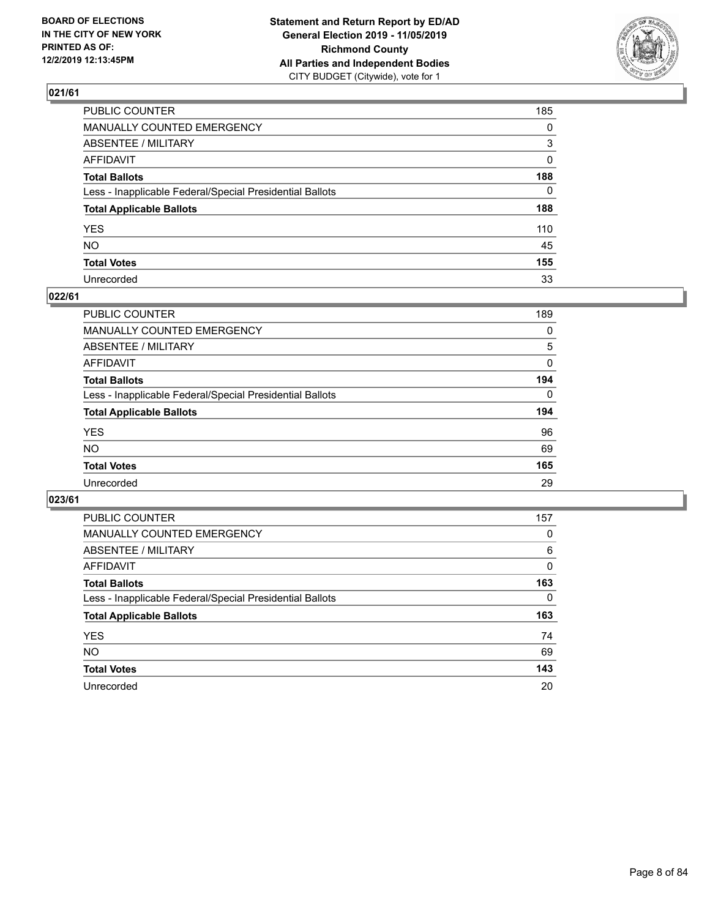## 021/61

| | |
|---|---|
| PUBLIC COUNTER | 185 |
| MANUALLY COUNTED EMERGENCY | 0 |
| ABSENTEE / MILITARY | 3 |
| AFFIDAVIT | 0 |
| **Total Ballots** | **188** |
| Less - Inapplicable Federal/Special Presidential Ballots | 0 |
| **Total Applicable Ballots** | **188** |
| YES | 110 |
| NO | 45 |
| **Total Votes** | **155** |
| Unrecorded | 33 |

## 022/61

| | |
|---|---|
| PUBLIC COUNTER | 189 |
| MANUALLY COUNTED EMERGENCY | 0 |
| ABSENTEE / MILITARY | 5 |
| AFFIDAVIT | 0 |
| **Total Ballots** | **194** |
| Less - Inapplicable Federal/Special Presidential Ballots | 0 |
| **Total Applicable Ballots** | **194** |
| YES | 96 |
| NO | 69 |
| **Total Votes** | **165** |
| Unrecorded | 29 |

## 023/61

| | |
|---|---|
| PUBLIC COUNTER | 157 |
| MANUALLY COUNTED EMERGENCY | 0 |
| ABSENTEE / MILITARY | 6 |
| AFFIDAVIT | 0 |
| **Total Ballots** | **163** |
| Less - Inapplicable Federal/Special Presidential Ballots | 0 |
| **Total Applicable Ballots** | **163** |
| YES | 74 |
| NO | 69 |
| **Total Votes** | **143** |
| Unrecorded | 20 |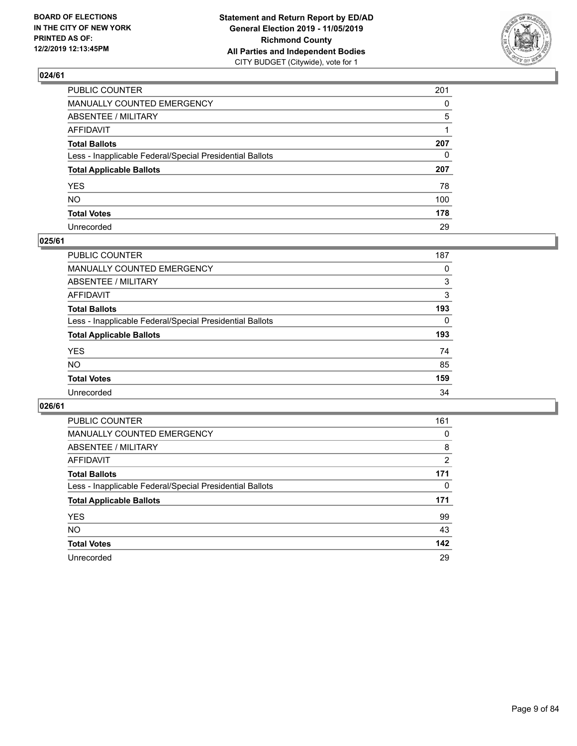BOARD OF ELECTIONS
IN THE CITY OF NEW YORK
PRINTED AS OF:
12/2/2019 12:13:45PM

**Statement and Return Report by ED/AD**
**General Election 2019 - 11/05/2019**
**Richmond County**
**All Parties and Independent Bodies**
CITY BUDGET (Citywide), vote for 1

## 024/61

| | |
|---|---|
| PUBLIC COUNTER | 201 |
| MANUALLY COUNTED EMERGENCY | 0 |
| ABSENTEE / MILITARY | 5 |
| AFFIDAVIT | 1 |
| **Total Ballots** | **207** |
| Less - Inapplicable Federal/Special Presidential Ballots | 0 |
| **Total Applicable Ballots** | **207** |
| YES | 78 |
| NO | 100 |
| **Total Votes** | **178** |
| Unrecorded | 29 |

## 025/61

| | |
|---|---|
| PUBLIC COUNTER | 187 |
| MANUALLY COUNTED EMERGENCY | 0 |
| ABSENTEE / MILITARY | 3 |
| AFFIDAVIT | 3 |
| **Total Ballots** | **193** |
| Less - Inapplicable Federal/Special Presidential Ballots | 0 |
| **Total Applicable Ballots** | **193** |
| YES | 74 |
| NO | 85 |
| **Total Votes** | **159** |
| Unrecorded | 34 |

## 026/61

| | |
|---|---|
| PUBLIC COUNTER | 161 |
| MANUALLY COUNTED EMERGENCY | 0 |
| ABSENTEE / MILITARY | 8 |
| AFFIDAVIT | 2 |
| **Total Ballots** | **171** |
| Less - Inapplicable Federal/Special Presidential Ballots | 0 |
| **Total Applicable Ballots** | **171** |
| YES | 99 |
| NO | 43 |
| **Total Votes** | **142** |
| Unrecorded | 29 |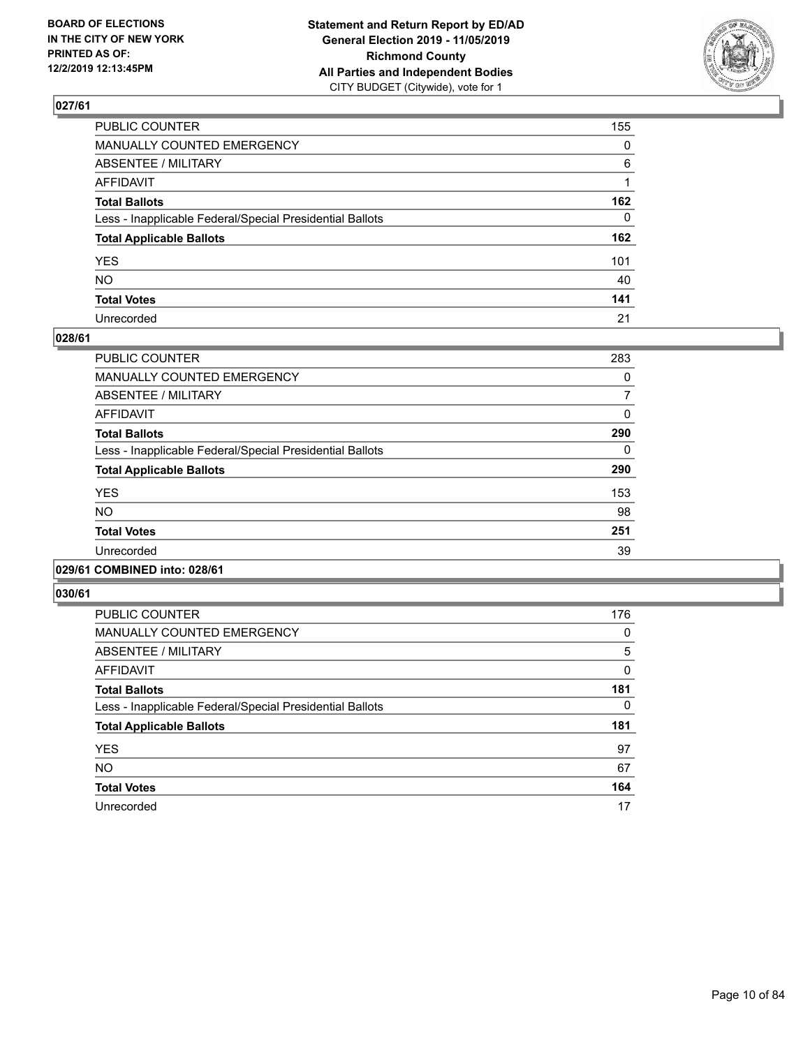**Statement and Return Report by ED/AD**
**General Election 2019 - 11/05/2019**
**Richmond County**
**All Parties and Independent Bodies**
CITY BUDGET (Citywide), vote for 1

BOARD OF ELECTIONS IN THE CITY OF NEW YORK PRINTED AS OF: 12/2/2019 12:13:45PM

## 027/61

| | |
|---|---|
| PUBLIC COUNTER | 155 |
| MANUALLY COUNTED EMERGENCY | 0 |
| ABSENTEE / MILITARY | 6 |
| AFFIDAVIT | 1 |
| **Total Ballots** | **162** |
| Less - Inapplicable Federal/Special Presidential Ballots | 0 |
| **Total Applicable Ballots** | **162** |
| YES | 101 |
| NO | 40 |
| **Total Votes** | **141** |
| Unrecorded | 21 |

## 028/61

| | |
|---|---|
| PUBLIC COUNTER | 283 |
| MANUALLY COUNTED EMERGENCY | 0 |
| ABSENTEE / MILITARY | 7 |
| AFFIDAVIT | 0 |
| **Total Ballots** | **290** |
| Less - Inapplicable Federal/Special Presidential Ballots | 0 |
| **Total Applicable Ballots** | **290** |
| YES | 153 |
| NO | 98 |
| **Total Votes** | **251** |
| Unrecorded | 39 |

## 029/61 COMBINED into: 028/61

## 030/61

| | |
|---|---|
| PUBLIC COUNTER | 176 |
| MANUALLY COUNTED EMERGENCY | 0 |
| ABSENTEE / MILITARY | 5 |
| AFFIDAVIT | 0 |
| **Total Ballots** | **181** |
| Less - Inapplicable Federal/Special Presidential Ballots | 0 |
| **Total Applicable Ballots** | **181** |
| YES | 97 |
| NO | 67 |
| **Total Votes** | **164** |
| Unrecorded | 17 |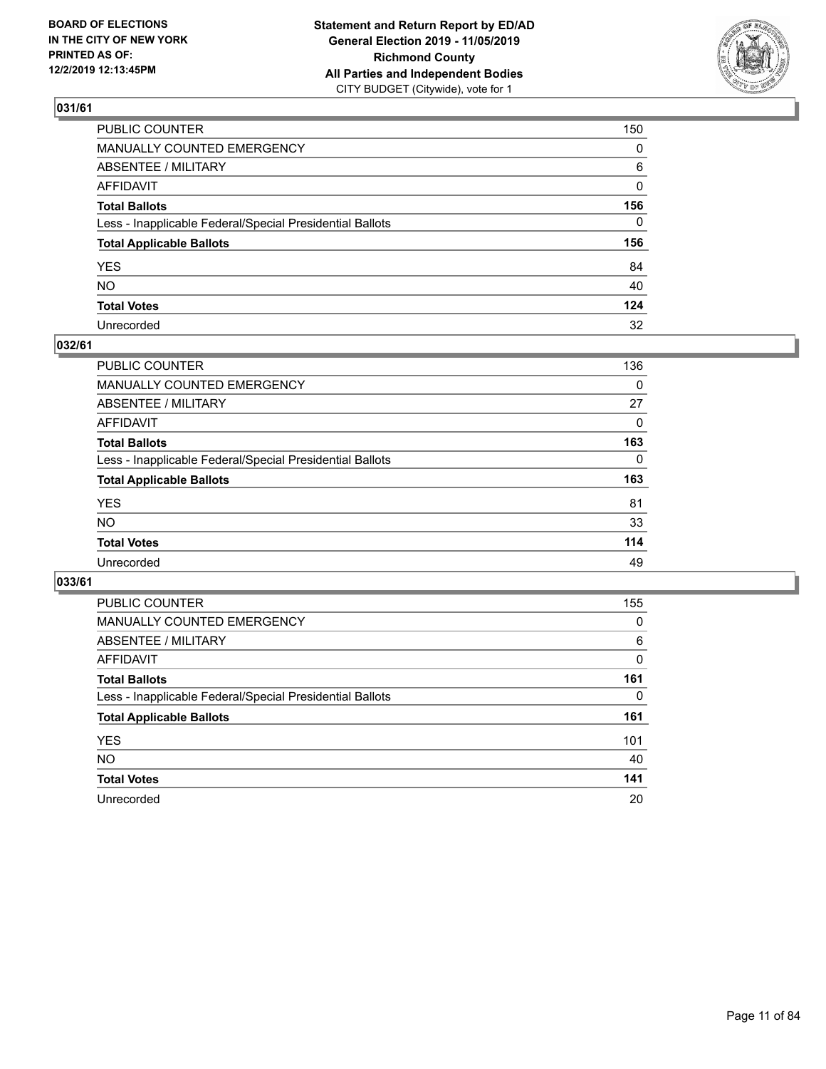## 031/61

| | |
|---|---|
| PUBLIC COUNTER | 150 |
| MANUALLY COUNTED EMERGENCY | 0 |
| ABSENTEE / MILITARY | 6 |
| AFFIDAVIT | 0 |
| **Total Ballots** | **156** |
| Less - Inapplicable Federal/Special Presidential Ballots | 0 |
| **Total Applicable Ballots** | **156** |
| YES | 84 |
| NO | 40 |
| **Total Votes** | **124** |
| Unrecorded | 32 |

## 032/61

| | |
|---|---|
| PUBLIC COUNTER | 136 |
| MANUALLY COUNTED EMERGENCY | 0 |
| ABSENTEE / MILITARY | 27 |
| AFFIDAVIT | 0 |
| **Total Ballots** | **163** |
| Less - Inapplicable Federal/Special Presidential Ballots | 0 |
| **Total Applicable Ballots** | **163** |
| YES | 81 |
| NO | 33 |
| **Total Votes** | **114** |
| Unrecorded | 49 |

## 033/61

| | |
|---|---|
| PUBLIC COUNTER | 155 |
| MANUALLY COUNTED EMERGENCY | 0 |
| ABSENTEE / MILITARY | 6 |
| AFFIDAVIT | 0 |
| **Total Ballots** | **161** |
| Less - Inapplicable Federal/Special Presidential Ballots | 0 |
| **Total Applicable Ballots** | **161** |
| YES | 101 |
| NO | 40 |
| **Total Votes** | **141** |
| Unrecorded | 20 |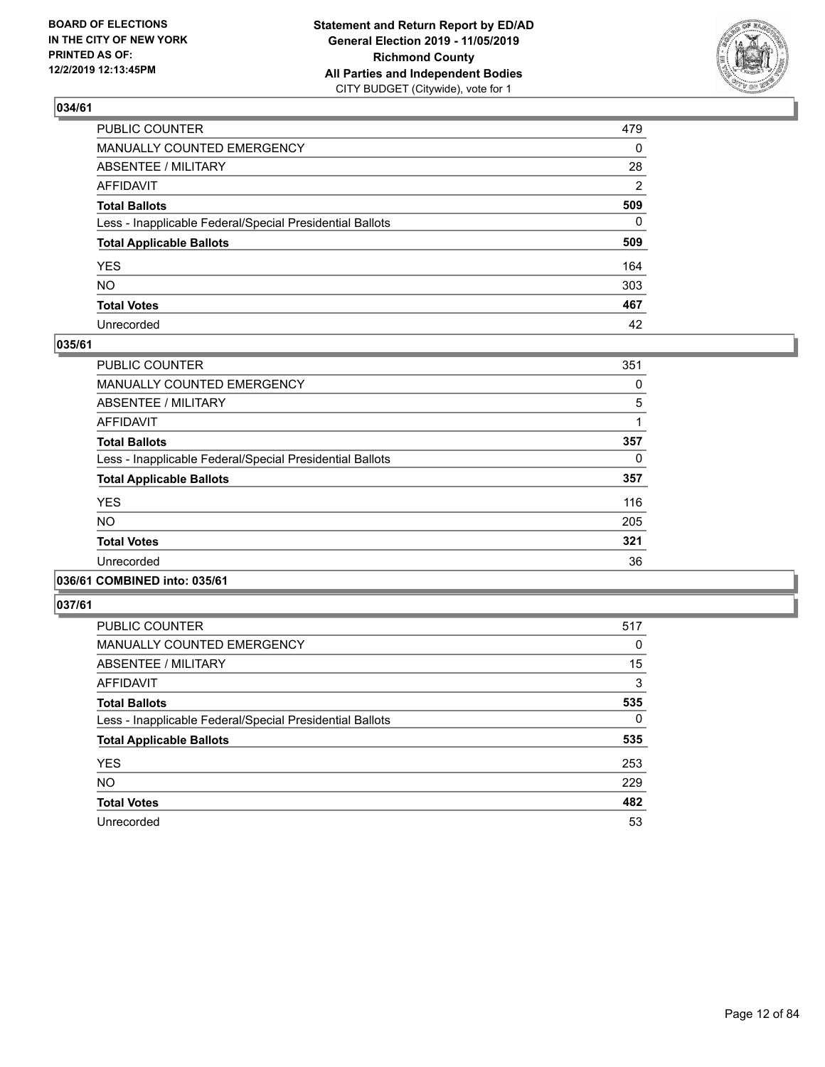**BOARD OF ELECTIONS IN THE CITY OF NEW YORK PRINTED AS OF: 12/2/2019 12:13:45PM**

**Statement and Return Report by ED/AD General Election 2019 - 11/05/2019 Richmond County All Parties and Independent Bodies**
CITY BUDGET (Citywide), vote for 1

## 034/61

| | |
|---|---|
| PUBLIC COUNTER | 479 |
| MANUALLY COUNTED EMERGENCY | 0 |
| ABSENTEE / MILITARY | 28 |
| AFFIDAVIT | 2 |
| **Total Ballots** | **509** |
| Less - Inapplicable Federal/Special Presidential Ballots | 0 |
| **Total Applicable Ballots** | **509** |
| YES | 164 |
| NO | 303 |
| **Total Votes** | **467** |
| Unrecorded | 42 |

## 035/61

| | |
|---|---|
| PUBLIC COUNTER | 351 |
| MANUALLY COUNTED EMERGENCY | 0 |
| ABSENTEE / MILITARY | 5 |
| AFFIDAVIT | 1 |
| **Total Ballots** | **357** |
| Less - Inapplicable Federal/Special Presidential Ballots | 0 |
| **Total Applicable Ballots** | **357** |
| YES | 116 |
| NO | 205 |
| **Total Votes** | **321** |
| Unrecorded | 36 |

## 036/61 COMBINED into: 035/61

## 037/61

| | |
|---|---|
| PUBLIC COUNTER | 517 |
| MANUALLY COUNTED EMERGENCY | 0 |
| ABSENTEE / MILITARY | 15 |
| AFFIDAVIT | 3 |
| **Total Ballots** | **535** |
| Less - Inapplicable Federal/Special Presidential Ballots | 0 |
| **Total Applicable Ballots** | **535** |
| YES | 253 |
| NO | 229 |
| **Total Votes** | **482** |
| Unrecorded | 53 |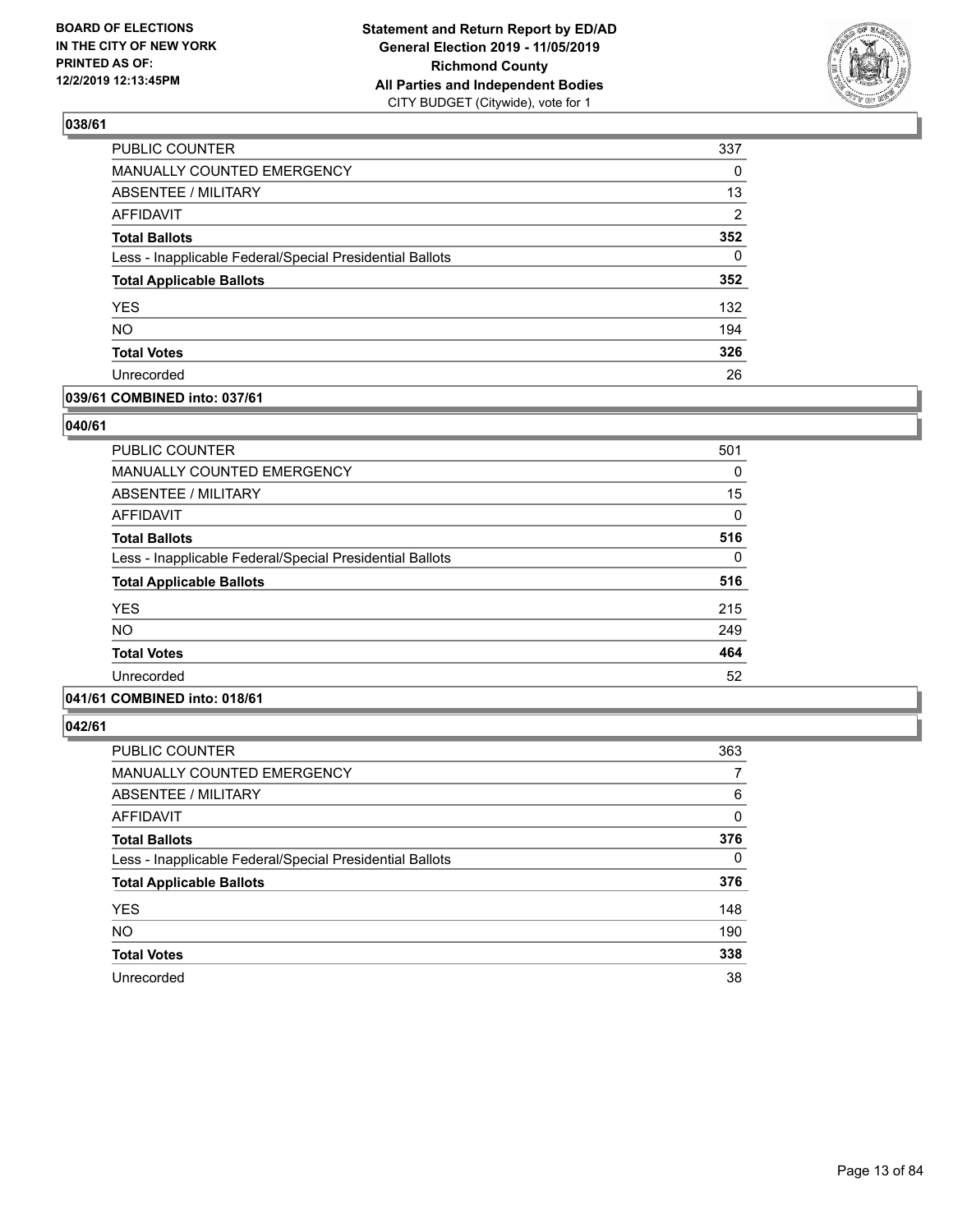## 038/61

| | |
|---|---|
| PUBLIC COUNTER | 337 |
| MANUALLY COUNTED EMERGENCY | 0 |
| ABSENTEE / MILITARY | 13 |
| AFFIDAVIT | 2 |
| **Total Ballots** | **352** |
| Less - Inapplicable Federal/Special Presidential Ballots | 0 |
| **Total Applicable Ballots** | **352** |
| YES | 132 |
| NO | 194 |
| **Total Votes** | **326** |
| Unrecorded | 26 |

## 039/61 COMBINED into: 037/61

## 040/61

| | |
|---|---|
| PUBLIC COUNTER | 501 |
| MANUALLY COUNTED EMERGENCY | 0 |
| ABSENTEE / MILITARY | 15 |
| AFFIDAVIT | 0 |
| **Total Ballots** | **516** |
| Less - Inapplicable Federal/Special Presidential Ballots | 0 |
| **Total Applicable Ballots** | **516** |
| YES | 215 |
| NO | 249 |
| **Total Votes** | **464** |
| Unrecorded | 52 |

## 041/61 COMBINED into: 018/61

## 042/61

| | |
|---|---|
| PUBLIC COUNTER | 363 |
| MANUALLY COUNTED EMERGENCY | 7 |
| ABSENTEE / MILITARY | 6 |
| AFFIDAVIT | 0 |
| **Total Ballots** | **376** |
| Less - Inapplicable Federal/Special Presidential Ballots | 0 |
| **Total Applicable Ballots** | **376** |
| YES | 148 |
| NO | 190 |
| **Total Votes** | **338** |
| Unrecorded | 38 |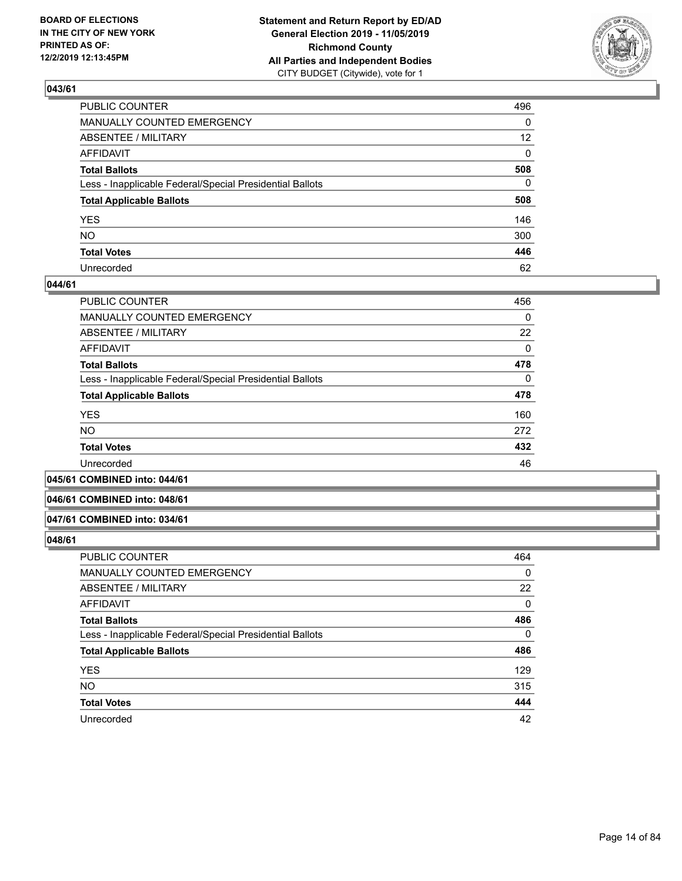**BOARD OF ELECTIONS IN THE CITY OF NEW YORK PRINTED AS OF: 12/2/2019 12:13:45PM**

**Statement and Return Report by ED/AD General Election 2019 - 11/05/2019 Richmond County All Parties and Independent Bodies**
CITY BUDGET (Citywide), vote for 1

## 043/61

| | |
|---|---|
| PUBLIC COUNTER | 496 |
| MANUALLY COUNTED EMERGENCY | 0 |
| ABSENTEE / MILITARY | 12 |
| AFFIDAVIT | 0 |
| **Total Ballots** | **508** |
| Less - Inapplicable Federal/Special Presidential Ballots | 0 |
| **Total Applicable Ballots** | **508** |
| YES | 146 |
| NO | 300 |
| **Total Votes** | **446** |
| Unrecorded | 62 |

## 044/61

| | |
|---|---|
| PUBLIC COUNTER | 456 |
| MANUALLY COUNTED EMERGENCY | 0 |
| ABSENTEE / MILITARY | 22 |
| AFFIDAVIT | 0 |
| **Total Ballots** | **478** |
| Less - Inapplicable Federal/Special Presidential Ballots | 0 |
| **Total Applicable Ballots** | **478** |
| YES | 160 |
| NO | 272 |
| **Total Votes** | **432** |
| Unrecorded | 46 |

## 045/61 COMBINED into: 044/61

## 046/61 COMBINED into: 048/61

## 047/61 COMBINED into: 034/61

## 048/61

| | |
|---|---|
| PUBLIC COUNTER | 464 |
| MANUALLY COUNTED EMERGENCY | 0 |
| ABSENTEE / MILITARY | 22 |
| AFFIDAVIT | 0 |
| **Total Ballots** | **486** |
| Less - Inapplicable Federal/Special Presidential Ballots | 0 |
| **Total Applicable Ballots** | **486** |
| YES | 129 |
| NO | 315 |
| **Total Votes** | **444** |
| Unrecorded | 42 |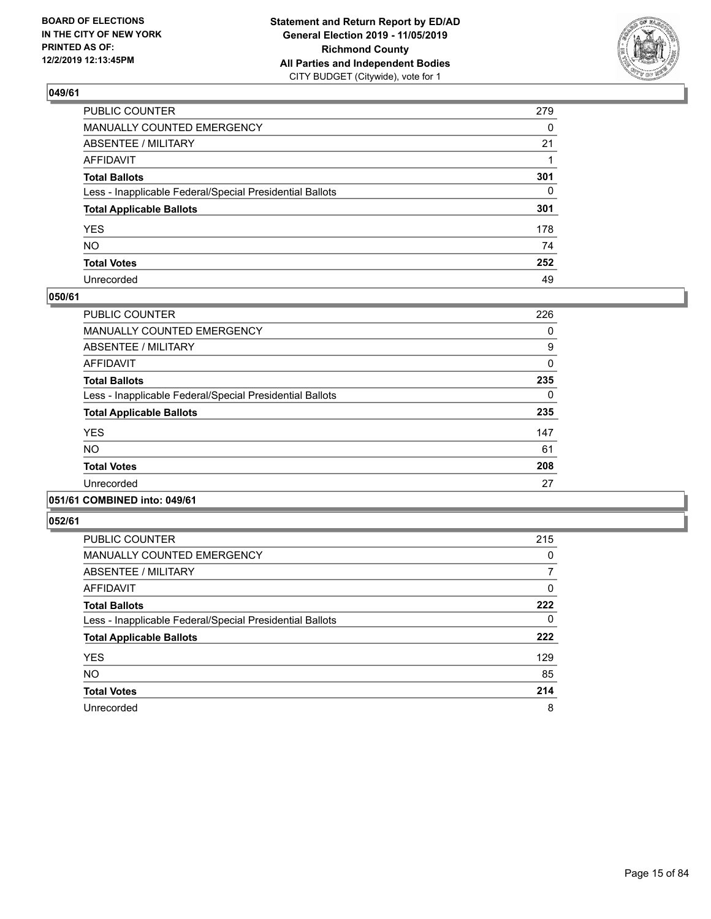**BOARD OF ELECTIONS IN THE CITY OF NEW YORK PRINTED AS OF: 12/2/2019 12:13:45PM**

**Statement and Return Report by ED/AD General Election 2019 - 11/05/2019 Richmond County All Parties and Independent Bodies**
CITY BUDGET (Citywide), vote for 1

## 049/61

| | |
|---|---|
| PUBLIC COUNTER | 279 |
| MANUALLY COUNTED EMERGENCY | 0 |
| ABSENTEE / MILITARY | 21 |
| AFFIDAVIT | 1 |
| **Total Ballots** | **301** |
| Less - Inapplicable Federal/Special Presidential Ballots | 0 |
| **Total Applicable Ballots** | **301** |
| YES | 178 |
| NO | 74 |
| **Total Votes** | **252** |
| Unrecorded | 49 |

## 050/61

| | |
|---|---|
| PUBLIC COUNTER | 226 |
| MANUALLY COUNTED EMERGENCY | 0 |
| ABSENTEE / MILITARY | 9 |
| AFFIDAVIT | 0 |
| **Total Ballots** | **235** |
| Less - Inapplicable Federal/Special Presidential Ballots | 0 |
| **Total Applicable Ballots** | **235** |
| YES | 147 |
| NO | 61 |
| **Total Votes** | **208** |
| Unrecorded | 27 |

## 051/61 COMBINED into: 049/61

## 052/61

| | |
|---|---|
| PUBLIC COUNTER | 215 |
| MANUALLY COUNTED EMERGENCY | 0 |
| ABSENTEE / MILITARY | 7 |
| AFFIDAVIT | 0 |
| **Total Ballots** | **222** |
| Less - Inapplicable Federal/Special Presidential Ballots | 0 |
| **Total Applicable Ballots** | **222** |
| YES | 129 |
| NO | 85 |
| **Total Votes** | **214** |
| Unrecorded | 8 |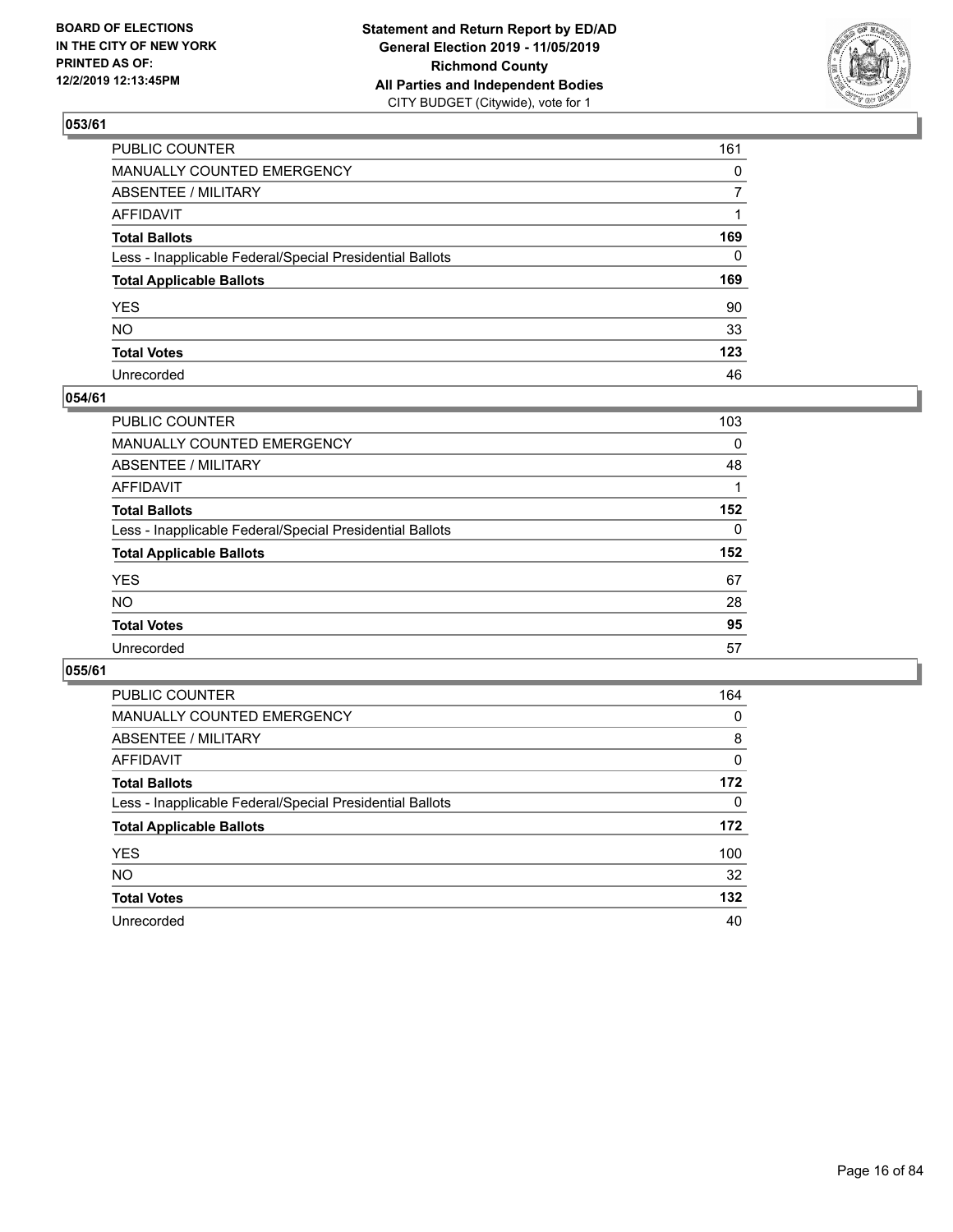BOARD OF ELECTIONS
IN THE CITY OF NEW YORK
PRINTED AS OF:
12/2/2019 12:13:45PM

**Statement and Return Report by ED/AD**
**General Election 2019 - 11/05/2019**
**Richmond County**
**All Parties and Independent Bodies**
CITY BUDGET (Citywide), vote for 1

## 053/61

| | |
|---|---|
| PUBLIC COUNTER | 161 |
| MANUALLY COUNTED EMERGENCY | 0 |
| ABSENTEE / MILITARY | 7 |
| AFFIDAVIT | 1 |
| **Total Ballots** | **169** |
| Less - Inapplicable Federal/Special Presidential Ballots | 0 |
| **Total Applicable Ballots** | **169** |
| YES | 90 |
| NO | 33 |
| **Total Votes** | **123** |
| Unrecorded | 46 |

## 054/61

| | |
|---|---|
| PUBLIC COUNTER | 103 |
| MANUALLY COUNTED EMERGENCY | 0 |
| ABSENTEE / MILITARY | 48 |
| AFFIDAVIT | 1 |
| **Total Ballots** | **152** |
| Less - Inapplicable Federal/Special Presidential Ballots | 0 |
| **Total Applicable Ballots** | **152** |
| YES | 67 |
| NO | 28 |
| **Total Votes** | **95** |
| Unrecorded | 57 |

## 055/61

| | |
|---|---|
| PUBLIC COUNTER | 164 |
| MANUALLY COUNTED EMERGENCY | 0 |
| ABSENTEE / MILITARY | 8 |
| AFFIDAVIT | 0 |
| **Total Ballots** | **172** |
| Less - Inapplicable Federal/Special Presidential Ballots | 0 |
| **Total Applicable Ballots** | **172** |
| YES | 100 |
| NO | 32 |
| **Total Votes** | **132** |
| Unrecorded | 40 |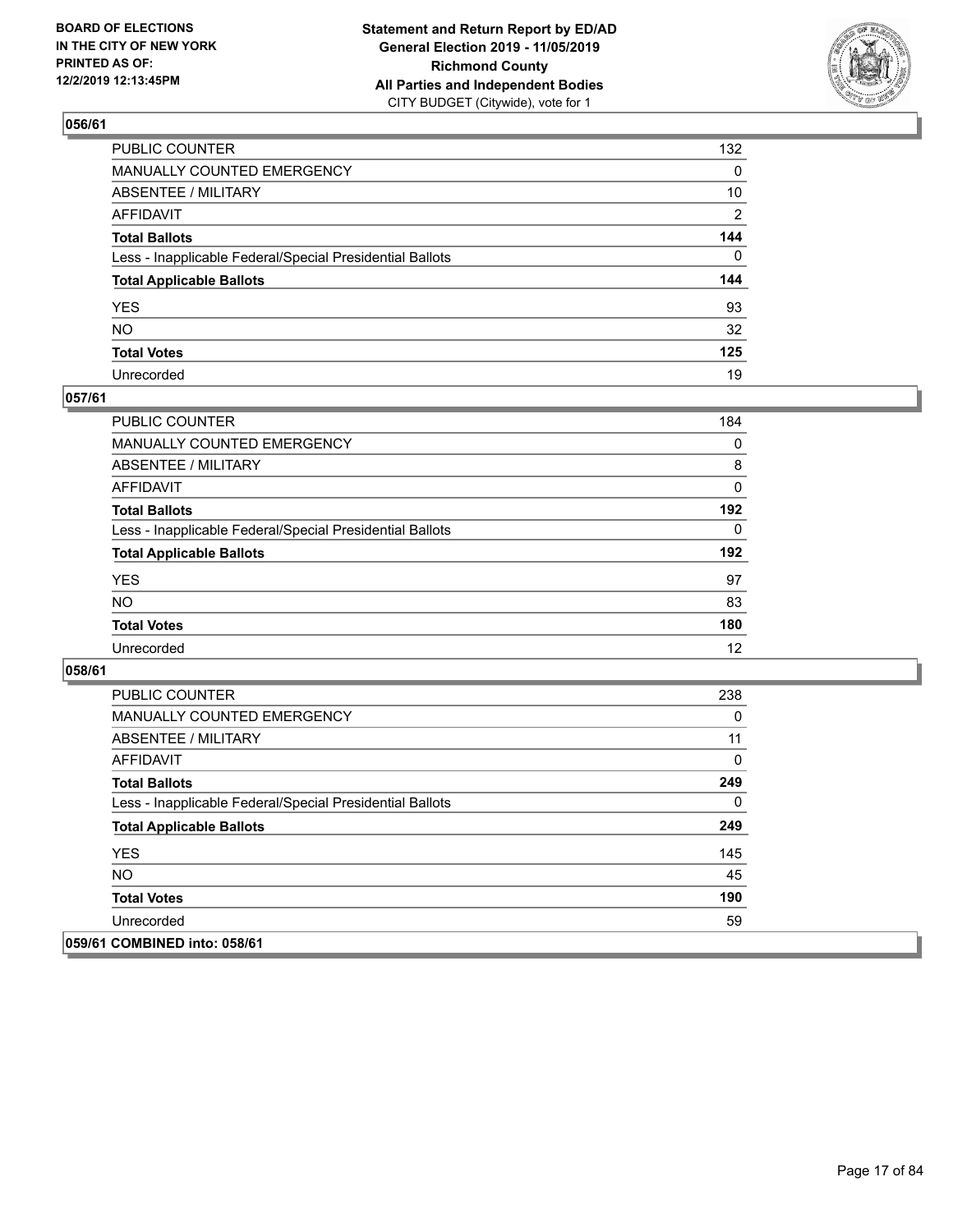## 056/61

| | |
|---|---|
| PUBLIC COUNTER | 132 |
| MANUALLY COUNTED EMERGENCY | 0 |
| ABSENTEE / MILITARY | 10 |
| AFFIDAVIT | 2 |
| **Total Ballots** | **144** |
| Less - Inapplicable Federal/Special Presidential Ballots | 0 |
| **Total Applicable Ballots** | **144** |
| YES | 93 |
| NO | 32 |
| **Total Votes** | **125** |
| Unrecorded | 19 |

## 057/61

| | |
|---|---|
| PUBLIC COUNTER | 184 |
| MANUALLY COUNTED EMERGENCY | 0 |
| ABSENTEE / MILITARY | 8 |
| AFFIDAVIT | 0 |
| **Total Ballots** | **192** |
| Less - Inapplicable Federal/Special Presidential Ballots | 0 |
| **Total Applicable Ballots** | **192** |
| YES | 97 |
| NO | 83 |
| **Total Votes** | **180** |
| Unrecorded | 12 |

## 058/61

| | |
|---|---|
| PUBLIC COUNTER | 238 |
| MANUALLY COUNTED EMERGENCY | 0 |
| ABSENTEE / MILITARY | 11 |
| AFFIDAVIT | 0 |
| **Total Ballots** | **249** |
| Less - Inapplicable Federal/Special Presidential Ballots | 0 |
| **Total Applicable Ballots** | **249** |
| YES | 145 |
| NO | 45 |
| **Total Votes** | **190** |
| Unrecorded | 59 |

## 059/61 COMBINED into: 058/61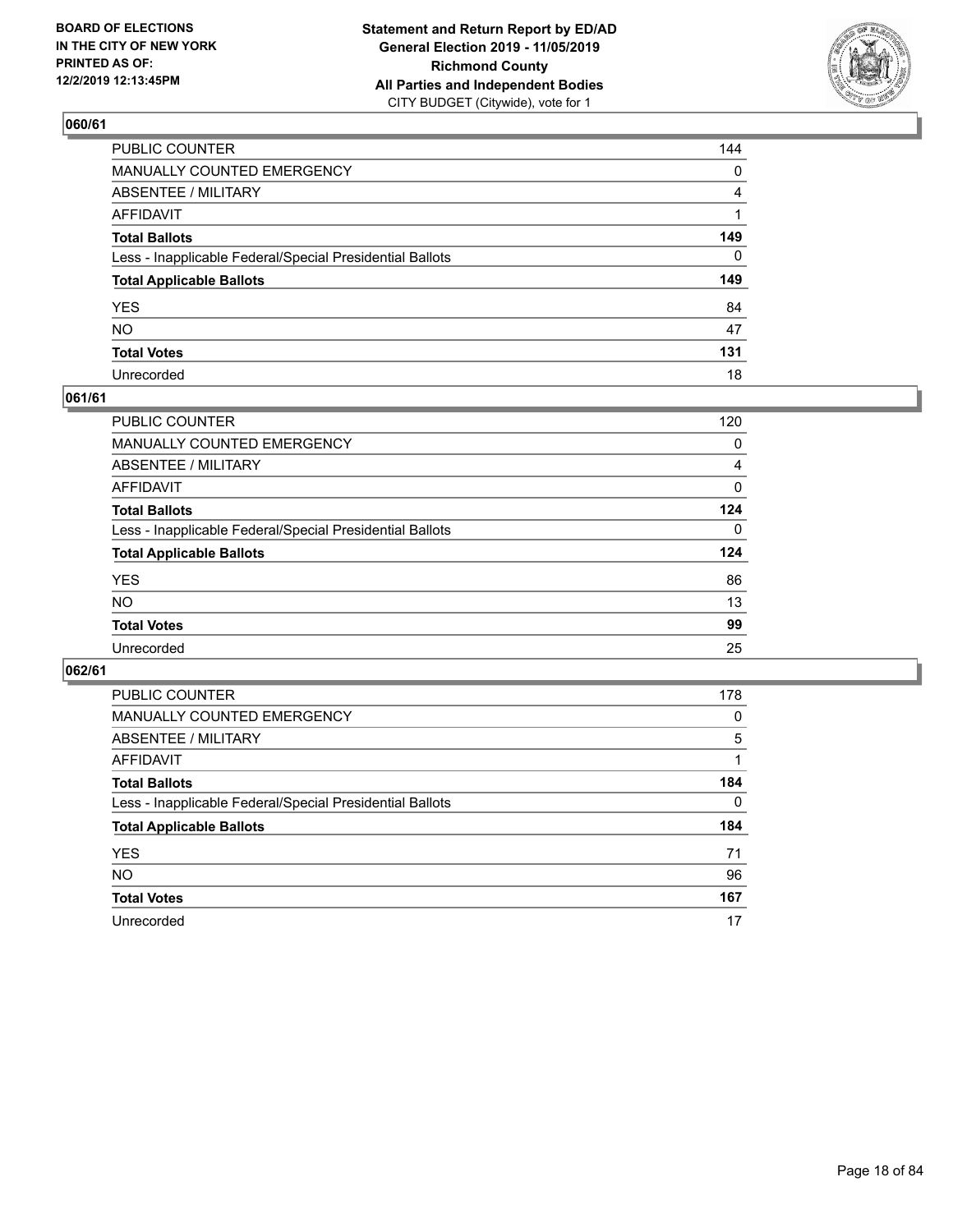BOARD OF ELECTIONS
IN THE CITY OF NEW YORK
PRINTED AS OF:
12/2/2019 12:13:45PM

**Statement and Return Report by ED/AD**
**General Election 2019 - 11/05/2019**
**Richmond County**
**All Parties and Independent Bodies**
CITY BUDGET (Citywide), vote for 1

## 060/61

| | |
|---|---|
| PUBLIC COUNTER | 144 |
| MANUALLY COUNTED EMERGENCY | 0 |
| ABSENTEE / MILITARY | 4 |
| AFFIDAVIT | 1 |
| **Total Ballots** | **149** |
| Less - Inapplicable Federal/Special Presidential Ballots | 0 |
| **Total Applicable Ballots** | **149** |
| YES | 84 |
| NO | 47 |
| **Total Votes** | **131** |
| Unrecorded | 18 |

## 061/61

| | |
|---|---|
| PUBLIC COUNTER | 120 |
| MANUALLY COUNTED EMERGENCY | 0 |
| ABSENTEE / MILITARY | 4 |
| AFFIDAVIT | 0 |
| **Total Ballots** | **124** |
| Less - Inapplicable Federal/Special Presidential Ballots | 0 |
| **Total Applicable Ballots** | **124** |
| YES | 86 |
| NO | 13 |
| **Total Votes** | **99** |
| Unrecorded | 25 |

## 062/61

| | |
|---|---|
| PUBLIC COUNTER | 178 |
| MANUALLY COUNTED EMERGENCY | 0 |
| ABSENTEE / MILITARY | 5 |
| AFFIDAVIT | 1 |
| **Total Ballots** | **184** |
| Less - Inapplicable Federal/Special Presidential Ballots | 0 |
| **Total Applicable Ballots** | **184** |
| YES | 71 |
| NO | 96 |
| **Total Votes** | **167** |
| Unrecorded | 17 |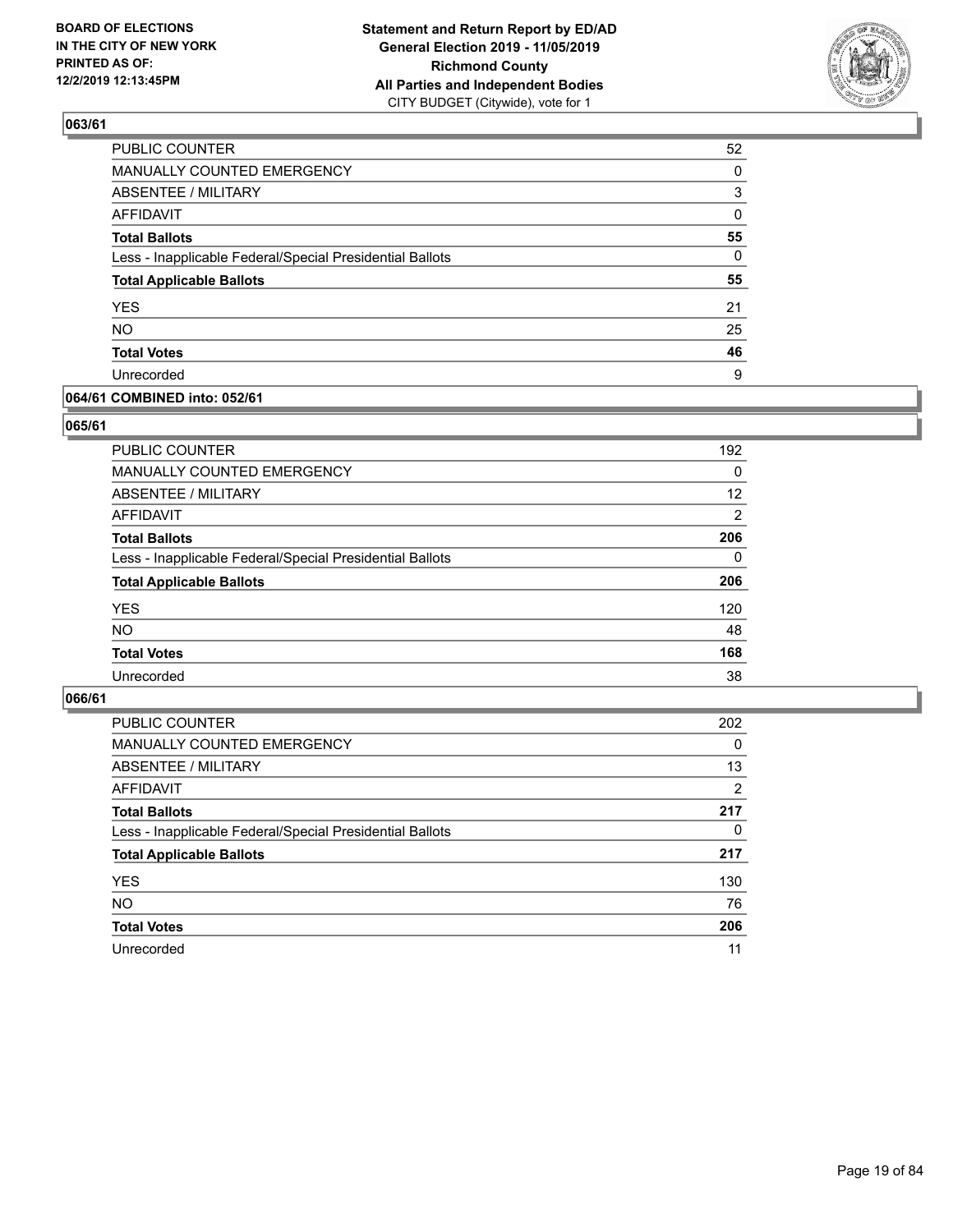## 063/61

| | |
|---|---|
| PUBLIC COUNTER | 52 |
| MANUALLY COUNTED EMERGENCY | 0 |
| ABSENTEE / MILITARY | 3 |
| AFFIDAVIT | 0 |
| **Total Ballots** | **55** |
| Less - Inapplicable Federal/Special Presidential Ballots | 0 |
| **Total Applicable Ballots** | **55** |
| YES | 21 |
| NO | 25 |
| **Total Votes** | **46** |
| Unrecorded | 9 |

## 064/61 COMBINED into: 052/61

## 065/61

| | |
|---|---|
| PUBLIC COUNTER | 192 |
| MANUALLY COUNTED EMERGENCY | 0 |
| ABSENTEE / MILITARY | 12 |
| AFFIDAVIT | 2 |
| **Total Ballots** | **206** |
| Less - Inapplicable Federal/Special Presidential Ballots | 0 |
| **Total Applicable Ballots** | **206** |
| YES | 120 |
| NO | 48 |
| **Total Votes** | **168** |
| Unrecorded | 38 |

## 066/61

| | |
|---|---|
| PUBLIC COUNTER | 202 |
| MANUALLY COUNTED EMERGENCY | 0 |
| ABSENTEE / MILITARY | 13 |
| AFFIDAVIT | 2 |
| **Total Ballots** | **217** |
| Less - Inapplicable Federal/Special Presidential Ballots | 0 |
| **Total Applicable Ballots** | **217** |
| YES | 130 |
| NO | 76 |
| **Total Votes** | **206** |
| Unrecorded | 11 |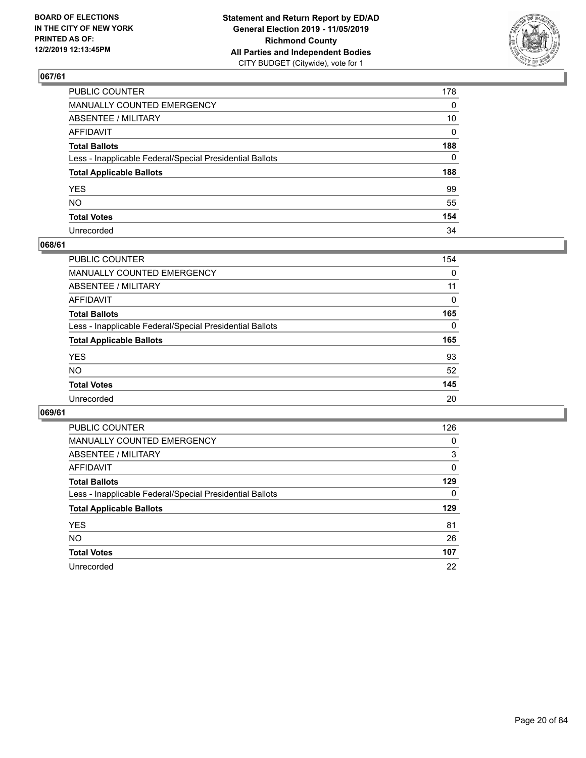## 067/61

| | |
|---|---|
| PUBLIC COUNTER | 178 |
| MANUALLY COUNTED EMERGENCY | 0 |
| ABSENTEE / MILITARY | 10 |
| AFFIDAVIT | 0 |
| **Total Ballots** | **188** |
| Less - Inapplicable Federal/Special Presidential Ballots | 0 |
| **Total Applicable Ballots** | **188** |
| YES | 99 |
| NO | 55 |
| **Total Votes** | **154** |
| Unrecorded | 34 |

## 068/61

| | |
|---|---|
| PUBLIC COUNTER | 154 |
| MANUALLY COUNTED EMERGENCY | 0 |
| ABSENTEE / MILITARY | 11 |
| AFFIDAVIT | 0 |
| **Total Ballots** | **165** |
| Less - Inapplicable Federal/Special Presidential Ballots | 0 |
| **Total Applicable Ballots** | **165** |
| YES | 93 |
| NO | 52 |
| **Total Votes** | **145** |
| Unrecorded | 20 |

## 069/61

| | |
|---|---|
| PUBLIC COUNTER | 126 |
| MANUALLY COUNTED EMERGENCY | 0 |
| ABSENTEE / MILITARY | 3 |
| AFFIDAVIT | 0 |
| **Total Ballots** | **129** |
| Less - Inapplicable Federal/Special Presidential Ballots | 0 |
| **Total Applicable Ballots** | **129** |
| YES | 81 |
| NO | 26 |
| **Total Votes** | **107** |
| Unrecorded | 22 |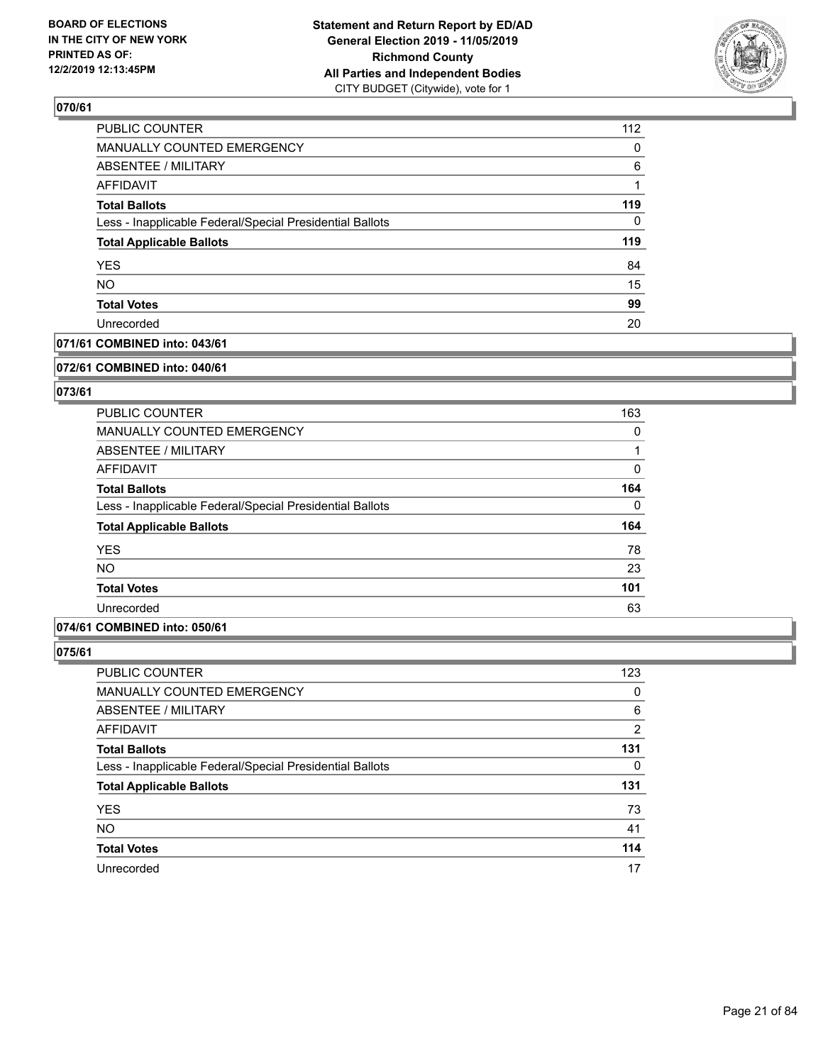### 070/61

| | |
|---|---|
| PUBLIC COUNTER | 112 |
| MANUALLY COUNTED EMERGENCY | 0 |
| ABSENTEE / MILITARY | 6 |
| AFFIDAVIT | 1 |
| **Total Ballots** | **119** |
| Less - Inapplicable Federal/Special Presidential Ballots | 0 |
| **Total Applicable Ballots** | **119** |
| YES | 84 |
| NO | 15 |
| **Total Votes** | **99** |
| Unrecorded | 20 |

### 071/61 COMBINED into: 043/61

### 072/61 COMBINED into: 040/61

### 073/61

| | |
|---|---|
| PUBLIC COUNTER | 163 |
| MANUALLY COUNTED EMERGENCY | 0 |
| ABSENTEE / MILITARY | 1 |
| AFFIDAVIT | 0 |
| **Total Ballots** | **164** |
| Less - Inapplicable Federal/Special Presidential Ballots | 0 |
| **Total Applicable Ballots** | **164** |
| YES | 78 |
| NO | 23 |
| **Total Votes** | **101** |
| Unrecorded | 63 |

### 074/61 COMBINED into: 050/61

### 075/61

| | |
|---|---|
| PUBLIC COUNTER | 123 |
| MANUALLY COUNTED EMERGENCY | 0 |
| ABSENTEE / MILITARY | 6 |
| AFFIDAVIT | 2 |
| **Total Ballots** | **131** |
| Less - Inapplicable Federal/Special Presidential Ballots | 0 |
| **Total Applicable Ballots** | **131** |
| YES | 73 |
| NO | 41 |
| **Total Votes** | **114** |
| Unrecorded | 17 |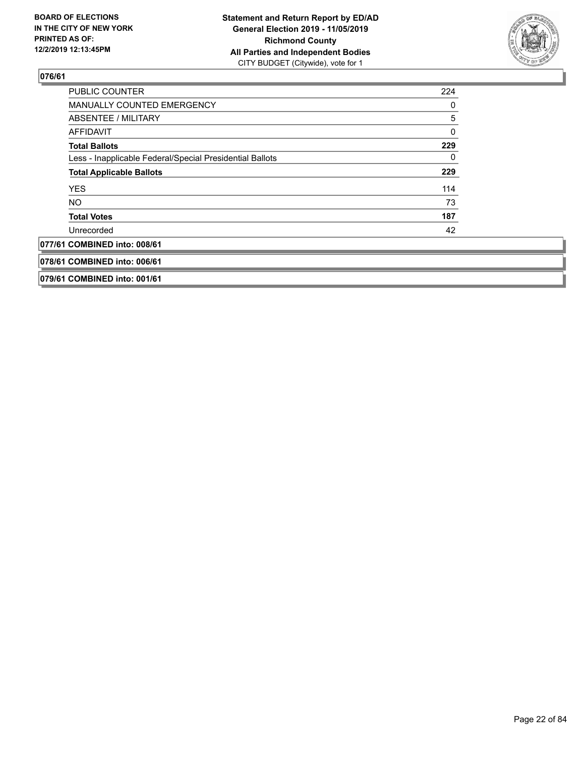**076/61**

| | |
|---|---|
| PUBLIC COUNTER | 224 |
| MANUALLY COUNTED EMERGENCY | 0 |
| ABSENTEE / MILITARY | 5 |
| AFFIDAVIT | 0 |
| **Total Ballots** | **229** |
| Less - Inapplicable Federal/Special Presidential Ballots | 0 |
| **Total Applicable Ballots** | **229** |
| YES | 114 |
| NO | 73 |
| **Total Votes** | **187** |
| Unrecorded | 42 |

**077/61 COMBINED into: 008/61**

**078/61 COMBINED into: 006/61**

**079/61 COMBINED into: 001/61**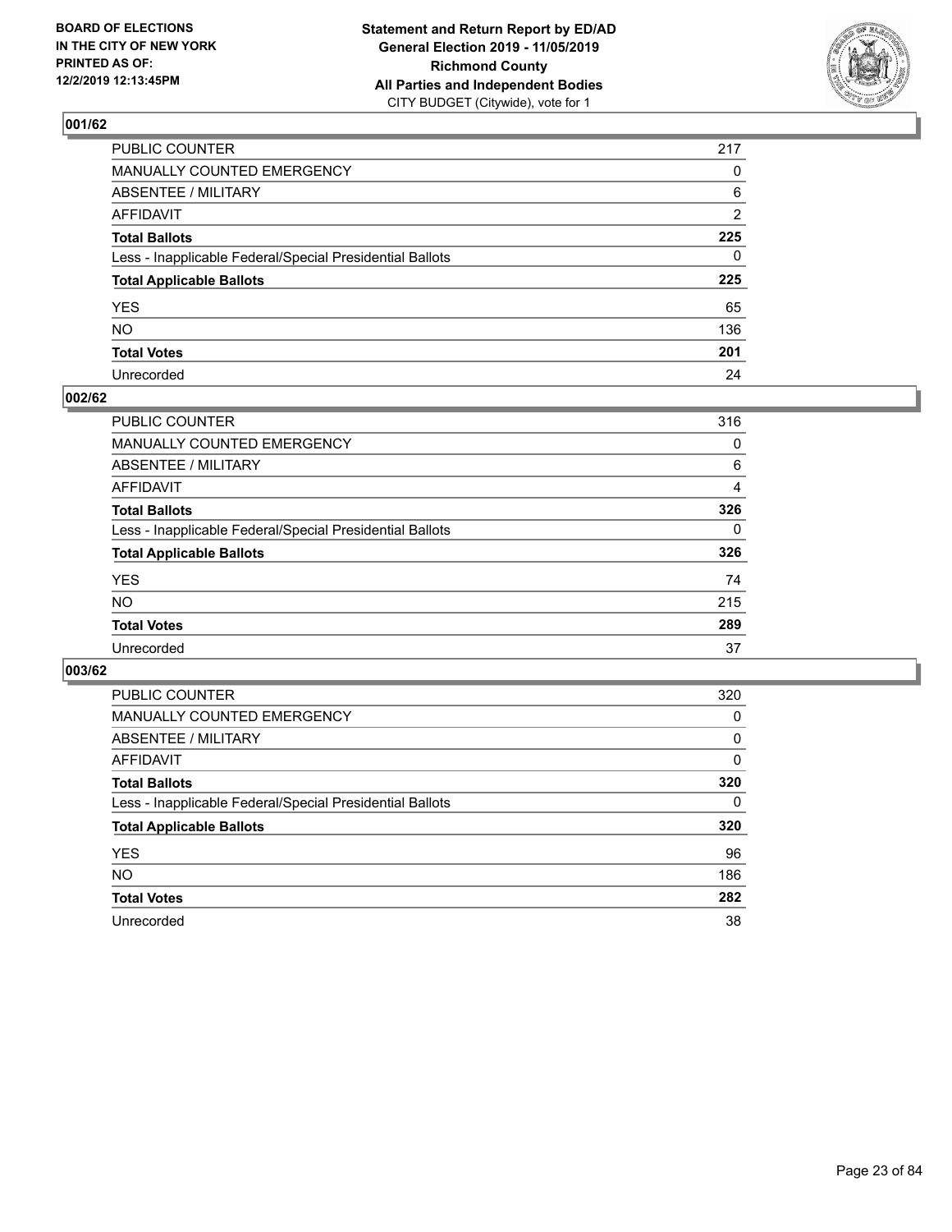BOARD OF ELECTIONS
IN THE CITY OF NEW YORK
PRINTED AS OF:
12/2/2019 12:13:45PM

**Statement and Return Report by ED/AD**
**General Election 2019 - 11/05/2019**
**Richmond County**
**All Parties and Independent Bodies**
CITY BUDGET (Citywide), vote for 1

### 001/62

| | |
|---|---|
| PUBLIC COUNTER | 217 |
| MANUALLY COUNTED EMERGENCY | 0 |
| ABSENTEE / MILITARY | 6 |
| AFFIDAVIT | 2 |
| **Total Ballots** | **225** |
| Less - Inapplicable Federal/Special Presidential Ballots | 0 |
| **Total Applicable Ballots** | **225** |
| YES | 65 |
| NO | 136 |
| **Total Votes** | **201** |
| Unrecorded | 24 |

### 002/62

| | |
|---|---|
| PUBLIC COUNTER | 316 |
| MANUALLY COUNTED EMERGENCY | 0 |
| ABSENTEE / MILITARY | 6 |
| AFFIDAVIT | 4 |
| **Total Ballots** | **326** |
| Less - Inapplicable Federal/Special Presidential Ballots | 0 |
| **Total Applicable Ballots** | **326** |
| YES | 74 |
| NO | 215 |
| **Total Votes** | **289** |
| Unrecorded | 37 |

### 003/62

| | |
|---|---|
| PUBLIC COUNTER | 320 |
| MANUALLY COUNTED EMERGENCY | 0 |
| ABSENTEE / MILITARY | 0 |
| AFFIDAVIT | 0 |
| **Total Ballots** | **320** |
| Less - Inapplicable Federal/Special Presidential Ballots | 0 |
| **Total Applicable Ballots** | **320** |
| YES | 96 |
| NO | 186 |
| **Total Votes** | **282** |
| Unrecorded | 38 |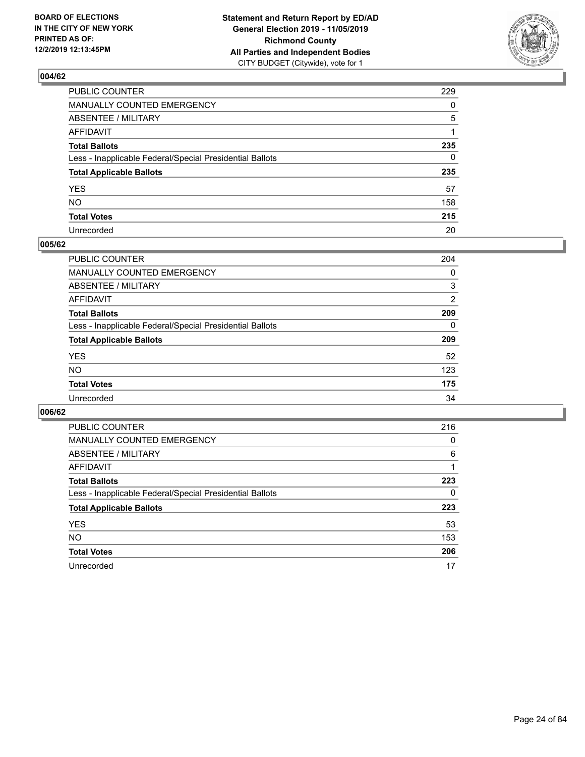BOARD OF ELECTIONS
IN THE CITY OF NEW YORK
PRINTED AS OF:
12/2/2019 12:13:45PM

**Statement and Return Report by ED/AD**
**General Election 2019 - 11/05/2019**
**Richmond County**
**All Parties and Independent Bodies**
CITY BUDGET (Citywide), vote for 1

## 004/62

| | |
|---|---|
| PUBLIC COUNTER | 229 |
| MANUALLY COUNTED EMERGENCY | 0 |
| ABSENTEE / MILITARY | 5 |
| AFFIDAVIT | 1 |
| **Total Ballots** | **235** |
| Less - Inapplicable Federal/Special Presidential Ballots | 0 |
| **Total Applicable Ballots** | **235** |
| YES | 57 |
| NO | 158 |
| **Total Votes** | **215** |
| Unrecorded | 20 |

## 005/62

| | |
|---|---|
| PUBLIC COUNTER | 204 |
| MANUALLY COUNTED EMERGENCY | 0 |
| ABSENTEE / MILITARY | 3 |
| AFFIDAVIT | 2 |
| **Total Ballots** | **209** |
| Less - Inapplicable Federal/Special Presidential Ballots | 0 |
| **Total Applicable Ballots** | **209** |
| YES | 52 |
| NO | 123 |
| **Total Votes** | **175** |
| Unrecorded | 34 |

## 006/62

| | |
|---|---|
| PUBLIC COUNTER | 216 |
| MANUALLY COUNTED EMERGENCY | 0 |
| ABSENTEE / MILITARY | 6 |
| AFFIDAVIT | 1 |
| **Total Ballots** | **223** |
| Less - Inapplicable Federal/Special Presidential Ballots | 0 |
| **Total Applicable Ballots** | **223** |
| YES | 53 |
| NO | 153 |
| **Total Votes** | **206** |
| Unrecorded | 17 |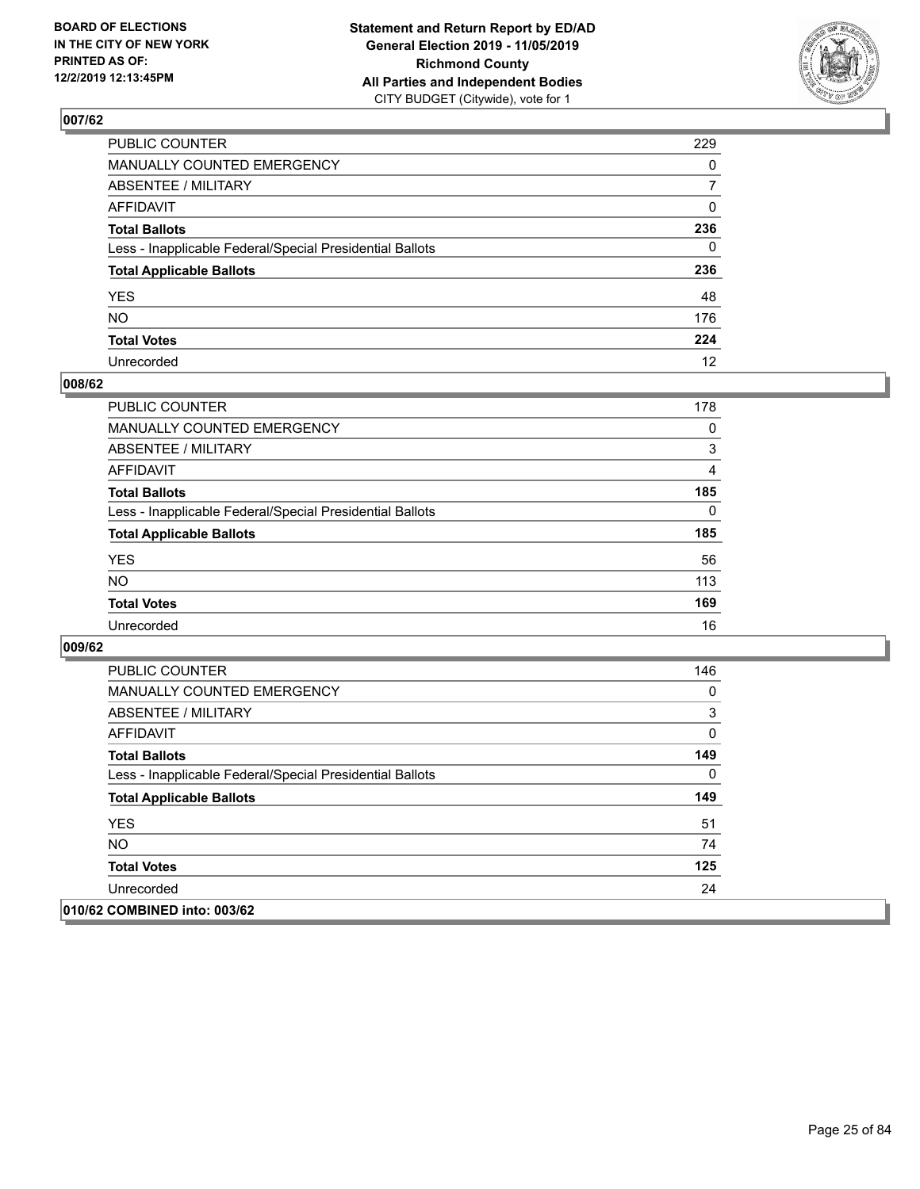## 007/62

| | |
|---|---|
| PUBLIC COUNTER | 229 |
| MANUALLY COUNTED EMERGENCY | 0 |
| ABSENTEE / MILITARY | 7 |
| AFFIDAVIT | 0 |
| **Total Ballots** | **236** |
| Less - Inapplicable Federal/Special Presidential Ballots | 0 |
| **Total Applicable Ballots** | **236** |
| YES | 48 |
| NO | 176 |
| **Total Votes** | **224** |
| Unrecorded | 12 |

## 008/62

| | |
|---|---|
| PUBLIC COUNTER | 178 |
| MANUALLY COUNTED EMERGENCY | 0 |
| ABSENTEE / MILITARY | 3 |
| AFFIDAVIT | 4 |
| **Total Ballots** | **185** |
| Less - Inapplicable Federal/Special Presidential Ballots | 0 |
| **Total Applicable Ballots** | **185** |
| YES | 56 |
| NO | 113 |
| **Total Votes** | **169** |
| Unrecorded | 16 |

## 009/62

| | |
|---|---|
| PUBLIC COUNTER | 146 |
| MANUALLY COUNTED EMERGENCY | 0 |
| ABSENTEE / MILITARY | 3 |
| AFFIDAVIT | 0 |
| **Total Ballots** | **149** |
| Less - Inapplicable Federal/Special Presidential Ballots | 0 |
| **Total Applicable Ballots** | **149** |
| YES | 51 |
| NO | 74 |
| **Total Votes** | **125** |
| Unrecorded | 24 |

## 010/62 COMBINED into: 003/62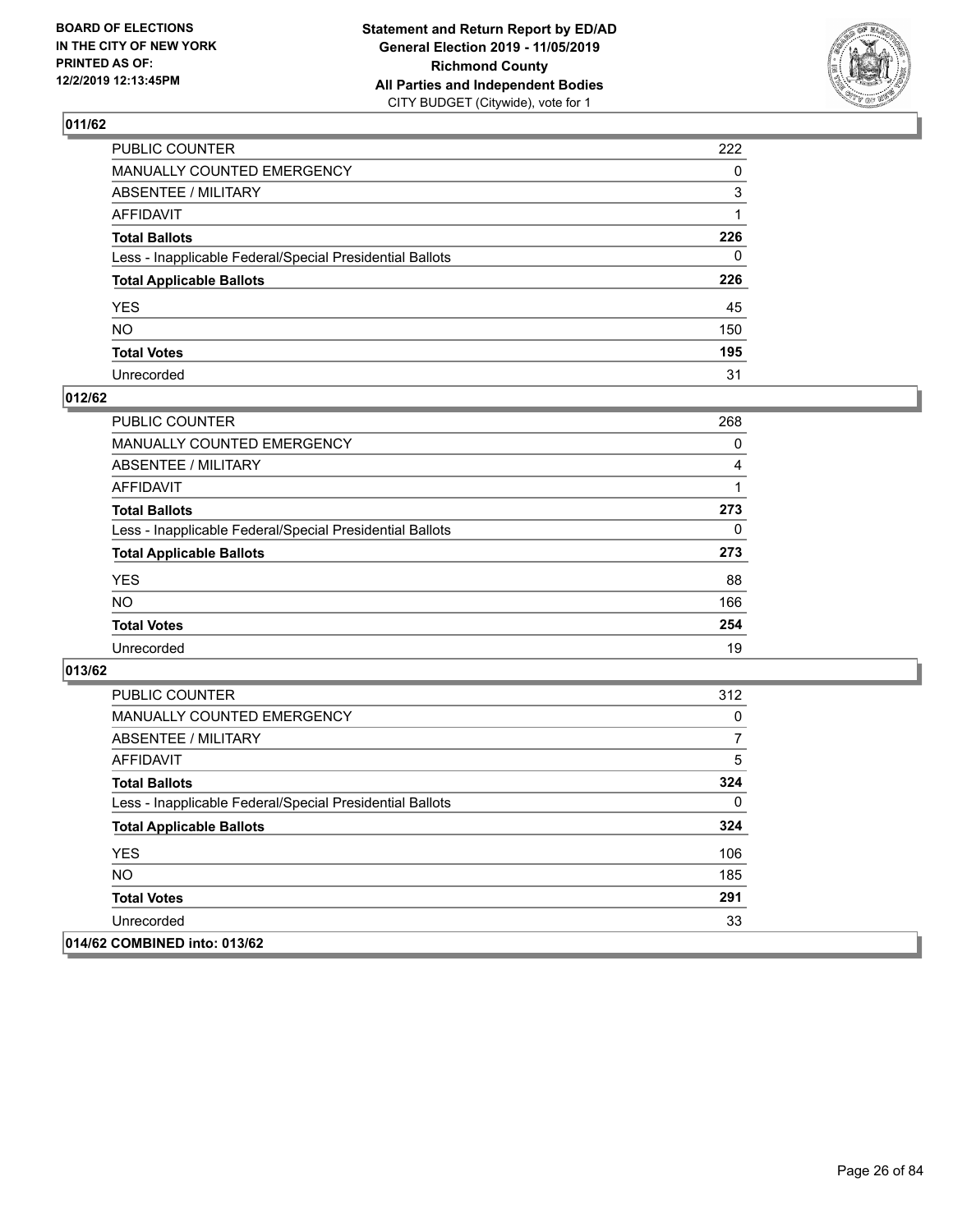**BOARD OF ELECTIONS IN THE CITY OF NEW YORK PRINTED AS OF: 12/2/2019 12:13:45PM**

**Statement and Return Report by ED/AD General Election 2019 - 11/05/2019 Richmond County All Parties and Independent Bodies**
CITY BUDGET (Citywide), vote for 1

## 011/62

| | |
|---|---|
| PUBLIC COUNTER | 222 |
| MANUALLY COUNTED EMERGENCY | 0 |
| ABSENTEE / MILITARY | 3 |
| AFFIDAVIT | 1 |
| **Total Ballots** | **226** |
| Less - Inapplicable Federal/Special Presidential Ballots | 0 |
| **Total Applicable Ballots** | **226** |
| YES | 45 |
| NO | 150 |
| **Total Votes** | **195** |
| Unrecorded | 31 |

## 012/62

| | |
|---|---|
| PUBLIC COUNTER | 268 |
| MANUALLY COUNTED EMERGENCY | 0 |
| ABSENTEE / MILITARY | 4 |
| AFFIDAVIT | 1 |
| **Total Ballots** | **273** |
| Less - Inapplicable Federal/Special Presidential Ballots | 0 |
| **Total Applicable Ballots** | **273** |
| YES | 88 |
| NO | 166 |
| **Total Votes** | **254** |
| Unrecorded | 19 |

## 013/62

| | |
|---|---|
| PUBLIC COUNTER | 312 |
| MANUALLY COUNTED EMERGENCY | 0 |
| ABSENTEE / MILITARY | 7 |
| AFFIDAVIT | 5 |
| **Total Ballots** | **324** |
| Less - Inapplicable Federal/Special Presidential Ballots | 0 |
| **Total Applicable Ballots** | **324** |
| YES | 106 |
| NO | 185 |
| **Total Votes** | **291** |
| Unrecorded | 33 |

## 014/62 COMBINED into: 013/62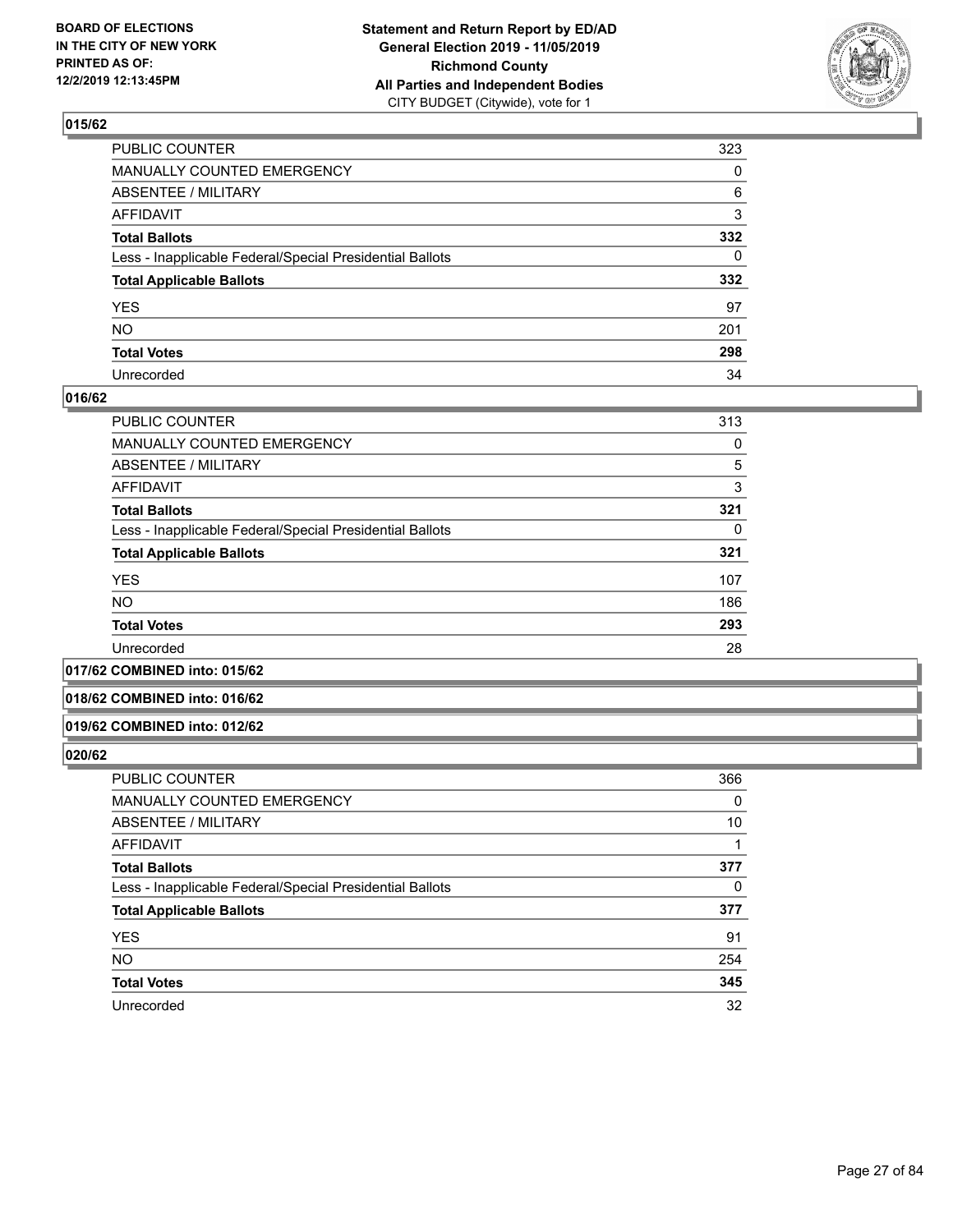## 015/62

| | |
|---|---|
| PUBLIC COUNTER | 323 |
| MANUALLY COUNTED EMERGENCY | 0 |
| ABSENTEE / MILITARY | 6 |
| AFFIDAVIT | 3 |
| **Total Ballots** | **332** |
| Less - Inapplicable Federal/Special Presidential Ballots | 0 |
| **Total Applicable Ballots** | **332** |
| YES | 97 |
| NO | 201 |
| **Total Votes** | **298** |
| Unrecorded | 34 |

## 016/62

| | |
|---|---|
| PUBLIC COUNTER | 313 |
| MANUALLY COUNTED EMERGENCY | 0 |
| ABSENTEE / MILITARY | 5 |
| AFFIDAVIT | 3 |
| **Total Ballots** | **321** |
| Less - Inapplicable Federal/Special Presidential Ballots | 0 |
| **Total Applicable Ballots** | **321** |
| YES | 107 |
| NO | 186 |
| **Total Votes** | **293** |
| Unrecorded | 28 |

## 017/62 COMBINED into: 015/62

## 018/62 COMBINED into: 016/62

## 019/62 COMBINED into: 012/62

## 020/62

| | |
|---|---|
| PUBLIC COUNTER | 366 |
| MANUALLY COUNTED EMERGENCY | 0 |
| ABSENTEE / MILITARY | 10 |
| AFFIDAVIT | 1 |
| **Total Ballots** | **377** |
| Less - Inapplicable Federal/Special Presidential Ballots | 0 |
| **Total Applicable Ballots** | **377** |
| YES | 91 |
| NO | 254 |
| **Total Votes** | **345** |
| Unrecorded | 32 |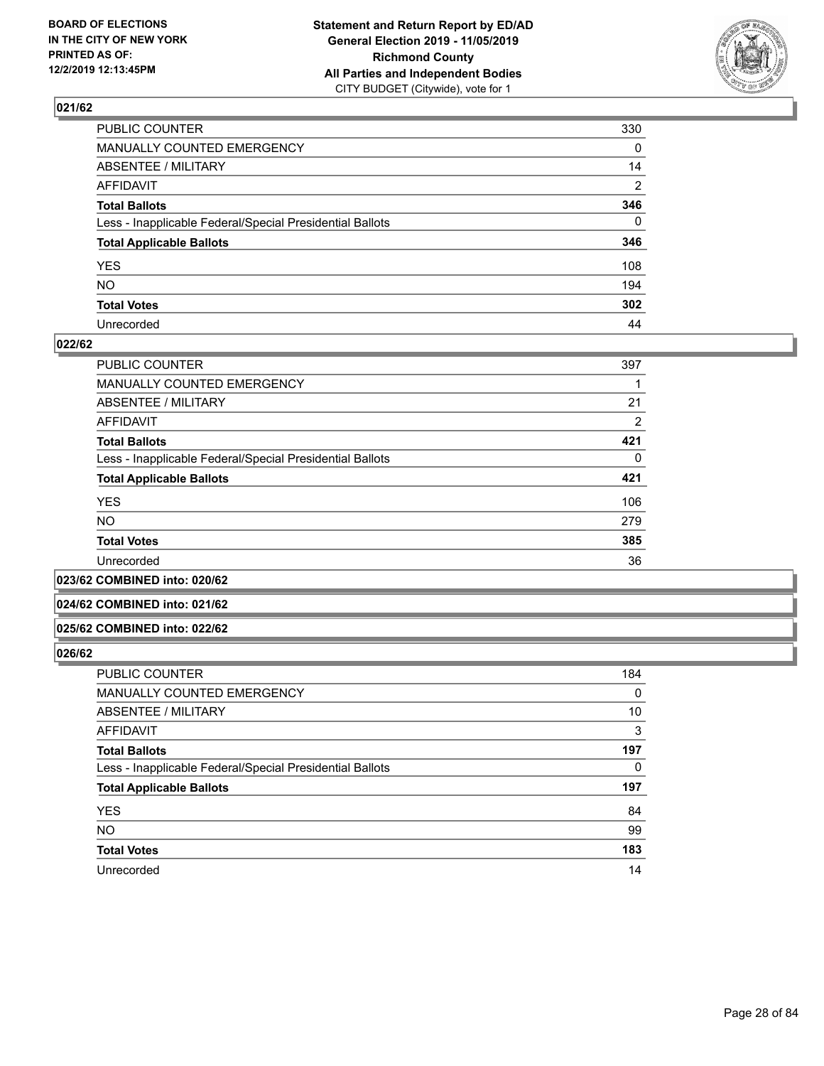## 021/62

| | |
|---|---|
| PUBLIC COUNTER | 330 |
| MANUALLY COUNTED EMERGENCY | 0 |
| ABSENTEE / MILITARY | 14 |
| AFFIDAVIT | 2 |
| **Total Ballots** | **346** |
| Less - Inapplicable Federal/Special Presidential Ballots | 0 |
| **Total Applicable Ballots** | **346** |
| YES | 108 |
| NO | 194 |
| **Total Votes** | **302** |
| Unrecorded | 44 |

## 022/62

| | |
|---|---|
| PUBLIC COUNTER | 397 |
| MANUALLY COUNTED EMERGENCY | 1 |
| ABSENTEE / MILITARY | 21 |
| AFFIDAVIT | 2 |
| **Total Ballots** | **421** |
| Less - Inapplicable Federal/Special Presidential Ballots | 0 |
| **Total Applicable Ballots** | **421** |
| YES | 106 |
| NO | 279 |
| **Total Votes** | **385** |
| Unrecorded | 36 |

## 023/62 COMBINED into: 020/62

## 024/62 COMBINED into: 021/62

## 025/62 COMBINED into: 022/62

## 026/62

| | |
|---|---|
| PUBLIC COUNTER | 184 |
| MANUALLY COUNTED EMERGENCY | 0 |
| ABSENTEE / MILITARY | 10 |
| AFFIDAVIT | 3 |
| **Total Ballots** | **197** |
| Less - Inapplicable Federal/Special Presidential Ballots | 0 |
| **Total Applicable Ballots** | **197** |
| YES | 84 |
| NO | 99 |
| **Total Votes** | **183** |
| Unrecorded | 14 |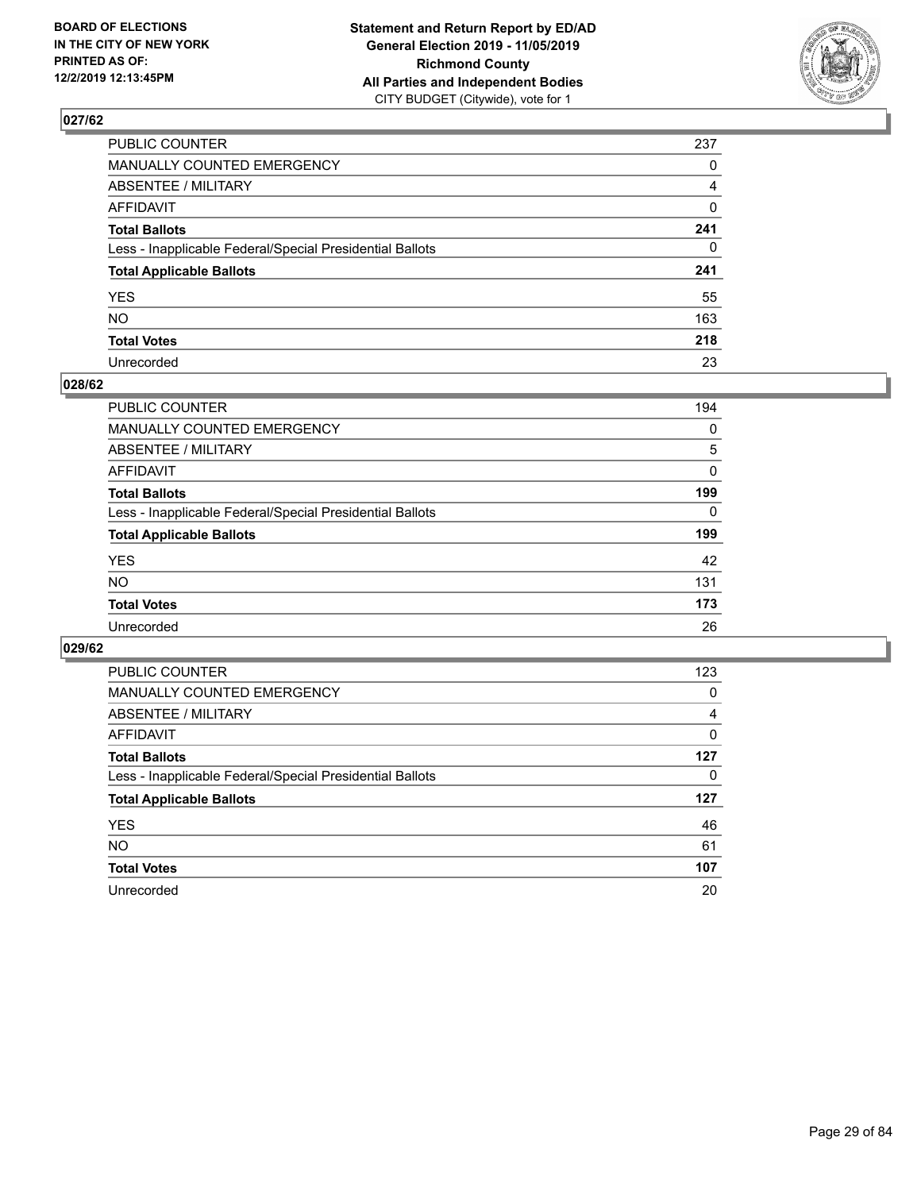BOARD OF ELECTIONS
IN THE CITY OF NEW YORK
PRINTED AS OF:
12/2/2019 12:13:45PM

**Statement and Return Report by ED/AD**
**General Election 2019 - 11/05/2019**
**Richmond County**
**All Parties and Independent Bodies**
CITY BUDGET (Citywide), vote for 1

### 027/62

| | |
|---|---|
| PUBLIC COUNTER | 237 |
| MANUALLY COUNTED EMERGENCY | 0 |
| ABSENTEE / MILITARY | 4 |
| AFFIDAVIT | 0 |
| **Total Ballots** | **241** |
| Less - Inapplicable Federal/Special Presidential Ballots | 0 |
| **Total Applicable Ballots** | **241** |
| YES | 55 |
| NO | 163 |
| **Total Votes** | **218** |
| Unrecorded | 23 |

### 028/62

| | |
|---|---|
| PUBLIC COUNTER | 194 |
| MANUALLY COUNTED EMERGENCY | 0 |
| ABSENTEE / MILITARY | 5 |
| AFFIDAVIT | 0 |
| **Total Ballots** | **199** |
| Less - Inapplicable Federal/Special Presidential Ballots | 0 |
| **Total Applicable Ballots** | **199** |
| YES | 42 |
| NO | 131 |
| **Total Votes** | **173** |
| Unrecorded | 26 |

### 029/62

| | |
|---|---|
| PUBLIC COUNTER | 123 |
| MANUALLY COUNTED EMERGENCY | 0 |
| ABSENTEE / MILITARY | 4 |
| AFFIDAVIT | 0 |
| **Total Ballots** | **127** |
| Less - Inapplicable Federal/Special Presidential Ballots | 0 |
| **Total Applicable Ballots** | **127** |
| YES | 46 |
| NO | 61 |
| **Total Votes** | **107** |
| Unrecorded | 20 |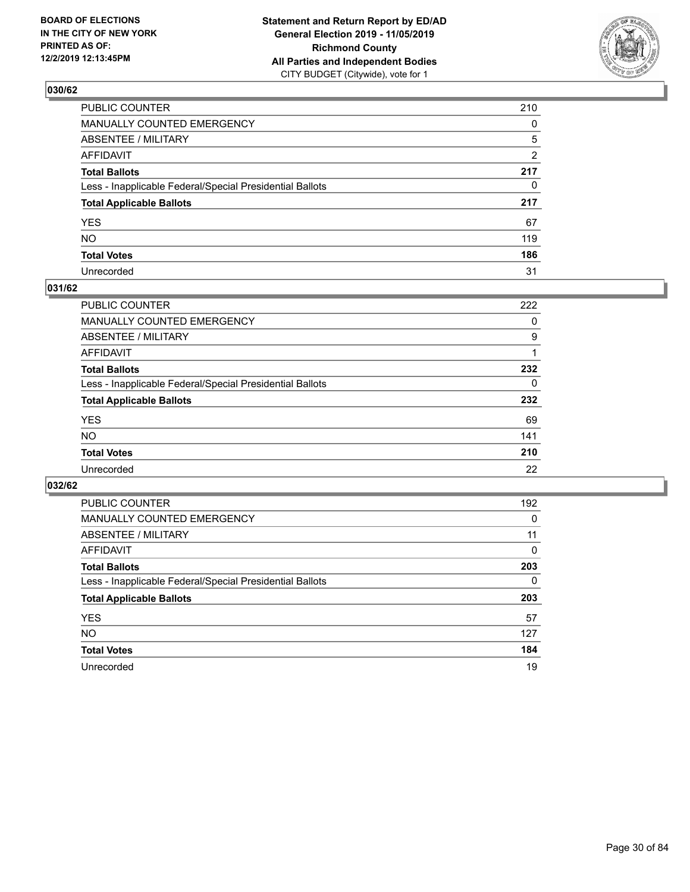## 030/62

| | |
|---|---|
| PUBLIC COUNTER | 210 |
| MANUALLY COUNTED EMERGENCY | 0 |
| ABSENTEE / MILITARY | 5 |
| AFFIDAVIT | 2 |
| **Total Ballots** | **217** |
| Less - Inapplicable Federal/Special Presidential Ballots | 0 |
| **Total Applicable Ballots** | **217** |
| YES | 67 |
| NO | 119 |
| **Total Votes** | **186** |
| Unrecorded | 31 |

## 031/62

| | |
|---|---|
| PUBLIC COUNTER | 222 |
| MANUALLY COUNTED EMERGENCY | 0 |
| ABSENTEE / MILITARY | 9 |
| AFFIDAVIT | 1 |
| **Total Ballots** | **232** |
| Less - Inapplicable Federal/Special Presidential Ballots | 0 |
| **Total Applicable Ballots** | **232** |
| YES | 69 |
| NO | 141 |
| **Total Votes** | **210** |
| Unrecorded | 22 |

## 032/62

| | |
|---|---|
| PUBLIC COUNTER | 192 |
| MANUALLY COUNTED EMERGENCY | 0 |
| ABSENTEE / MILITARY | 11 |
| AFFIDAVIT | 0 |
| **Total Ballots** | **203** |
| Less - Inapplicable Federal/Special Presidential Ballots | 0 |
| **Total Applicable Ballots** | **203** |
| YES | 57 |
| NO | 127 |
| **Total Votes** | **184** |
| Unrecorded | 19 |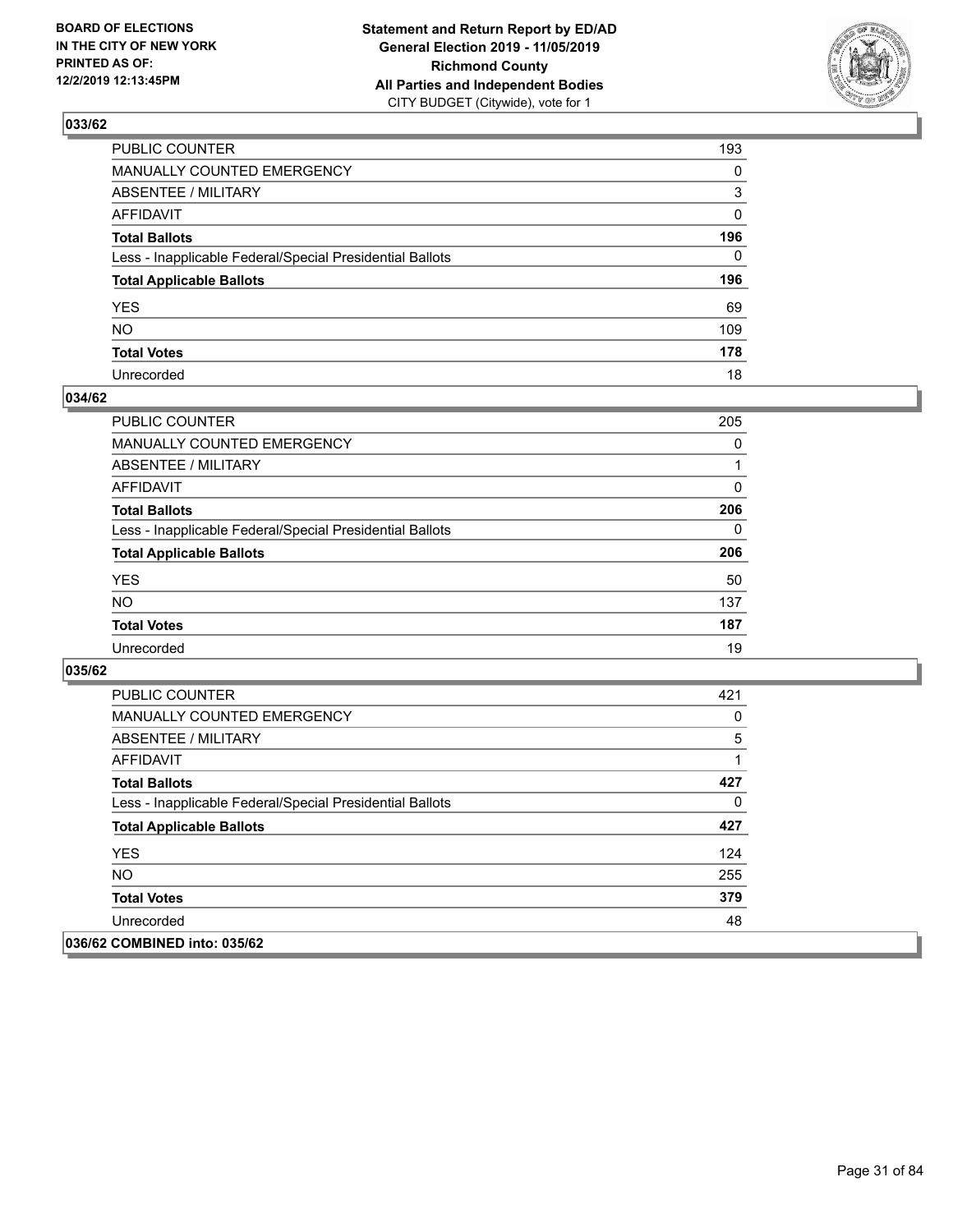## 033/62

| | |
|---|---|
| PUBLIC COUNTER | 193 |
| MANUALLY COUNTED EMERGENCY | 0 |
| ABSENTEE / MILITARY | 3 |
| AFFIDAVIT | 0 |
| **Total Ballots** | **196** |
| Less - Inapplicable Federal/Special Presidential Ballots | 0 |
| **Total Applicable Ballots** | **196** |
| YES | 69 |
| NO | 109 |
| **Total Votes** | **178** |
| Unrecorded | 18 |

## 034/62

| | |
|---|---|
| PUBLIC COUNTER | 205 |
| MANUALLY COUNTED EMERGENCY | 0 |
| ABSENTEE / MILITARY | 1 |
| AFFIDAVIT | 0 |
| **Total Ballots** | **206** |
| Less - Inapplicable Federal/Special Presidential Ballots | 0 |
| **Total Applicable Ballots** | **206** |
| YES | 50 |
| NO | 137 |
| **Total Votes** | **187** |
| Unrecorded | 19 |

## 035/62

| | |
|---|---|
| PUBLIC COUNTER | 421 |
| MANUALLY COUNTED EMERGENCY | 0 |
| ABSENTEE / MILITARY | 5 |
| AFFIDAVIT | 1 |
| **Total Ballots** | **427** |
| Less - Inapplicable Federal/Special Presidential Ballots | 0 |
| **Total Applicable Ballots** | **427** |
| YES | 124 |
| NO | 255 |
| **Total Votes** | **379** |
| Unrecorded | 48 |

## 036/62 COMBINED into: 035/62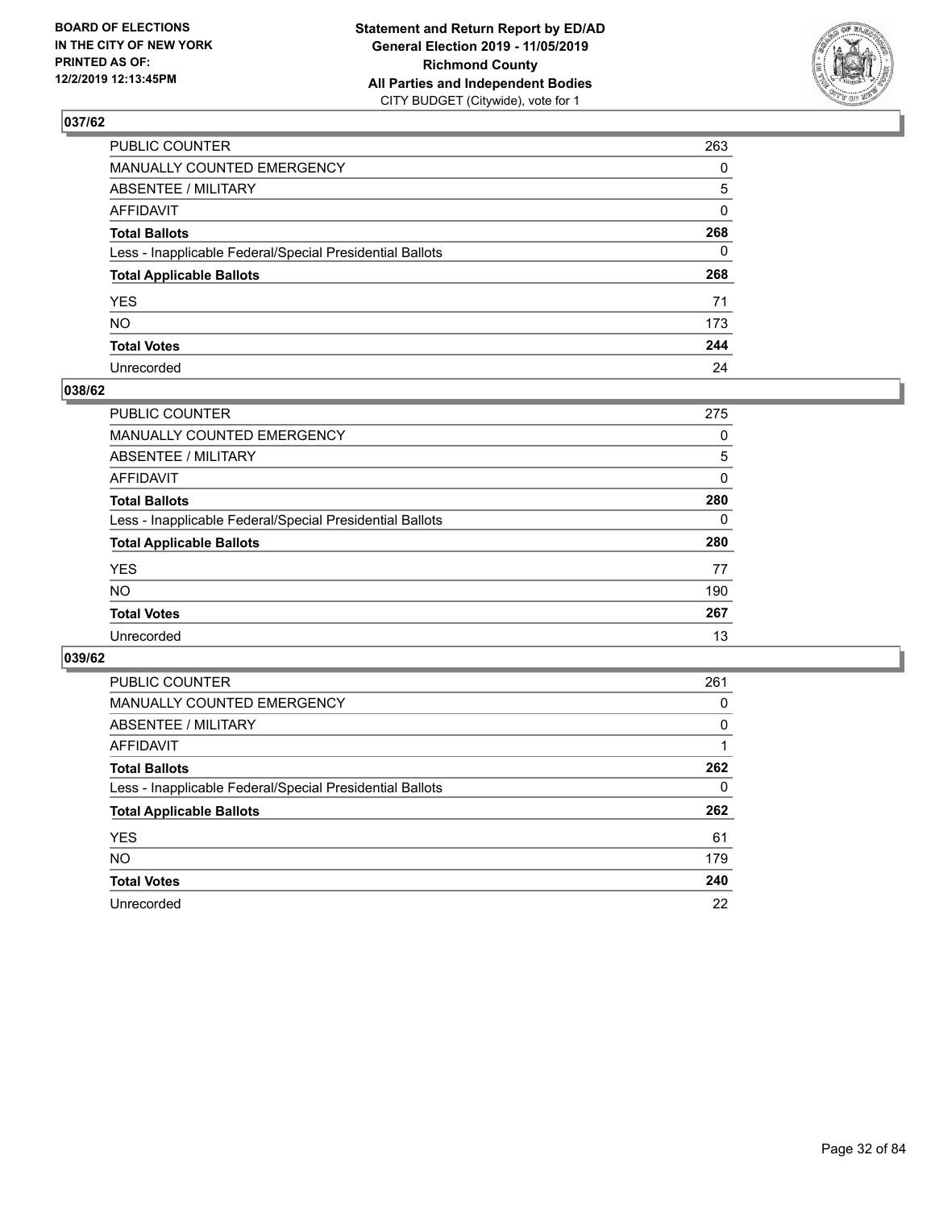**BOARD OF ELECTIONS IN THE CITY OF NEW YORK PRINTED AS OF: 12/2/2019 12:13:45PM**

**Statement and Return Report by ED/AD General Election 2019 - 11/05/2019 Richmond County All Parties and Independent Bodies** CITY BUDGET (Citywide), vote for 1

## 037/62

| | |
|---|---|
| PUBLIC COUNTER | 263 |
| MANUALLY COUNTED EMERGENCY | 0 |
| ABSENTEE / MILITARY | 5 |
| AFFIDAVIT | 0 |
| **Total Ballots** | **268** |
| Less - Inapplicable Federal/Special Presidential Ballots | 0 |
| **Total Applicable Ballots** | **268** |
| YES | 71 |
| NO | 173 |
| **Total Votes** | **244** |
| Unrecorded | 24 |

## 038/62

| | |
|---|---|
| PUBLIC COUNTER | 275 |
| MANUALLY COUNTED EMERGENCY | 0 |
| ABSENTEE / MILITARY | 5 |
| AFFIDAVIT | 0 |
| **Total Ballots** | **280** |
| Less - Inapplicable Federal/Special Presidential Ballots | 0 |
| **Total Applicable Ballots** | **280** |
| YES | 77 |
| NO | 190 |
| **Total Votes** | **267** |
| Unrecorded | 13 |

## 039/62

| | |
|---|---|
| PUBLIC COUNTER | 261 |
| MANUALLY COUNTED EMERGENCY | 0 |
| ABSENTEE / MILITARY | 0 |
| AFFIDAVIT | 1 |
| **Total Ballots** | **262** |
| Less - Inapplicable Federal/Special Presidential Ballots | 0 |
| **Total Applicable Ballots** | **262** |
| YES | 61 |
| NO | 179 |
| **Total Votes** | **240** |
| Unrecorded | 22 |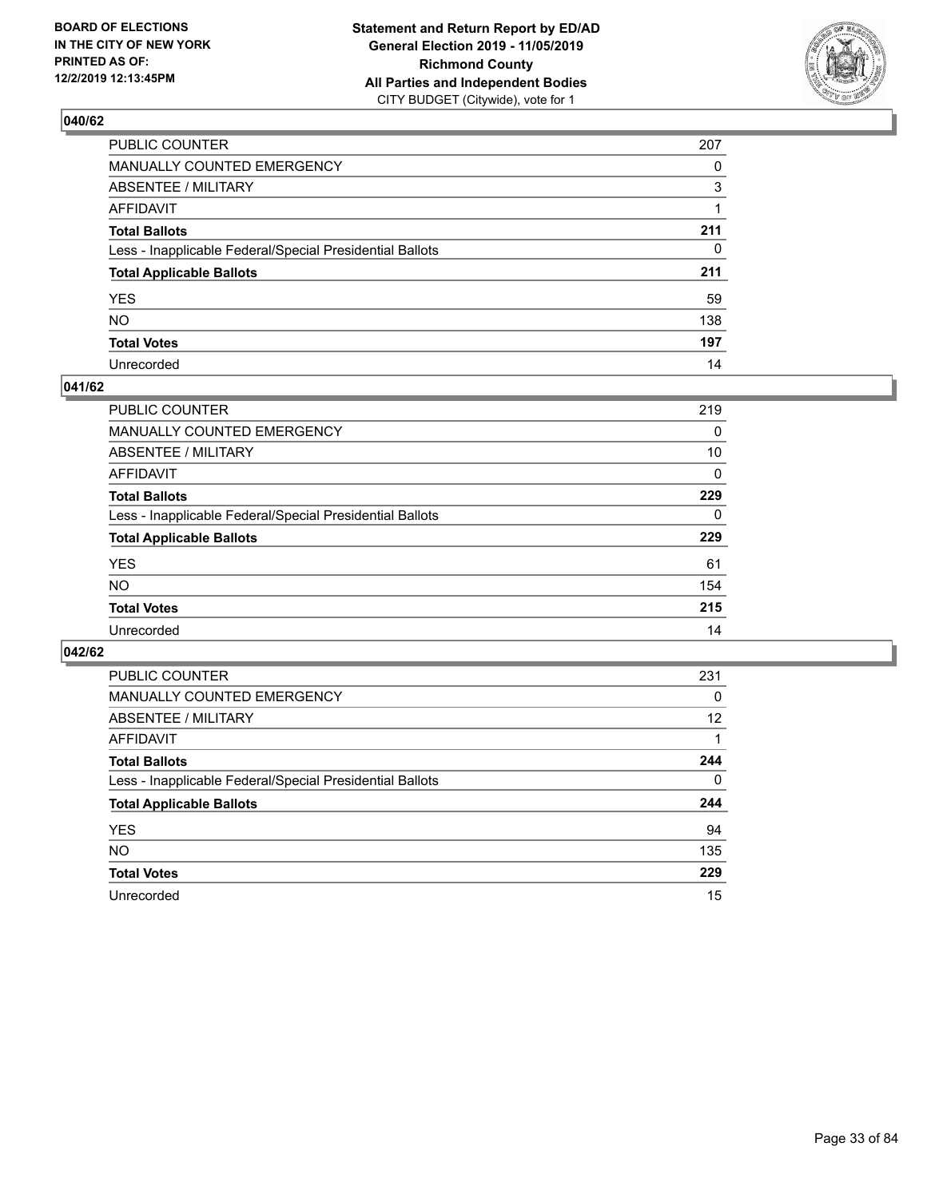## 040/62

| | |
|---|---|
| PUBLIC COUNTER | 207 |
| MANUALLY COUNTED EMERGENCY | 0 |
| ABSENTEE / MILITARY | 3 |
| AFFIDAVIT | 1 |
| **Total Ballots** | **211** |
| Less - Inapplicable Federal/Special Presidential Ballots | 0 |
| **Total Applicable Ballots** | **211** |
| YES | 59 |
| NO | 138 |
| **Total Votes** | **197** |
| Unrecorded | 14 |

## 041/62

| | |
|---|---|
| PUBLIC COUNTER | 219 |
| MANUALLY COUNTED EMERGENCY | 0 |
| ABSENTEE / MILITARY | 10 |
| AFFIDAVIT | 0 |
| **Total Ballots** | **229** |
| Less - Inapplicable Federal/Special Presidential Ballots | 0 |
| **Total Applicable Ballots** | **229** |
| YES | 61 |
| NO | 154 |
| **Total Votes** | **215** |
| Unrecorded | 14 |

## 042/62

| | |
|---|---|
| PUBLIC COUNTER | 231 |
| MANUALLY COUNTED EMERGENCY | 0 |
| ABSENTEE / MILITARY | 12 |
| AFFIDAVIT | 1 |
| **Total Ballots** | **244** |
| Less - Inapplicable Federal/Special Presidential Ballots | 0 |
| **Total Applicable Ballots** | **244** |
| YES | 94 |
| NO | 135 |
| **Total Votes** | **229** |
| Unrecorded | 15 |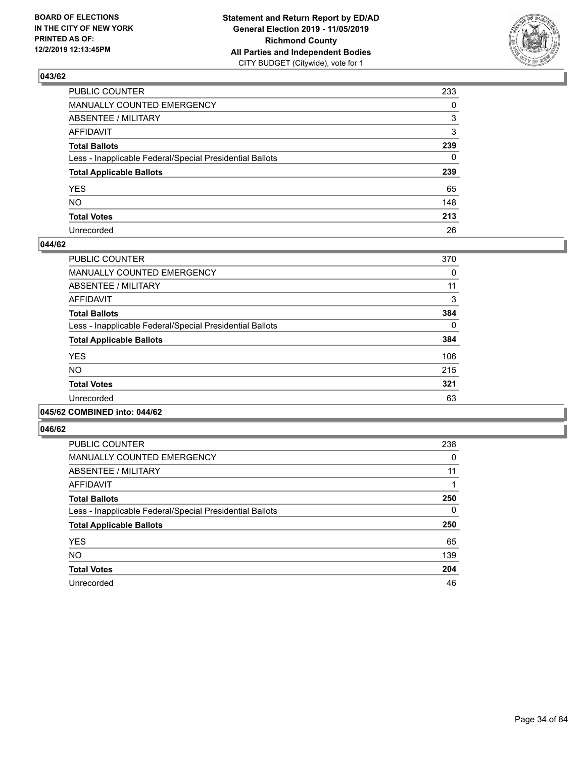**BOARD OF ELECTIONS IN THE CITY OF NEW YORK PRINTED AS OF: 12/2/2019 12:13:45PM**

**Statement and Return Report by ED/AD General Election 2019 - 11/05/2019 Richmond County All Parties and Independent Bodies**
CITY BUDGET (Citywide), vote for 1

## 043/62

| | |
|---|---|
| PUBLIC COUNTER | 233 |
| MANUALLY COUNTED EMERGENCY | 0 |
| ABSENTEE / MILITARY | 3 |
| AFFIDAVIT | 3 |
| **Total Ballots** | **239** |
| Less - Inapplicable Federal/Special Presidential Ballots | 0 |
| **Total Applicable Ballots** | **239** |
| YES | 65 |
| NO | 148 |
| **Total Votes** | **213** |
| Unrecorded | 26 |

## 044/62

| | |
|---|---|
| PUBLIC COUNTER | 370 |
| MANUALLY COUNTED EMERGENCY | 0 |
| ABSENTEE / MILITARY | 11 |
| AFFIDAVIT | 3 |
| **Total Ballots** | **384** |
| Less - Inapplicable Federal/Special Presidential Ballots | 0 |
| **Total Applicable Ballots** | **384** |
| YES | 106 |
| NO | 215 |
| **Total Votes** | **321** |
| Unrecorded | 63 |

## 045/62 COMBINED into: 044/62

## 046/62

| | |
|---|---|
| PUBLIC COUNTER | 238 |
| MANUALLY COUNTED EMERGENCY | 0 |
| ABSENTEE / MILITARY | 11 |
| AFFIDAVIT | 1 |
| **Total Ballots** | **250** |
| Less - Inapplicable Federal/Special Presidential Ballots | 0 |
| **Total Applicable Ballots** | **250** |
| YES | 65 |
| NO | 139 |
| **Total Votes** | **204** |
| Unrecorded | 46 |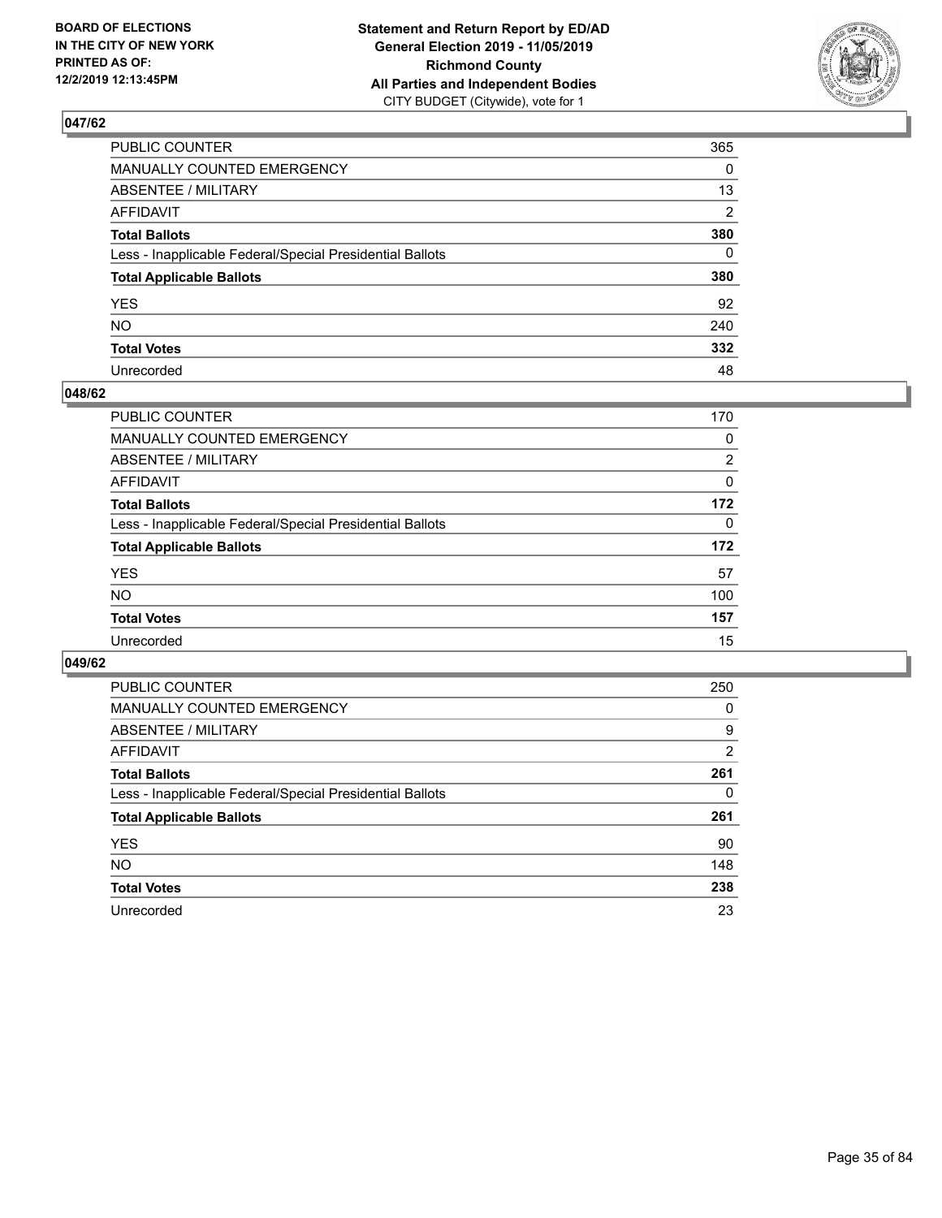**BOARD OF ELECTIONS IN THE CITY OF NEW YORK PRINTED AS OF: 12/2/2019 12:13:45PM**

**Statement and Return Report by ED/AD General Election 2019 - 11/05/2019 Richmond County All Parties and Independent Bodies**
CITY BUDGET (Citywide), vote for 1

## 047/62

| | |
|---|---|
| PUBLIC COUNTER | 365 |
| MANUALLY COUNTED EMERGENCY | 0 |
| ABSENTEE / MILITARY | 13 |
| AFFIDAVIT | 2 |
| **Total Ballots** | **380** |
| Less - Inapplicable Federal/Special Presidential Ballots | 0 |
| **Total Applicable Ballots** | **380** |
| YES | 92 |
| NO | 240 |
| **Total Votes** | **332** |
| Unrecorded | 48 |

## 048/62

| | |
|---|---|
| PUBLIC COUNTER | 170 |
| MANUALLY COUNTED EMERGENCY | 0 |
| ABSENTEE / MILITARY | 2 |
| AFFIDAVIT | 0 |
| **Total Ballots** | **172** |
| Less - Inapplicable Federal/Special Presidential Ballots | 0 |
| **Total Applicable Ballots** | **172** |
| YES | 57 |
| NO | 100 |
| **Total Votes** | **157** |
| Unrecorded | 15 |

## 049/62

| | |
|---|---|
| PUBLIC COUNTER | 250 |
| MANUALLY COUNTED EMERGENCY | 0 |
| ABSENTEE / MILITARY | 9 |
| AFFIDAVIT | 2 |
| **Total Ballots** | **261** |
| Less - Inapplicable Federal/Special Presidential Ballots | 0 |
| **Total Applicable Ballots** | **261** |
| YES | 90 |
| NO | 148 |
| **Total Votes** | **238** |
| Unrecorded | 23 |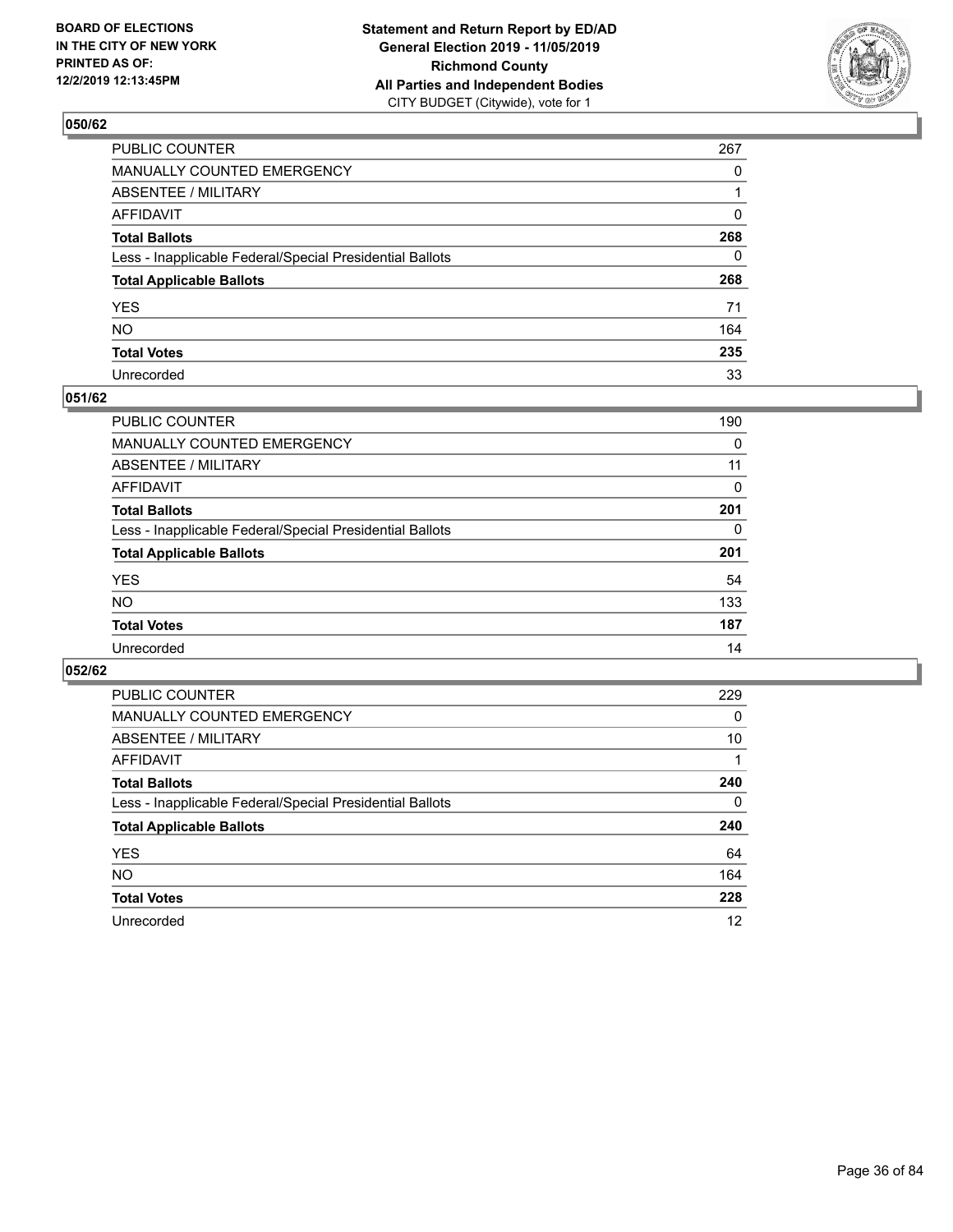**BOARD OF ELECTIONS IN THE CITY OF NEW YORK PRINTED AS OF: 12/2/2019 12:13:45PM**

**Statement and Return Report by ED/AD General Election 2019 - 11/05/2019 Richmond County All Parties and Independent Bodies**
CITY BUDGET (Citywide), vote for 1

## 050/62

| | |
|---|---|
| PUBLIC COUNTER | 267 |
| MANUALLY COUNTED EMERGENCY | 0 |
| ABSENTEE / MILITARY | 1 |
| AFFIDAVIT | 0 |
| **Total Ballots** | **268** |
| Less - Inapplicable Federal/Special Presidential Ballots | 0 |
| **Total Applicable Ballots** | **268** |
| YES | 71 |
| NO | 164 |
| **Total Votes** | **235** |
| Unrecorded | 33 |

## 051/62

| | |
|---|---|
| PUBLIC COUNTER | 190 |
| MANUALLY COUNTED EMERGENCY | 0 |
| ABSENTEE / MILITARY | 11 |
| AFFIDAVIT | 0 |
| **Total Ballots** | **201** |
| Less - Inapplicable Federal/Special Presidential Ballots | 0 |
| **Total Applicable Ballots** | **201** |
| YES | 54 |
| NO | 133 |
| **Total Votes** | **187** |
| Unrecorded | 14 |

## 052/62

| | |
|---|---|
| PUBLIC COUNTER | 229 |
| MANUALLY COUNTED EMERGENCY | 0 |
| ABSENTEE / MILITARY | 10 |
| AFFIDAVIT | 1 |
| **Total Ballots** | **240** |
| Less - Inapplicable Federal/Special Presidential Ballots | 0 |
| **Total Applicable Ballots** | **240** |
| YES | 64 |
| NO | 164 |
| **Total Votes** | **228** |
| Unrecorded | 12 |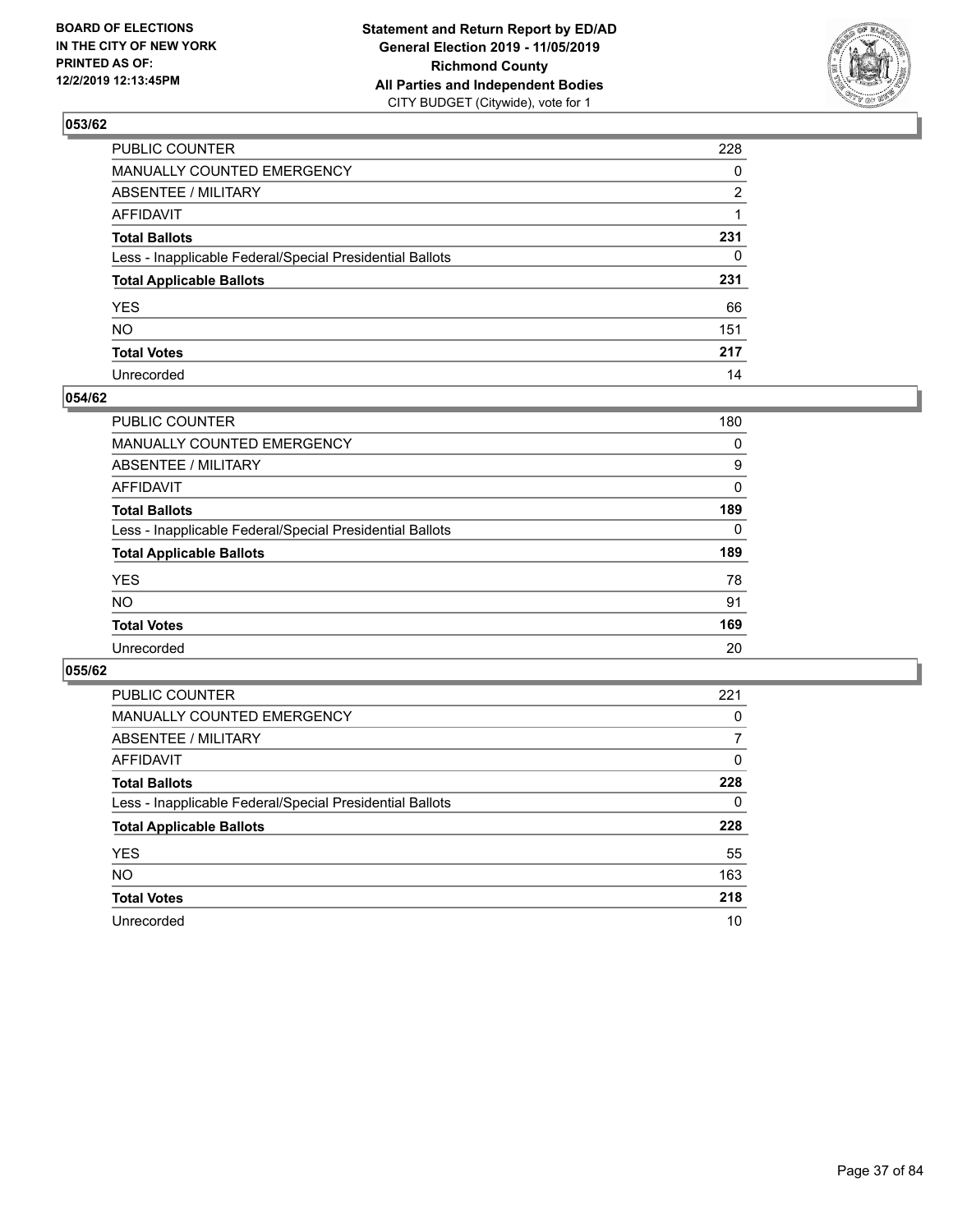BOARD OF ELECTIONS
IN THE CITY OF NEW YORK
PRINTED AS OF:
12/2/2019 12:13:45PM

**Statement and Return Report by ED/AD**
**General Election 2019 - 11/05/2019**
**Richmond County**
**All Parties and Independent Bodies**
CITY BUDGET (Citywide), vote for 1

### 053/62

| | |
|---|---|
| PUBLIC COUNTER | 228 |
| MANUALLY COUNTED EMERGENCY | 0 |
| ABSENTEE / MILITARY | 2 |
| AFFIDAVIT | 1 |
| **Total Ballots** | **231** |
| Less - Inapplicable Federal/Special Presidential Ballots | 0 |
| **Total Applicable Ballots** | **231** |
| YES | 66 |
| NO | 151 |
| **Total Votes** | **217** |
| Unrecorded | 14 |

### 054/62

| | |
|---|---|
| PUBLIC COUNTER | 180 |
| MANUALLY COUNTED EMERGENCY | 0 |
| ABSENTEE / MILITARY | 9 |
| AFFIDAVIT | 0 |
| **Total Ballots** | **189** |
| Less - Inapplicable Federal/Special Presidential Ballots | 0 |
| **Total Applicable Ballots** | **189** |
| YES | 78 |
| NO | 91 |
| **Total Votes** | **169** |
| Unrecorded | 20 |

### 055/62

| | |
|---|---|
| PUBLIC COUNTER | 221 |
| MANUALLY COUNTED EMERGENCY | 0 |
| ABSENTEE / MILITARY | 7 |
| AFFIDAVIT | 0 |
| **Total Ballots** | **228** |
| Less - Inapplicable Federal/Special Presidential Ballots | 0 |
| **Total Applicable Ballots** | **228** |
| YES | 55 |
| NO | 163 |
| **Total Votes** | **218** |
| Unrecorded | 10 |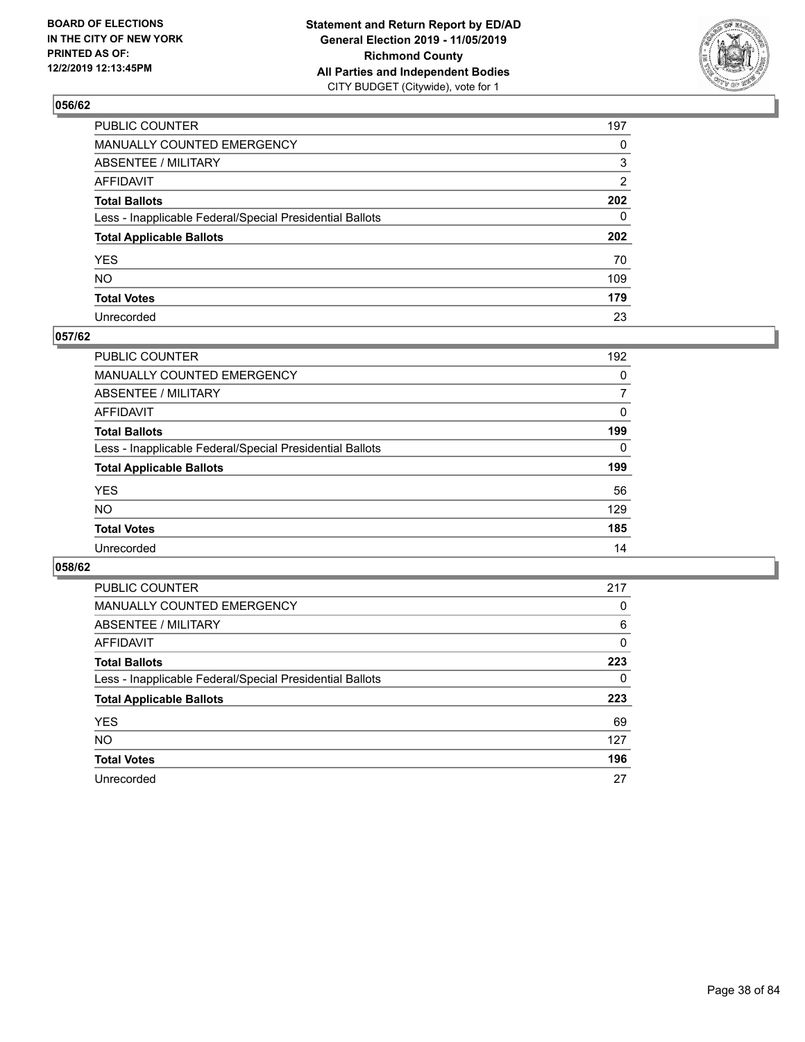BOARD OF ELECTIONS
IN THE CITY OF NEW YORK
PRINTED AS OF:
12/2/2019 12:13:45PM

**Statement and Return Report by ED/AD**
**General Election 2019 - 11/05/2019**
**Richmond County**
**All Parties and Independent Bodies**
CITY BUDGET (Citywide), vote for 1

## 056/62

| | |
|---|---|
| PUBLIC COUNTER | 197 |
| MANUALLY COUNTED EMERGENCY | 0 |
| ABSENTEE / MILITARY | 3 |
| AFFIDAVIT | 2 |
| **Total Ballots** | **202** |
| Less - Inapplicable Federal/Special Presidential Ballots | 0 |
| **Total Applicable Ballots** | **202** |
| YES | 70 |
| NO | 109 |
| **Total Votes** | **179** |
| Unrecorded | 23 |

## 057/62

| | |
|---|---|
| PUBLIC COUNTER | 192 |
| MANUALLY COUNTED EMERGENCY | 0 |
| ABSENTEE / MILITARY | 7 |
| AFFIDAVIT | 0 |
| **Total Ballots** | **199** |
| Less - Inapplicable Federal/Special Presidential Ballots | 0 |
| **Total Applicable Ballots** | **199** |
| YES | 56 |
| NO | 129 |
| **Total Votes** | **185** |
| Unrecorded | 14 |

## 058/62

| | |
|---|---|
| PUBLIC COUNTER | 217 |
| MANUALLY COUNTED EMERGENCY | 0 |
| ABSENTEE / MILITARY | 6 |
| AFFIDAVIT | 0 |
| **Total Ballots** | **223** |
| Less - Inapplicable Federal/Special Presidential Ballots | 0 |
| **Total Applicable Ballots** | **223** |
| YES | 69 |
| NO | 127 |
| **Total Votes** | **196** |
| Unrecorded | 27 |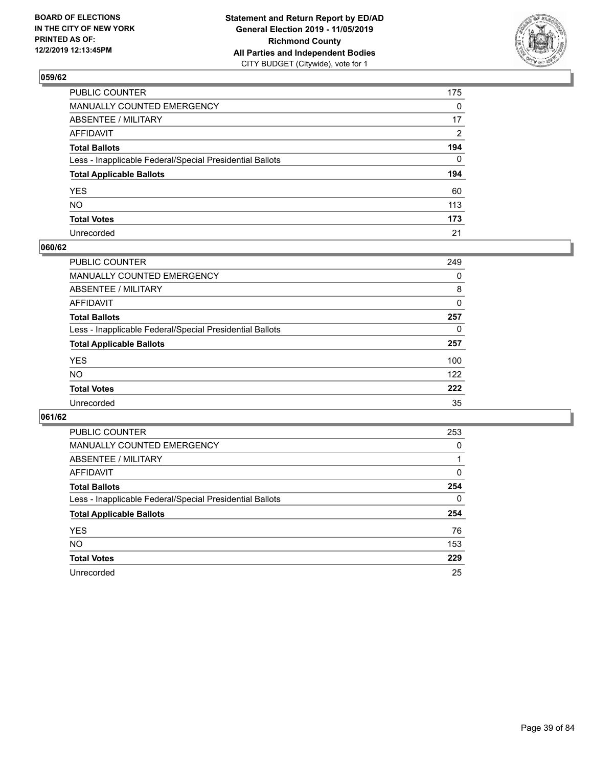BOARD OF ELECTIONS
IN THE CITY OF NEW YORK
PRINTED AS OF:
12/2/2019 12:13:45PM

**Statement and Return Report by ED/AD**
**General Election 2019 - 11/05/2019**
**Richmond County**
**All Parties and Independent Bodies**
CITY BUDGET (Citywide), vote for 1

## 059/62

| | |
|---|---|
| PUBLIC COUNTER | 175 |
| MANUALLY COUNTED EMERGENCY | 0 |
| ABSENTEE / MILITARY | 17 |
| AFFIDAVIT | 2 |
| **Total Ballots** | **194** |
| Less - Inapplicable Federal/Special Presidential Ballots | 0 |
| **Total Applicable Ballots** | **194** |
| YES | 60 |
| NO | 113 |
| **Total Votes** | **173** |
| Unrecorded | 21 |

## 060/62

| | |
|---|---|
| PUBLIC COUNTER | 249 |
| MANUALLY COUNTED EMERGENCY | 0 |
| ABSENTEE / MILITARY | 8 |
| AFFIDAVIT | 0 |
| **Total Ballots** | **257** |
| Less - Inapplicable Federal/Special Presidential Ballots | 0 |
| **Total Applicable Ballots** | **257** |
| YES | 100 |
| NO | 122 |
| **Total Votes** | **222** |
| Unrecorded | 35 |

## 061/62

| | |
|---|---|
| PUBLIC COUNTER | 253 |
| MANUALLY COUNTED EMERGENCY | 0 |
| ABSENTEE / MILITARY | 1 |
| AFFIDAVIT | 0 |
| **Total Ballots** | **254** |
| Less - Inapplicable Federal/Special Presidential Ballots | 0 |
| **Total Applicable Ballots** | **254** |
| YES | 76 |
| NO | 153 |
| **Total Votes** | **229** |
| Unrecorded | 25 |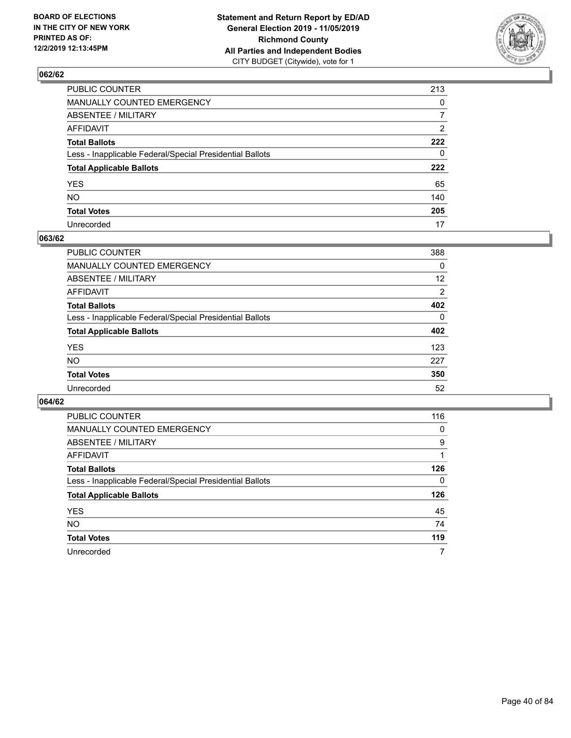## 062/62

| | |
|---|---|
| PUBLIC COUNTER | 213 |
| MANUALLY COUNTED EMERGENCY | 0 |
| ABSENTEE / MILITARY | 7 |
| AFFIDAVIT | 2 |
| **Total Ballots** | **222** |
| Less - Inapplicable Federal/Special Presidential Ballots | 0 |
| **Total Applicable Ballots** | **222** |
| YES | 65 |
| NO | 140 |
| **Total Votes** | **205** |
| Unrecorded | 17 |

## 063/62

| | |
|---|---|
| PUBLIC COUNTER | 388 |
| MANUALLY COUNTED EMERGENCY | 0 |
| ABSENTEE / MILITARY | 12 |
| AFFIDAVIT | 2 |
| **Total Ballots** | **402** |
| Less - Inapplicable Federal/Special Presidential Ballots | 0 |
| **Total Applicable Ballots** | **402** |
| YES | 123 |
| NO | 227 |
| **Total Votes** | **350** |
| Unrecorded | 52 |

## 064/62

| | |
|---|---|
| PUBLIC COUNTER | 116 |
| MANUALLY COUNTED EMERGENCY | 0 |
| ABSENTEE / MILITARY | 9 |
| AFFIDAVIT | 1 |
| **Total Ballots** | **126** |
| Less - Inapplicable Federal/Special Presidential Ballots | 0 |
| **Total Applicable Ballots** | **126** |
| YES | 45 |
| NO | 74 |
| **Total Votes** | **119** |
| Unrecorded | 7 |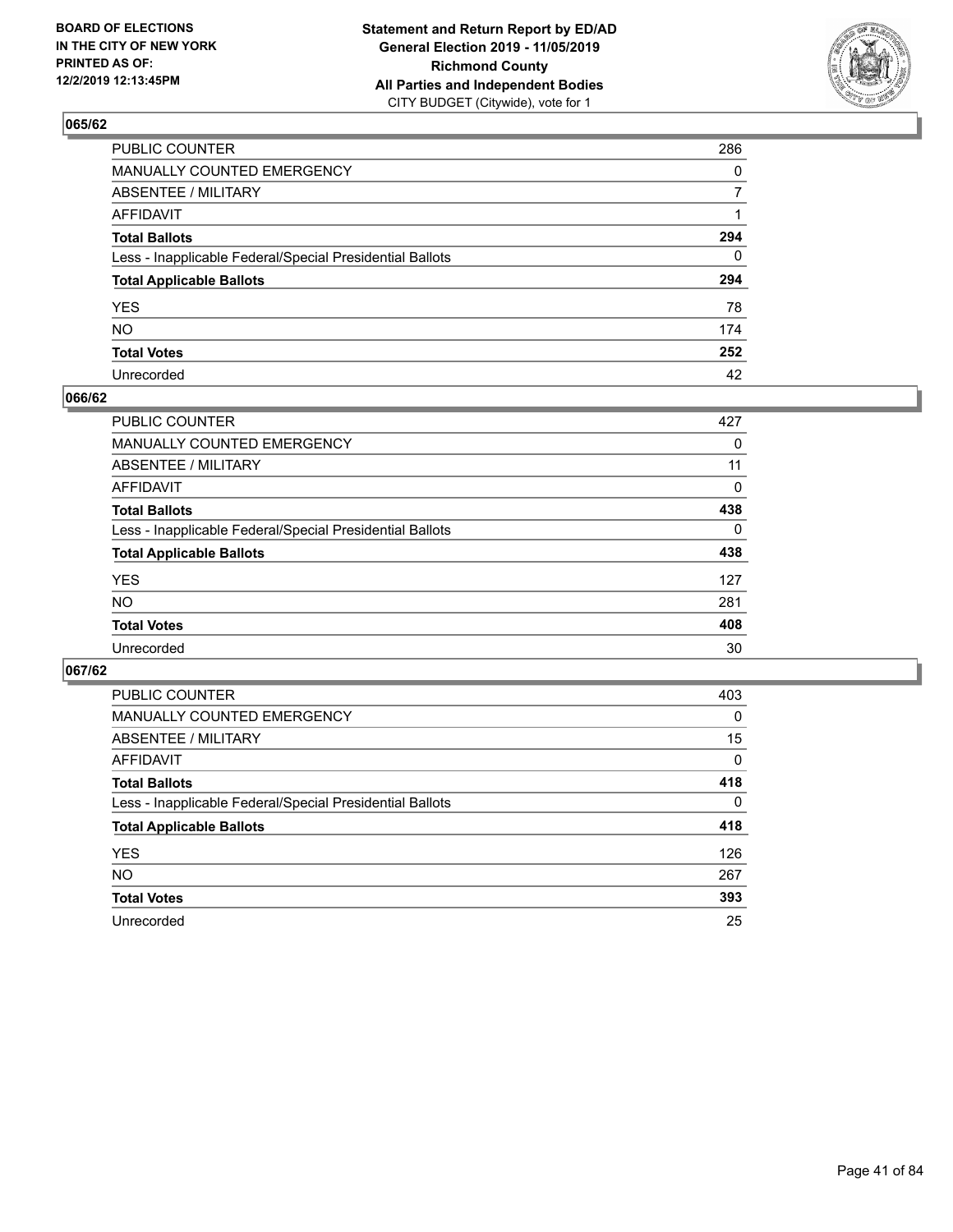**BOARD OF ELECTIONS IN THE CITY OF NEW YORK PRINTED AS OF: 12/2/2019 12:13:45PM**

**Statement and Return Report by ED/AD**
**General Election 2019 - 11/05/2019**
**Richmond County**
**All Parties and Independent Bodies**
CITY BUDGET (Citywide), vote for 1

## 065/62

| | |
|---|---|
| PUBLIC COUNTER | 286 |
| MANUALLY COUNTED EMERGENCY | 0 |
| ABSENTEE / MILITARY | 7 |
| AFFIDAVIT | 1 |
| **Total Ballots** | **294** |
| Less - Inapplicable Federal/Special Presidential Ballots | 0 |
| **Total Applicable Ballots** | **294** |
| YES | 78 |
| NO | 174 |
| **Total Votes** | **252** |
| Unrecorded | 42 |

## 066/62

| | |
|---|---|
| PUBLIC COUNTER | 427 |
| MANUALLY COUNTED EMERGENCY | 0 |
| ABSENTEE / MILITARY | 11 |
| AFFIDAVIT | 0 |
| **Total Ballots** | **438** |
| Less - Inapplicable Federal/Special Presidential Ballots | 0 |
| **Total Applicable Ballots** | **438** |
| YES | 127 |
| NO | 281 |
| **Total Votes** | **408** |
| Unrecorded | 30 |

## 067/62

| | |
|---|---|
| PUBLIC COUNTER | 403 |
| MANUALLY COUNTED EMERGENCY | 0 |
| ABSENTEE / MILITARY | 15 |
| AFFIDAVIT | 0 |
| **Total Ballots** | **418** |
| Less - Inapplicable Federal/Special Presidential Ballots | 0 |
| **Total Applicable Ballots** | **418** |
| YES | 126 |
| NO | 267 |
| **Total Votes** | **393** |
| Unrecorded | 25 |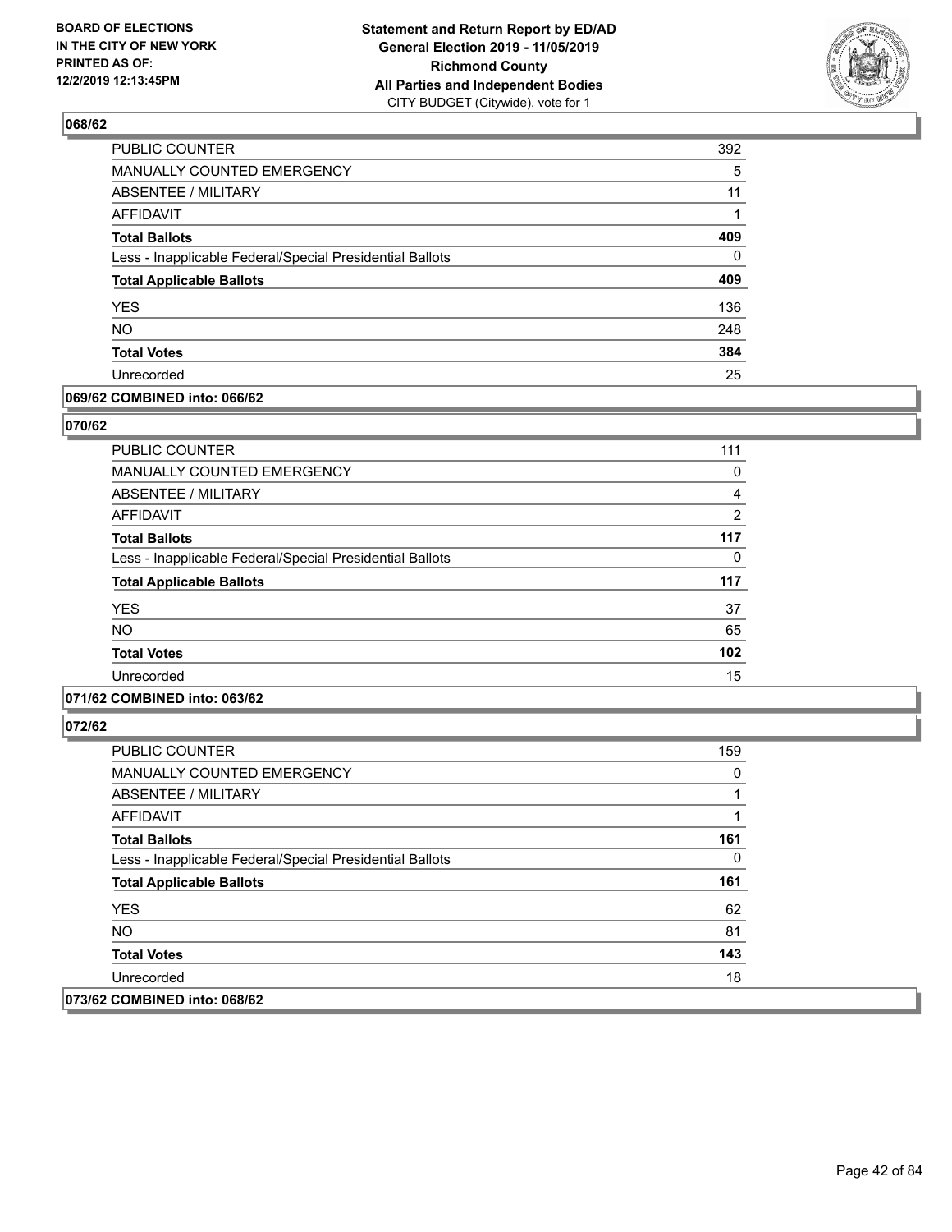### 068/62

| | |
|---|---|
| PUBLIC COUNTER | 392 |
| MANUALLY COUNTED EMERGENCY | 5 |
| ABSENTEE / MILITARY | 11 |
| AFFIDAVIT | 1 |
| **Total Ballots** | **409** |
| Less - Inapplicable Federal/Special Presidential Ballots | 0 |
| **Total Applicable Ballots** | **409** |
| YES | 136 |
| NO | 248 |
| **Total Votes** | **384** |
| Unrecorded | 25 |

### 069/62 COMBINED into: 066/62

### 070/62

| | |
|---|---|
| PUBLIC COUNTER | 111 |
| MANUALLY COUNTED EMERGENCY | 0 |
| ABSENTEE / MILITARY | 4 |
| AFFIDAVIT | 2 |
| **Total Ballots** | **117** |
| Less - Inapplicable Federal/Special Presidential Ballots | 0 |
| **Total Applicable Ballots** | **117** |
| YES | 37 |
| NO | 65 |
| **Total Votes** | **102** |
| Unrecorded | 15 |

### 071/62 COMBINED into: 063/62

### 072/62

| | |
|---|---|
| PUBLIC COUNTER | 159 |
| MANUALLY COUNTED EMERGENCY | 0 |
| ABSENTEE / MILITARY | 1 |
| AFFIDAVIT | 1 |
| **Total Ballots** | **161** |
| Less - Inapplicable Federal/Special Presidential Ballots | 0 |
| **Total Applicable Ballots** | **161** |
| YES | 62 |
| NO | 81 |
| **Total Votes** | **143** |
| Unrecorded | 18 |

### 073/62 COMBINED into: 068/62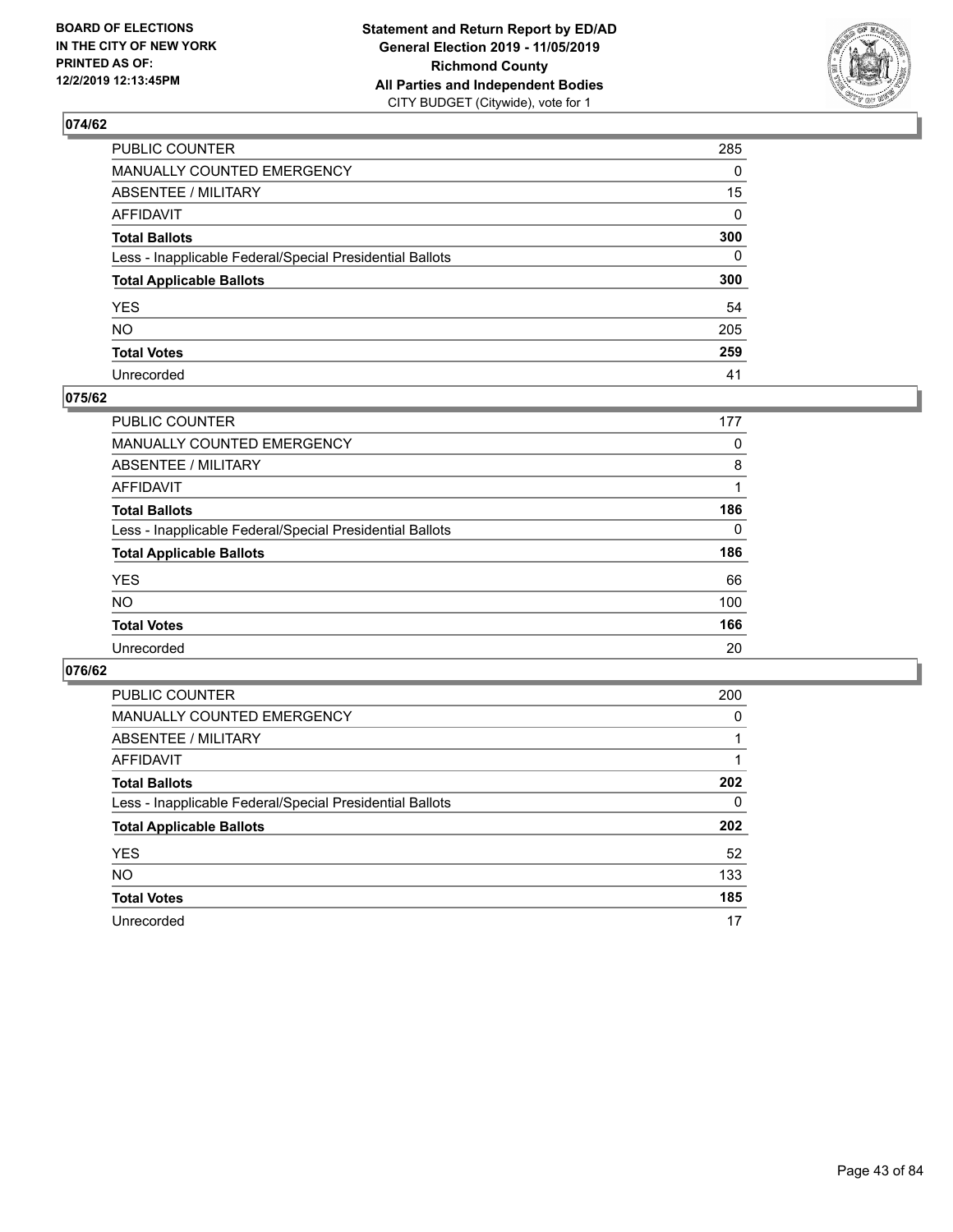**BOARD OF ELECTIONS IN THE CITY OF NEW YORK PRINTED AS OF: 12/2/2019 12:13:45PM**

**Statement and Return Report by ED/AD General Election 2019 - 11/05/2019 Richmond County All Parties and Independent Bodies** CITY BUDGET (Citywide), vote for 1

## 074/62

| | |
|---|---|
| PUBLIC COUNTER | 285 |
| MANUALLY COUNTED EMERGENCY | 0 |
| ABSENTEE / MILITARY | 15 |
| AFFIDAVIT | 0 |
| **Total Ballots** | **300** |
| Less - Inapplicable Federal/Special Presidential Ballots | 0 |
| **Total Applicable Ballots** | **300** |
| YES | 54 |
| NO | 205 |
| **Total Votes** | **259** |
| Unrecorded | 41 |

## 075/62

| | |
|---|---|
| PUBLIC COUNTER | 177 |
| MANUALLY COUNTED EMERGENCY | 0 |
| ABSENTEE / MILITARY | 8 |
| AFFIDAVIT | 1 |
| **Total Ballots** | **186** |
| Less - Inapplicable Federal/Special Presidential Ballots | 0 |
| **Total Applicable Ballots** | **186** |
| YES | 66 |
| NO | 100 |
| **Total Votes** | **166** |
| Unrecorded | 20 |

## 076/62

| | |
|---|---|
| PUBLIC COUNTER | 200 |
| MANUALLY COUNTED EMERGENCY | 0 |
| ABSENTEE / MILITARY | 1 |
| AFFIDAVIT | 1 |
| **Total Ballots** | **202** |
| Less - Inapplicable Federal/Special Presidential Ballots | 0 |
| **Total Applicable Ballots** | **202** |
| YES | 52 |
| NO | 133 |
| **Total Votes** | **185** |
| Unrecorded | 17 |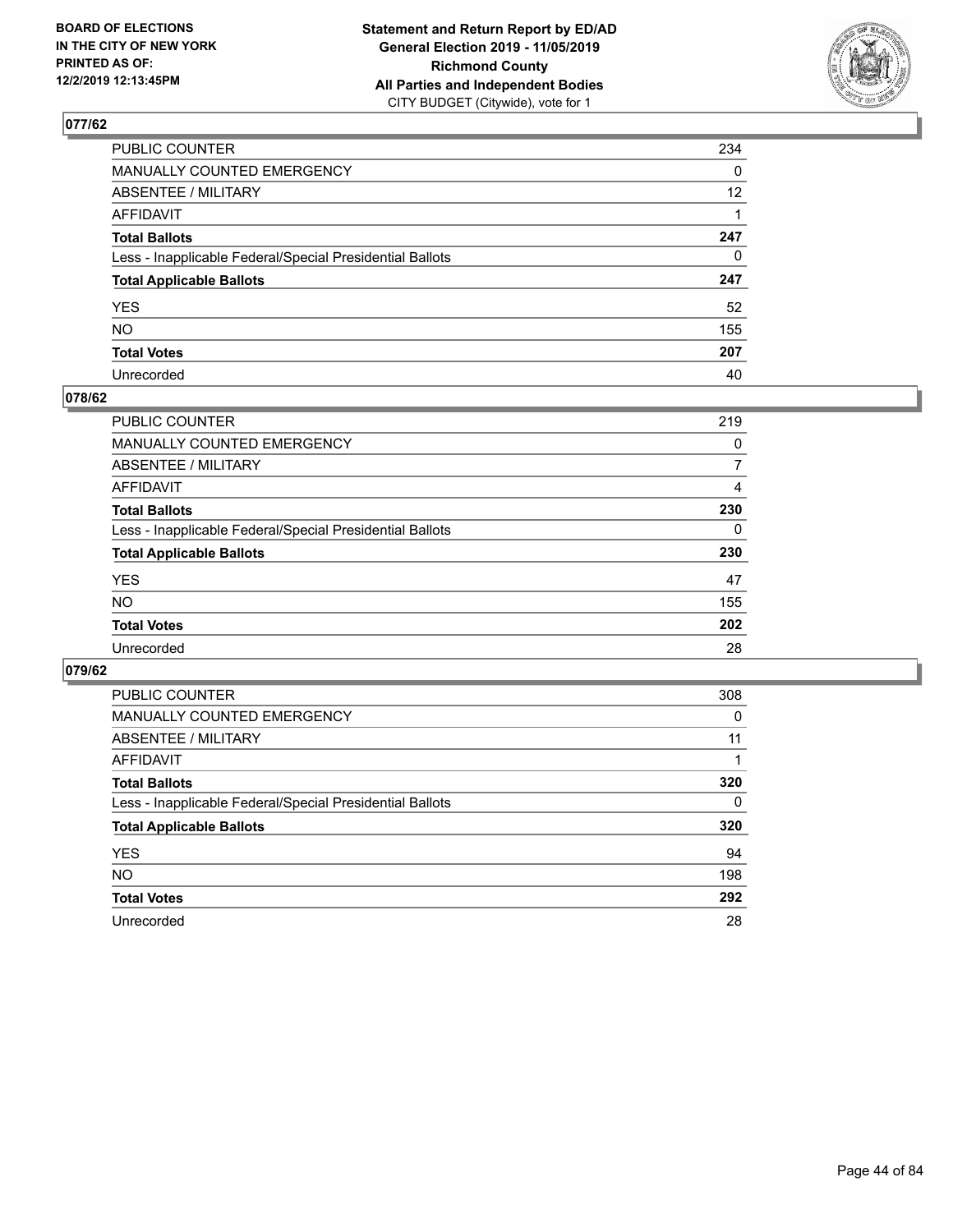BOARD OF ELECTIONS
IN THE CITY OF NEW YORK
PRINTED AS OF:
12/2/2019 12:13:45PM

**Statement and Return Report by ED/AD**
**General Election 2019 - 11/05/2019**
**Richmond County**
**All Parties and Independent Bodies**
CITY BUDGET (Citywide), vote for 1

## 077/62

| | |
|---|---|
| PUBLIC COUNTER | 234 |
| MANUALLY COUNTED EMERGENCY | 0 |
| ABSENTEE / MILITARY | 12 |
| AFFIDAVIT | 1 |
| **Total Ballots** | **247** |
| Less - Inapplicable Federal/Special Presidential Ballots | 0 |
| **Total Applicable Ballots** | **247** |
| YES | 52 |
| NO | 155 |
| **Total Votes** | **207** |
| Unrecorded | 40 |

## 078/62

| | |
|---|---|
| PUBLIC COUNTER | 219 |
| MANUALLY COUNTED EMERGENCY | 0 |
| ABSENTEE / MILITARY | 7 |
| AFFIDAVIT | 4 |
| **Total Ballots** | **230** |
| Less - Inapplicable Federal/Special Presidential Ballots | 0 |
| **Total Applicable Ballots** | **230** |
| YES | 47 |
| NO | 155 |
| **Total Votes** | **202** |
| Unrecorded | 28 |

## 079/62

| | |
|---|---|
| PUBLIC COUNTER | 308 |
| MANUALLY COUNTED EMERGENCY | 0 |
| ABSENTEE / MILITARY | 11 |
| AFFIDAVIT | 1 |
| **Total Ballots** | **320** |
| Less - Inapplicable Federal/Special Presidential Ballots | 0 |
| **Total Applicable Ballots** | **320** |
| YES | 94 |
| NO | 198 |
| **Total Votes** | **292** |
| Unrecorded | 28 |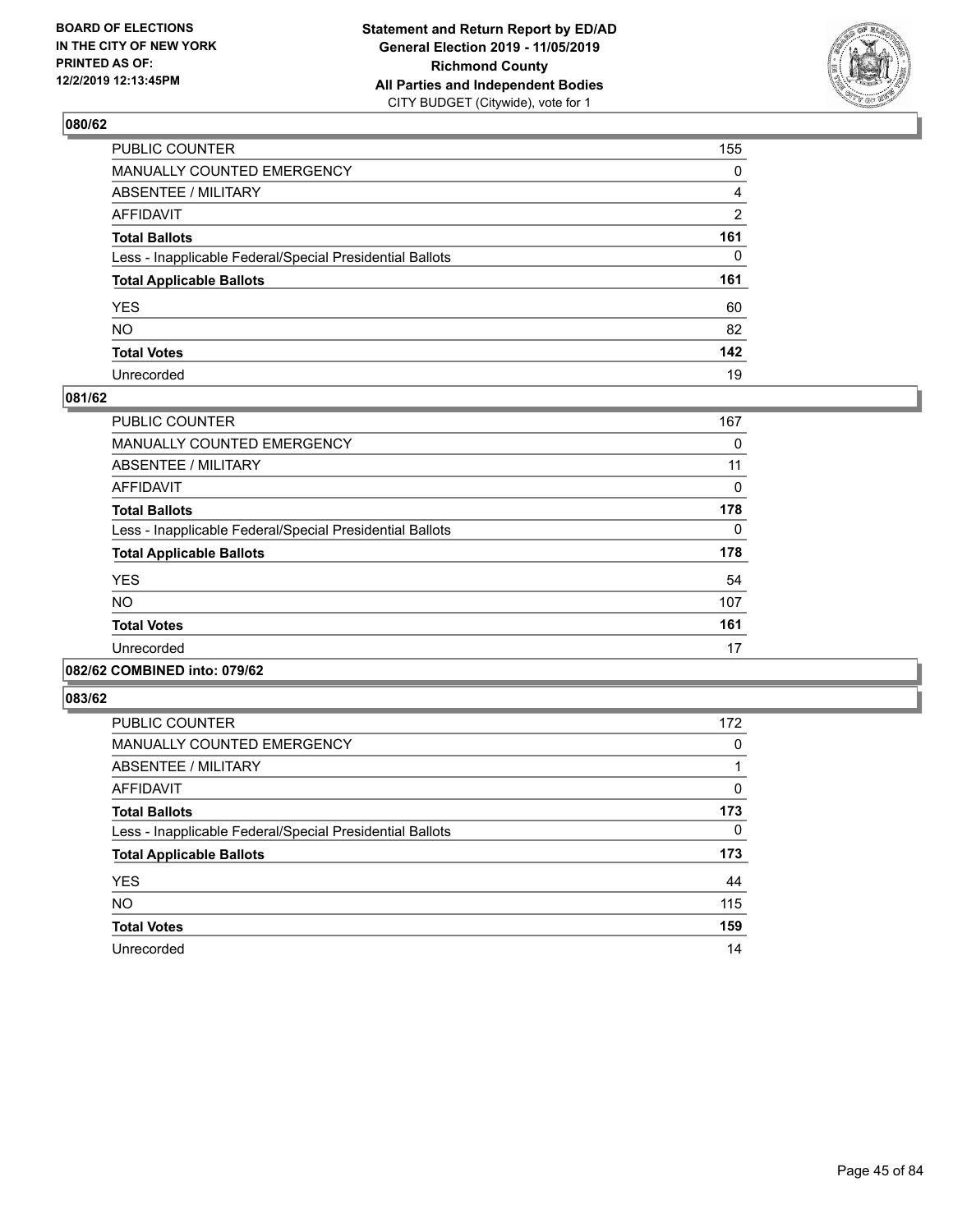## 080/62

| | |
|---|---|
| PUBLIC COUNTER | 155 |
| MANUALLY COUNTED EMERGENCY | 0 |
| ABSENTEE / MILITARY | 4 |
| AFFIDAVIT | 2 |
| **Total Ballots** | **161** |
| Less - Inapplicable Federal/Special Presidential Ballots | 0 |
| **Total Applicable Ballots** | **161** |
| YES | 60 |
| NO | 82 |
| **Total Votes** | **142** |
| Unrecorded | 19 |

## 081/62

| | |
|---|---|
| PUBLIC COUNTER | 167 |
| MANUALLY COUNTED EMERGENCY | 0 |
| ABSENTEE / MILITARY | 11 |
| AFFIDAVIT | 0 |
| **Total Ballots** | **178** |
| Less - Inapplicable Federal/Special Presidential Ballots | 0 |
| **Total Applicable Ballots** | **178** |
| YES | 54 |
| NO | 107 |
| **Total Votes** | **161** |
| Unrecorded | 17 |

## 082/62 COMBINED into: 079/62

## 083/62

| | |
|---|---|
| PUBLIC COUNTER | 172 |
| MANUALLY COUNTED EMERGENCY | 0 |
| ABSENTEE / MILITARY | 1 |
| AFFIDAVIT | 0 |
| **Total Ballots** | **173** |
| Less - Inapplicable Federal/Special Presidential Ballots | 0 |
| **Total Applicable Ballots** | **173** |
| YES | 44 |
| NO | 115 |
| **Total Votes** | **159** |
| Unrecorded | 14 |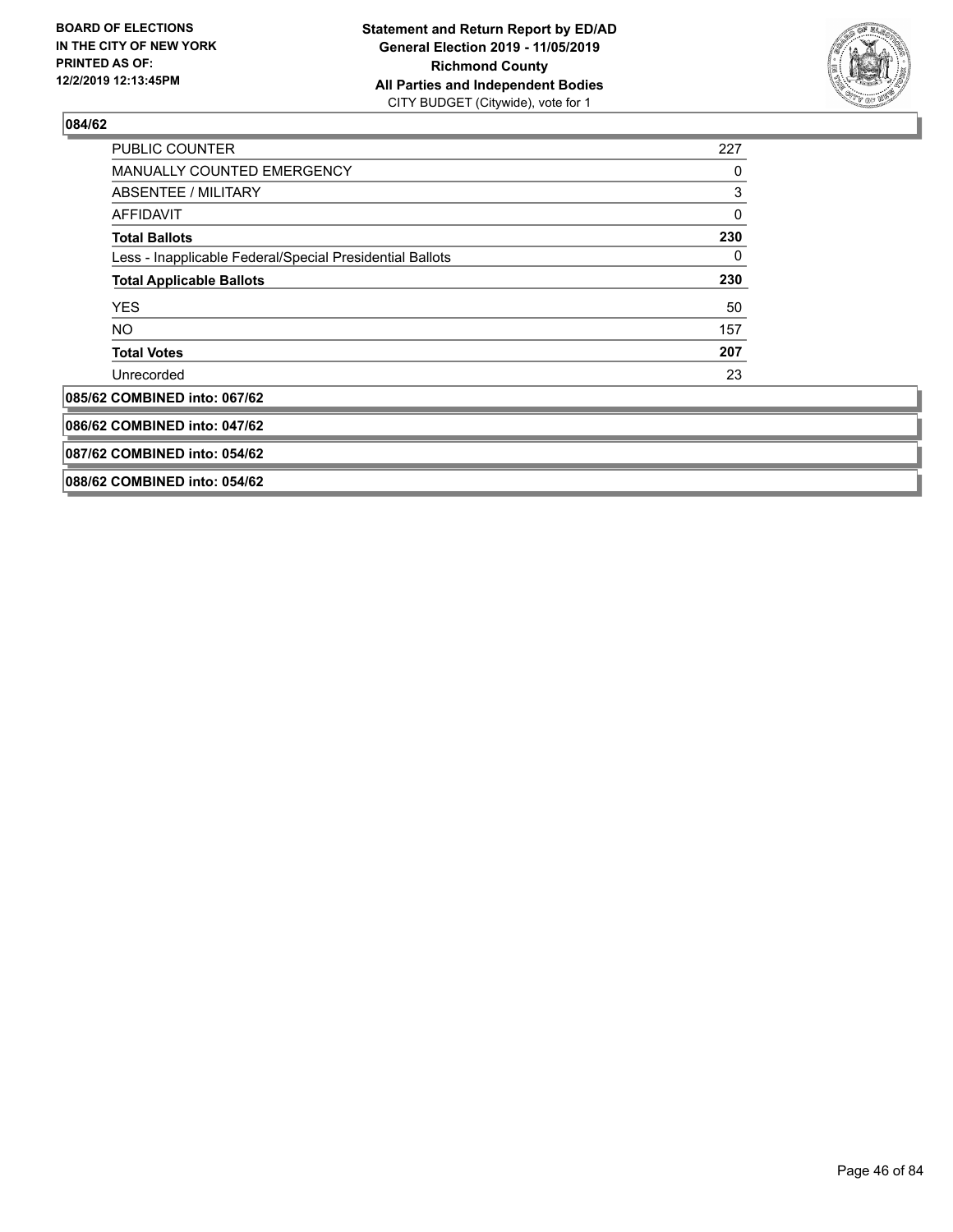**084/62**

| | |
|---|---|
| PUBLIC COUNTER | 227 |
| MANUALLY COUNTED EMERGENCY | 0 |
| ABSENTEE / MILITARY | 3 |
| AFFIDAVIT | 0 |
| **Total Ballots** | **230** |
| Less - Inapplicable Federal/Special Presidential Ballots | 0 |
| **Total Applicable Ballots** | **230** |
| YES | 50 |
| NO | 157 |
| **Total Votes** | **207** |
| Unrecorded | 23 |

**085/62 COMBINED into: 067/62**

**086/62 COMBINED into: 047/62**

**087/62 COMBINED into: 054/62**

**088/62 COMBINED into: 054/62**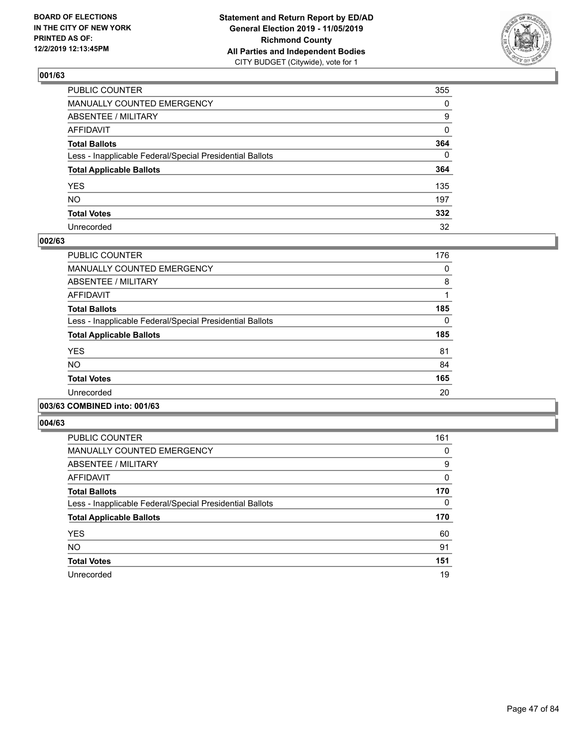**BOARD OF ELECTIONS IN THE CITY OF NEW YORK PRINTED AS OF: 12/2/2019 12:13:45PM**

**Statement and Return Report by ED/AD General Election 2019 - 11/05/2019 Richmond County All Parties and Independent Bodies**
CITY BUDGET (Citywide), vote for 1

### 001/63

| | |
|---|---|
| PUBLIC COUNTER | 355 |
| MANUALLY COUNTED EMERGENCY | 0 |
| ABSENTEE / MILITARY | 9 |
| AFFIDAVIT | 0 |
| **Total Ballots** | **364** |
| Less - Inapplicable Federal/Special Presidential Ballots | 0 |
| **Total Applicable Ballots** | **364** |
| YES | 135 |
| NO | 197 |
| **Total Votes** | **332** |
| Unrecorded | 32 |

### 002/63

| | |
|---|---|
| PUBLIC COUNTER | 176 |
| MANUALLY COUNTED EMERGENCY | 0 |
| ABSENTEE / MILITARY | 8 |
| AFFIDAVIT | 1 |
| **Total Ballots** | **185** |
| Less - Inapplicable Federal/Special Presidential Ballots | 0 |
| **Total Applicable Ballots** | **185** |
| YES | 81 |
| NO | 84 |
| **Total Votes** | **165** |
| Unrecorded | 20 |

### 003/63 COMBINED into: 001/63

### 004/63

| | |
|---|---|
| PUBLIC COUNTER | 161 |
| MANUALLY COUNTED EMERGENCY | 0 |
| ABSENTEE / MILITARY | 9 |
| AFFIDAVIT | 0 |
| **Total Ballots** | **170** |
| Less - Inapplicable Federal/Special Presidential Ballots | 0 |
| **Total Applicable Ballots** | **170** |
| YES | 60 |
| NO | 91 |
| **Total Votes** | **151** |
| Unrecorded | 19 |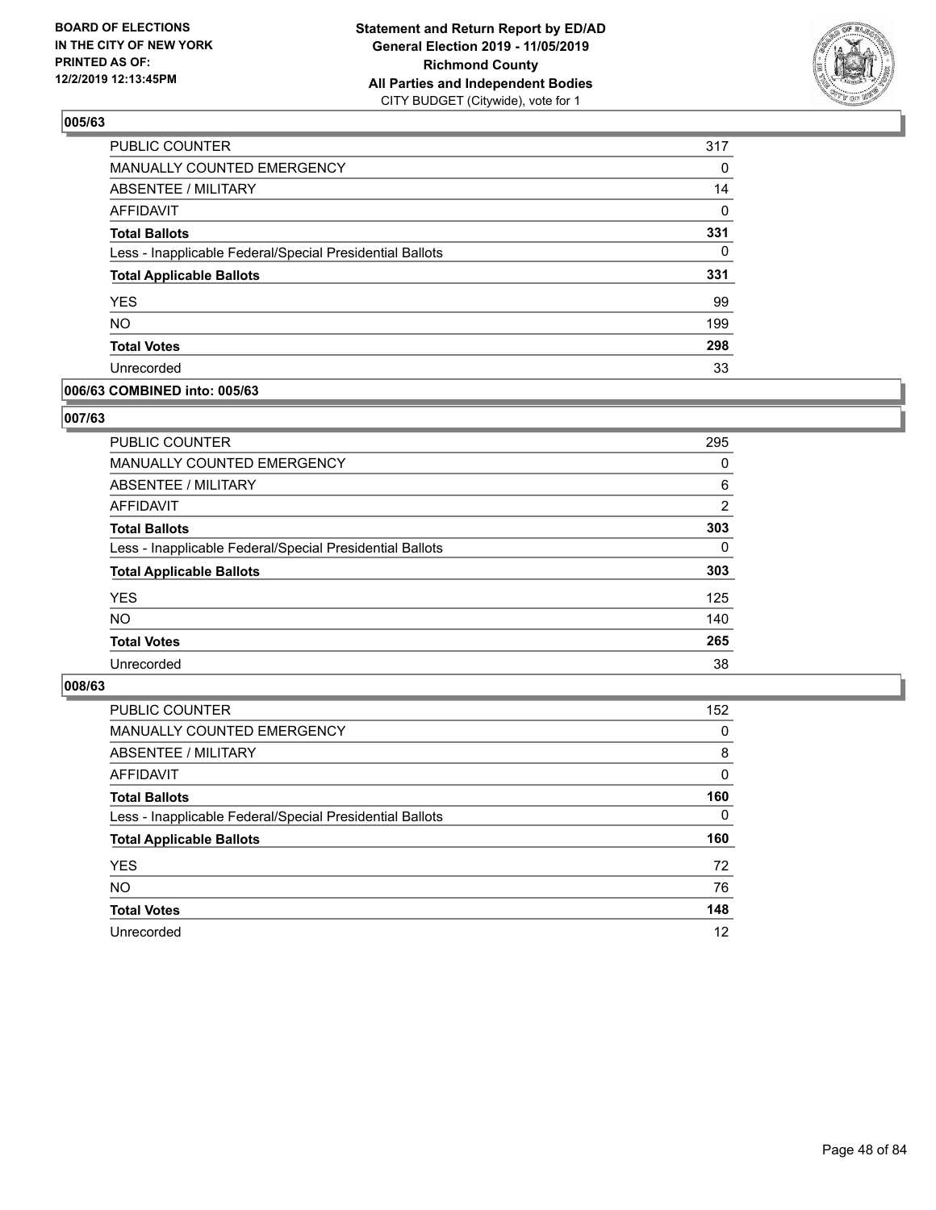BOARD OF ELECTIONS IN THE CITY OF NEW YORK PRINTED AS OF: 12/2/2019 12:13:45PM

**Statement and Return Report by ED/AD General Election 2019 - 11/05/2019 Richmond County All Parties and Independent Bodies**
CITY BUDGET (Citywide), vote for 1

### 005/63

| | |
|---|---|
| PUBLIC COUNTER | 317 |
| MANUALLY COUNTED EMERGENCY | 0 |
| ABSENTEE / MILITARY | 14 |
| AFFIDAVIT | 0 |
| **Total Ballots** | **331** |
| Less - Inapplicable Federal/Special Presidential Ballots | 0 |
| **Total Applicable Ballots** | **331** |
| YES | 99 |
| NO | 199 |
| **Total Votes** | **298** |
| Unrecorded | 33 |

### 006/63 COMBINED into: 005/63

### 007/63

| | |
|---|---|
| PUBLIC COUNTER | 295 |
| MANUALLY COUNTED EMERGENCY | 0 |
| ABSENTEE / MILITARY | 6 |
| AFFIDAVIT | 2 |
| **Total Ballots** | **303** |
| Less - Inapplicable Federal/Special Presidential Ballots | 0 |
| **Total Applicable Ballots** | **303** |
| YES | 125 |
| NO | 140 |
| **Total Votes** | **265** |
| Unrecorded | 38 |

### 008/63

| | |
|---|---|
| PUBLIC COUNTER | 152 |
| MANUALLY COUNTED EMERGENCY | 0 |
| ABSENTEE / MILITARY | 8 |
| AFFIDAVIT | 0 |
| **Total Ballots** | **160** |
| Less - Inapplicable Federal/Special Presidential Ballots | 0 |
| **Total Applicable Ballots** | **160** |
| YES | 72 |
| NO | 76 |
| **Total Votes** | **148** |
| Unrecorded | 12 |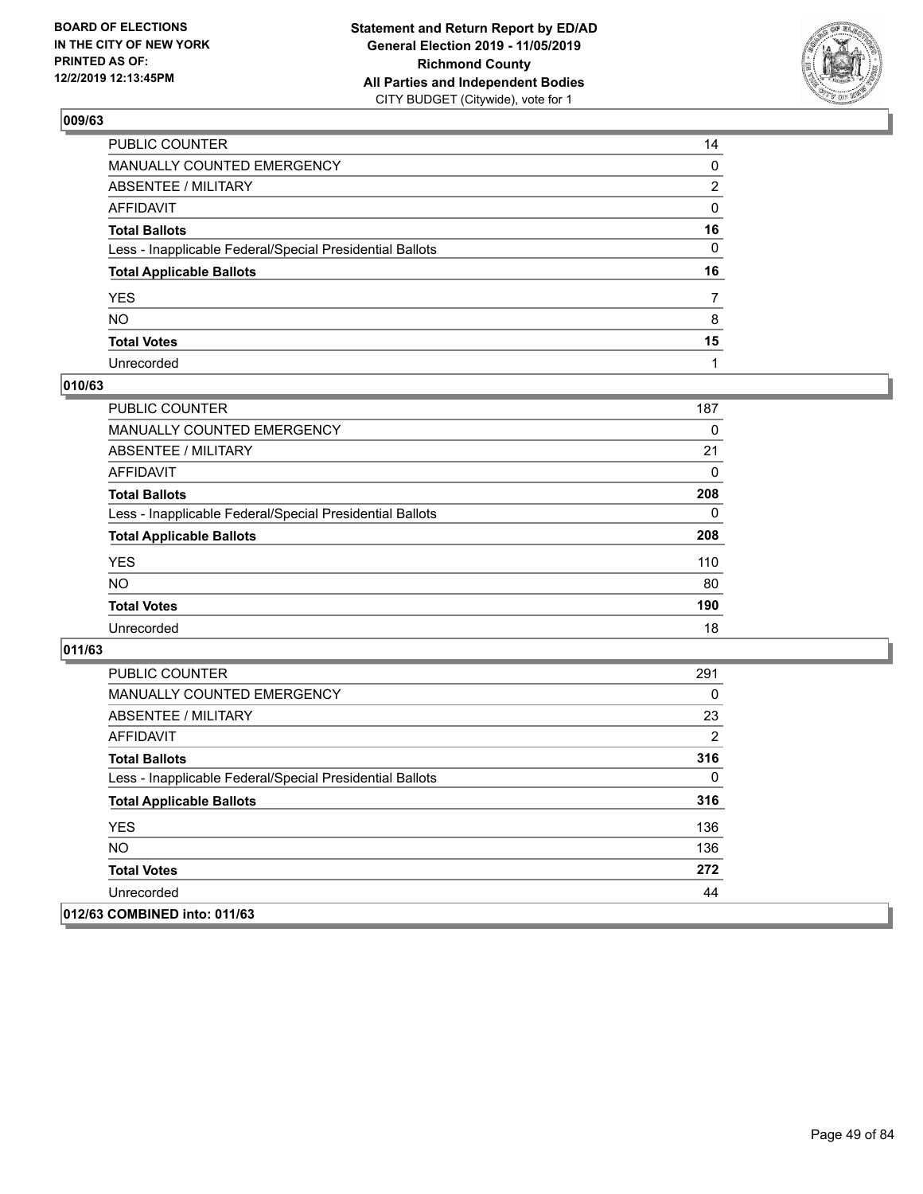## 009/63

| | |
|---|---|
| PUBLIC COUNTER | 14 |
| MANUALLY COUNTED EMERGENCY | 0 |
| ABSENTEE / MILITARY | 2 |
| AFFIDAVIT | 0 |
| **Total Ballots** | **16** |
| Less - Inapplicable Federal/Special Presidential Ballots | 0 |
| **Total Applicable Ballots** | **16** |
| YES | 7 |
| NO | 8 |
| **Total Votes** | **15** |
| Unrecorded | 1 |

## 010/63

| | |
|---|---|
| PUBLIC COUNTER | 187 |
| MANUALLY COUNTED EMERGENCY | 0 |
| ABSENTEE / MILITARY | 21 |
| AFFIDAVIT | 0 |
| **Total Ballots** | **208** |
| Less - Inapplicable Federal/Special Presidential Ballots | 0 |
| **Total Applicable Ballots** | **208** |
| YES | 110 |
| NO | 80 |
| **Total Votes** | **190** |
| Unrecorded | 18 |

## 011/63

| | |
|---|---|
| PUBLIC COUNTER | 291 |
| MANUALLY COUNTED EMERGENCY | 0 |
| ABSENTEE / MILITARY | 23 |
| AFFIDAVIT | 2 |
| **Total Ballots** | **316** |
| Less - Inapplicable Federal/Special Presidential Ballots | 0 |
| **Total Applicable Ballots** | **316** |
| YES | 136 |
| NO | 136 |
| **Total Votes** | **272** |
| Unrecorded | 44 |

## 012/63 COMBINED into: 011/63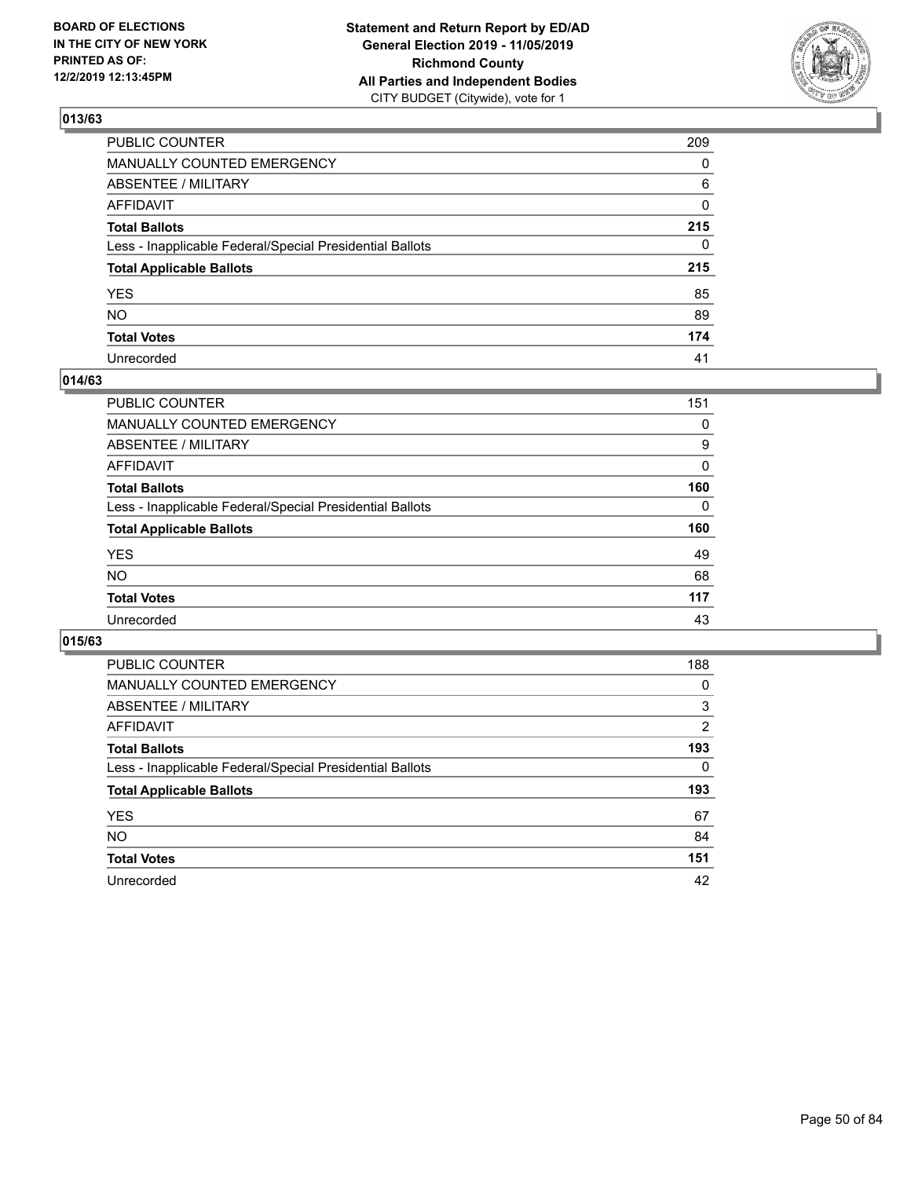BOARD OF ELECTIONS
IN THE CITY OF NEW YORK
PRINTED AS OF:
12/2/2019 12:13:45PM

**Statement and Return Report by ED/AD**
**General Election 2019 - 11/05/2019**
**Richmond County**
**All Parties and Independent Bodies**
CITY BUDGET (Citywide), vote for 1

## 013/63

| | |
|---|---|
| PUBLIC COUNTER | 209 |
| MANUALLY COUNTED EMERGENCY | 0 |
| ABSENTEE / MILITARY | 6 |
| AFFIDAVIT | 0 |
| **Total Ballots** | **215** |
| Less - Inapplicable Federal/Special Presidential Ballots | 0 |
| **Total Applicable Ballots** | **215** |
| YES | 85 |
| NO | 89 |
| **Total Votes** | **174** |
| Unrecorded | 41 |

## 014/63

| | |
|---|---|
| PUBLIC COUNTER | 151 |
| MANUALLY COUNTED EMERGENCY | 0 |
| ABSENTEE / MILITARY | 9 |
| AFFIDAVIT | 0 |
| **Total Ballots** | **160** |
| Less - Inapplicable Federal/Special Presidential Ballots | 0 |
| **Total Applicable Ballots** | **160** |
| YES | 49 |
| NO | 68 |
| **Total Votes** | **117** |
| Unrecorded | 43 |

## 015/63

| | |
|---|---|
| PUBLIC COUNTER | 188 |
| MANUALLY COUNTED EMERGENCY | 0 |
| ABSENTEE / MILITARY | 3 |
| AFFIDAVIT | 2 |
| **Total Ballots** | **193** |
| Less - Inapplicable Federal/Special Presidential Ballots | 0 |
| **Total Applicable Ballots** | **193** |
| YES | 67 |
| NO | 84 |
| **Total Votes** | **151** |
| Unrecorded | 42 |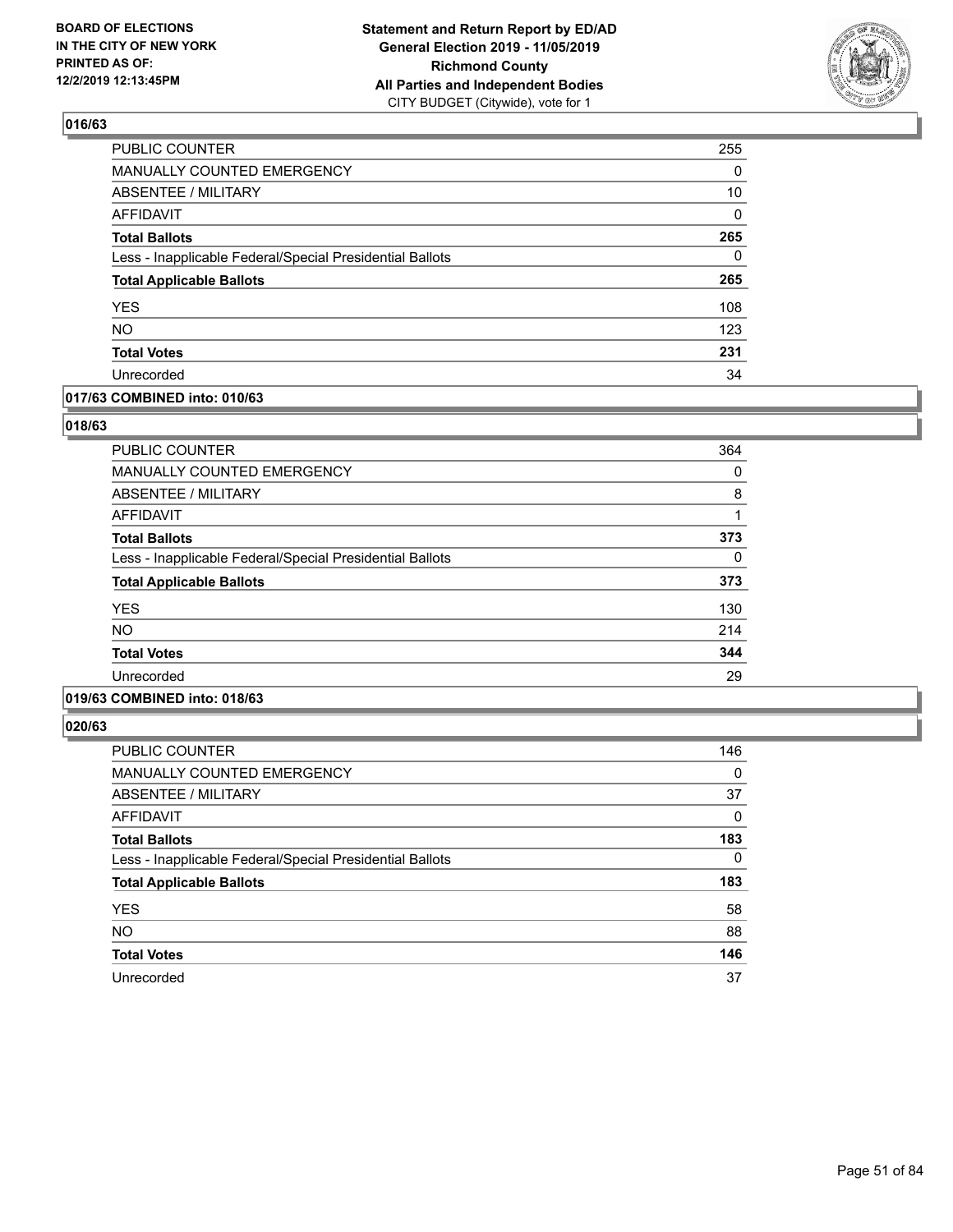**016/63**

| | |
|---|---|
| PUBLIC COUNTER | 255 |
| MANUALLY COUNTED EMERGENCY | 0 |
| ABSENTEE / MILITARY | 10 |
| AFFIDAVIT | 0 |
| **Total Ballots** | **265** |
| Less - Inapplicable Federal/Special Presidential Ballots | 0 |
| **Total Applicable Ballots** | **265** |
| YES | 108 |
| NO | 123 |
| **Total Votes** | **231** |
| Unrecorded | 34 |

**017/63 COMBINED into: 010/63**

**018/63**

| | |
|---|---|
| PUBLIC COUNTER | 364 |
| MANUALLY COUNTED EMERGENCY | 0 |
| ABSENTEE / MILITARY | 8 |
| AFFIDAVIT | 1 |
| **Total Ballots** | **373** |
| Less - Inapplicable Federal/Special Presidential Ballots | 0 |
| **Total Applicable Ballots** | **373** |
| YES | 130 |
| NO | 214 |
| **Total Votes** | **344** |
| Unrecorded | 29 |

**019/63 COMBINED into: 018/63**

**020/63**

| | |
|---|---|
| PUBLIC COUNTER | 146 |
| MANUALLY COUNTED EMERGENCY | 0 |
| ABSENTEE / MILITARY | 37 |
| AFFIDAVIT | 0 |
| **Total Ballots** | **183** |
| Less - Inapplicable Federal/Special Presidential Ballots | 0 |
| **Total Applicable Ballots** | **183** |
| YES | 58 |
| NO | 88 |
| **Total Votes** | **146** |
| Unrecorded | 37 |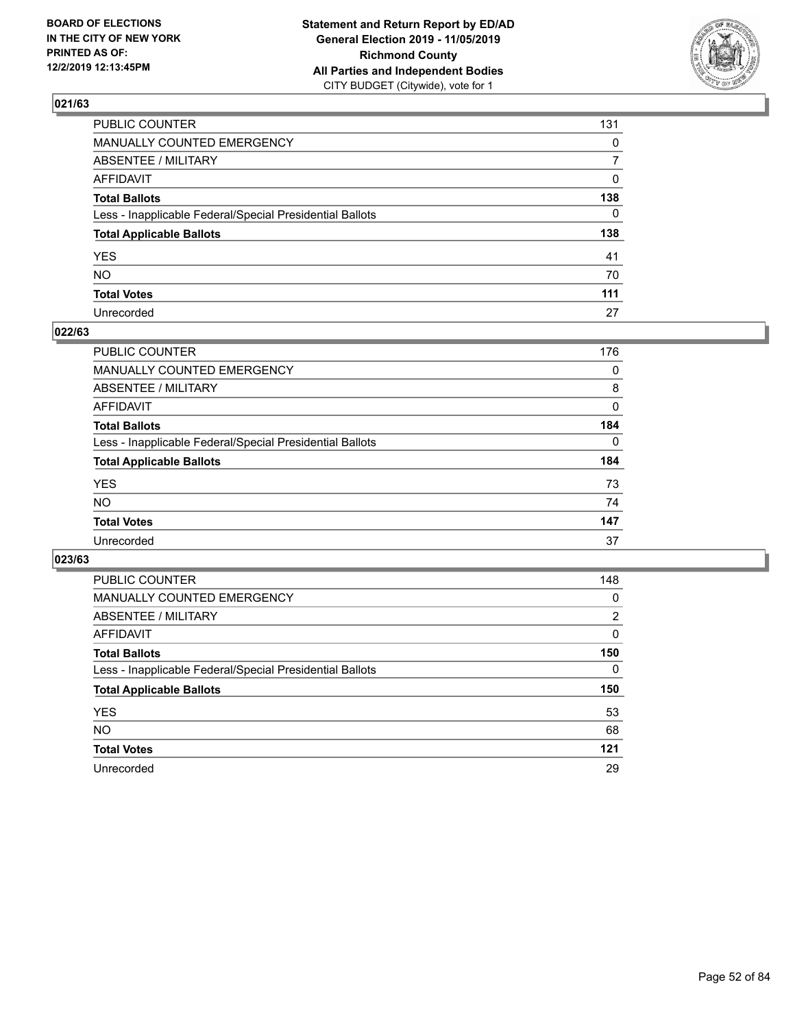**BOARD OF ELECTIONS IN THE CITY OF NEW YORK PRINTED AS OF: 12/2/2019 12:13:45PM**

**Statement and Return Report by ED/AD General Election 2019 - 11/05/2019 Richmond County All Parties and Independent Bodies**
CITY BUDGET (Citywide), vote for 1

## 021/63

| | |
|---|---|
| PUBLIC COUNTER | 131 |
| MANUALLY COUNTED EMERGENCY | 0 |
| ABSENTEE / MILITARY | 7 |
| AFFIDAVIT | 0 |
| **Total Ballots** | **138** |
| Less - Inapplicable Federal/Special Presidential Ballots | 0 |
| **Total Applicable Ballots** | **138** |
| YES | 41 |
| NO | 70 |
| **Total Votes** | **111** |
| Unrecorded | 27 |

## 022/63

| | |
|---|---|
| PUBLIC COUNTER | 176 |
| MANUALLY COUNTED EMERGENCY | 0 |
| ABSENTEE / MILITARY | 8 |
| AFFIDAVIT | 0 |
| **Total Ballots** | **184** |
| Less - Inapplicable Federal/Special Presidential Ballots | 0 |
| **Total Applicable Ballots** | **184** |
| YES | 73 |
| NO | 74 |
| **Total Votes** | **147** |
| Unrecorded | 37 |

## 023/63

| | |
|---|---|
| PUBLIC COUNTER | 148 |
| MANUALLY COUNTED EMERGENCY | 0 |
| ABSENTEE / MILITARY | 2 |
| AFFIDAVIT | 0 |
| **Total Ballots** | **150** |
| Less - Inapplicable Federal/Special Presidential Ballots | 0 |
| **Total Applicable Ballots** | **150** |
| YES | 53 |
| NO | 68 |
| **Total Votes** | **121** |
| Unrecorded | 29 |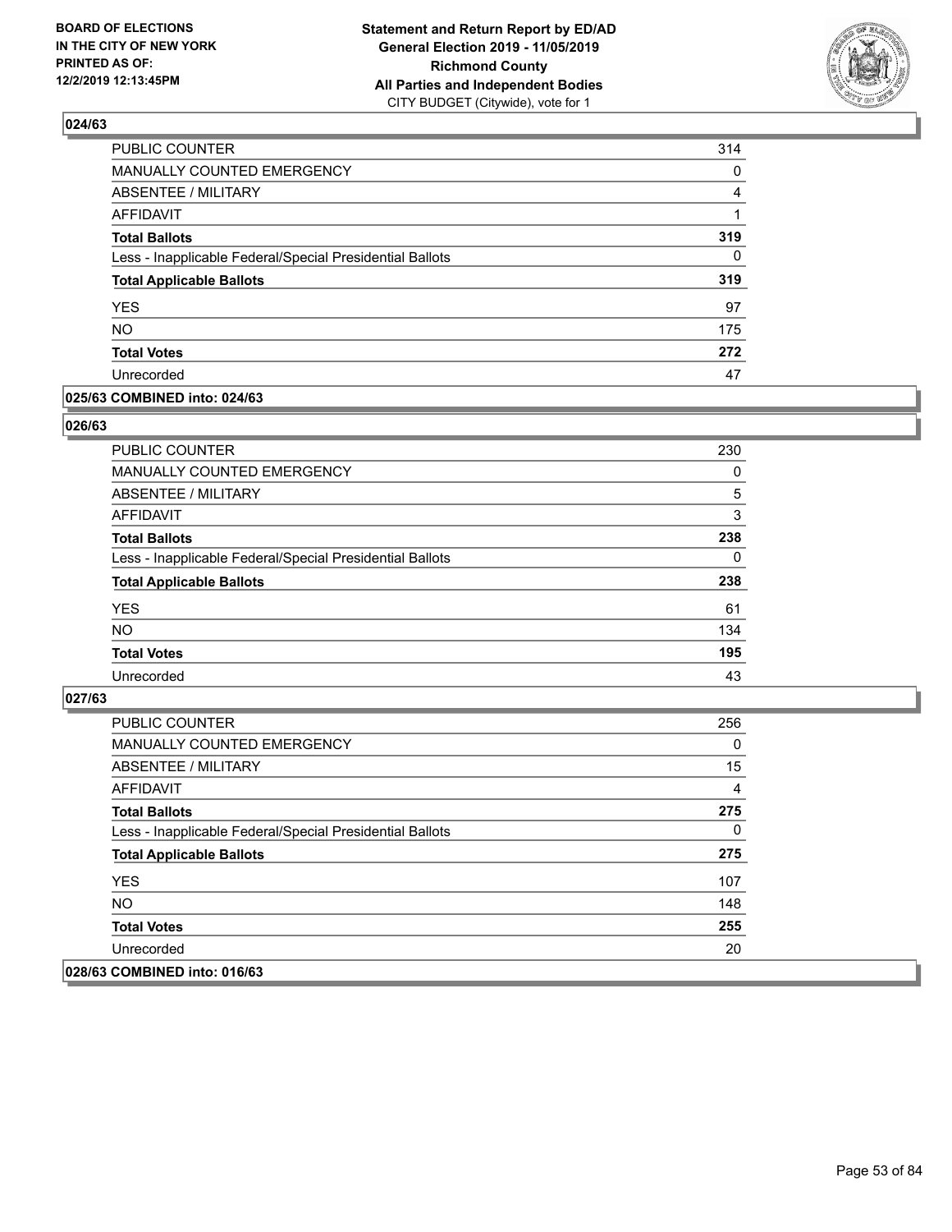**BOARD OF ELECTIONS IN THE CITY OF NEW YORK PRINTED AS OF: 12/2/2019 12:13:45PM**

**Statement and Return Report by ED/AD General Election 2019 - 11/05/2019 Richmond County All Parties and Independent Bodies** CITY BUDGET (Citywide), vote for 1

### 024/63

| | |
|---|---|
| PUBLIC COUNTER | 314 |
| MANUALLY COUNTED EMERGENCY | 0 |
| ABSENTEE / MILITARY | 4 |
| AFFIDAVIT | 1 |
| **Total Ballots** | **319** |
| Less - Inapplicable Federal/Special Presidential Ballots | 0 |
| **Total Applicable Ballots** | **319** |
| YES | 97 |
| NO | 175 |
| **Total Votes** | **272** |
| Unrecorded | 47 |

### 025/63 COMBINED into: 024/63

### 026/63

| | |
|---|---|
| PUBLIC COUNTER | 230 |
| MANUALLY COUNTED EMERGENCY | 0 |
| ABSENTEE / MILITARY | 5 |
| AFFIDAVIT | 3 |
| **Total Ballots** | **238** |
| Less - Inapplicable Federal/Special Presidential Ballots | 0 |
| **Total Applicable Ballots** | **238** |
| YES | 61 |
| NO | 134 |
| **Total Votes** | **195** |
| Unrecorded | 43 |

### 027/63

| | |
|---|---|
| PUBLIC COUNTER | 256 |
| MANUALLY COUNTED EMERGENCY | 0 |
| ABSENTEE / MILITARY | 15 |
| AFFIDAVIT | 4 |
| **Total Ballots** | **275** |
| Less - Inapplicable Federal/Special Presidential Ballots | 0 |
| **Total Applicable Ballots** | **275** |
| YES | 107 |
| NO | 148 |
| **Total Votes** | **255** |
| Unrecorded | 20 |

### 028/63 COMBINED into: 016/63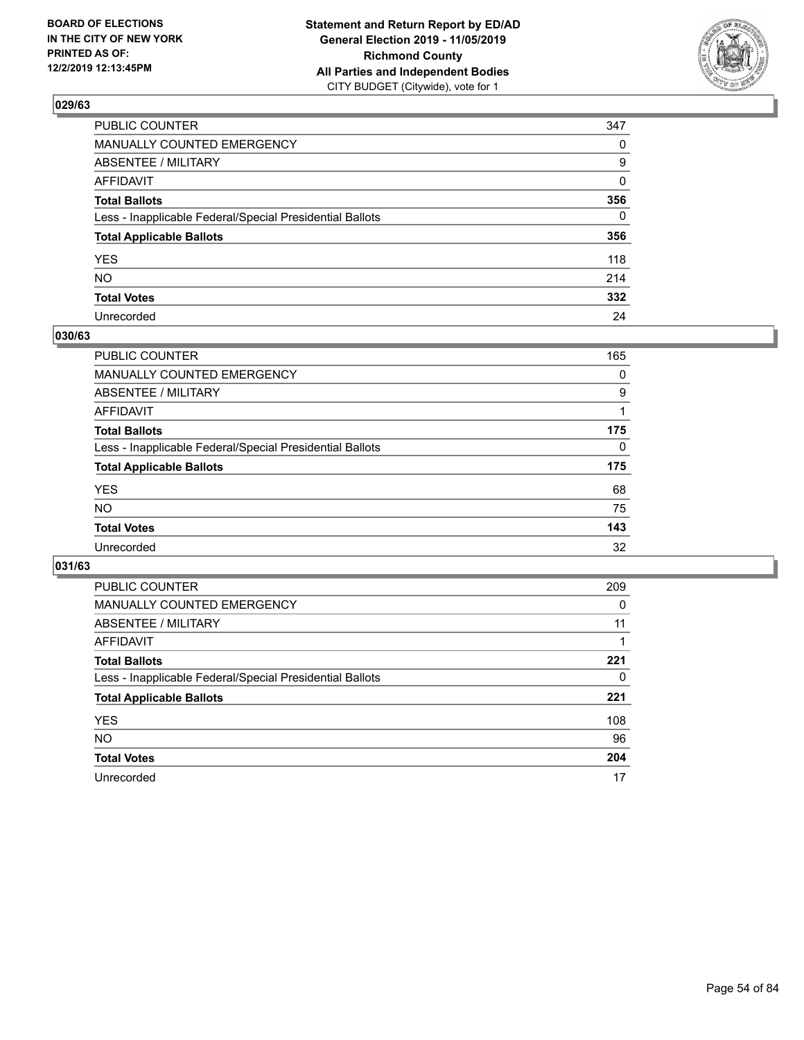BOARD OF ELECTIONS
IN THE CITY OF NEW YORK
PRINTED AS OF:
12/2/2019 12:13:45PM

**Statement and Return Report by ED/AD**
**General Election 2019 - 11/05/2019**
**Richmond County**
**All Parties and Independent Bodies**
CITY BUDGET (Citywide), vote for 1

### 029/63

| | |
|---|---|
| PUBLIC COUNTER | 347 |
| MANUALLY COUNTED EMERGENCY | 0 |
| ABSENTEE / MILITARY | 9 |
| AFFIDAVIT | 0 |
| **Total Ballots** | **356** |
| Less - Inapplicable Federal/Special Presidential Ballots | 0 |
| **Total Applicable Ballots** | **356** |
| YES | 118 |
| NO | 214 |
| **Total Votes** | **332** |
| Unrecorded | 24 |

### 030/63

| | |
|---|---|
| PUBLIC COUNTER | 165 |
| MANUALLY COUNTED EMERGENCY | 0 |
| ABSENTEE / MILITARY | 9 |
| AFFIDAVIT | 1 |
| **Total Ballots** | **175** |
| Less - Inapplicable Federal/Special Presidential Ballots | 0 |
| **Total Applicable Ballots** | **175** |
| YES | 68 |
| NO | 75 |
| **Total Votes** | **143** |
| Unrecorded | 32 |

### 031/63

| | |
|---|---|
| PUBLIC COUNTER | 209 |
| MANUALLY COUNTED EMERGENCY | 0 |
| ABSENTEE / MILITARY | 11 |
| AFFIDAVIT | 1 |
| **Total Ballots** | **221** |
| Less - Inapplicable Federal/Special Presidential Ballots | 0 |
| **Total Applicable Ballots** | **221** |
| YES | 108 |
| NO | 96 |
| **Total Votes** | **204** |
| Unrecorded | 17 |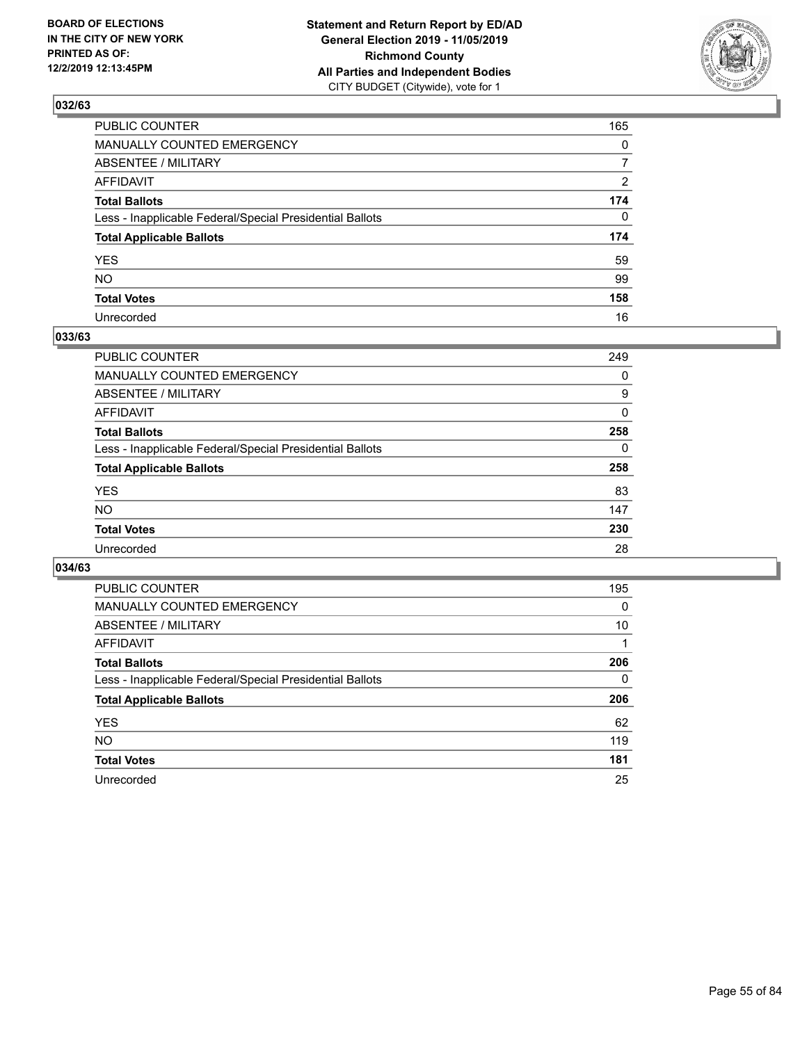BOARD OF ELECTIONS
IN THE CITY OF NEW YORK
PRINTED AS OF:
12/2/2019 12:13:45PM

**Statement and Return Report by ED/AD**
**General Election 2019 - 11/05/2019**
**Richmond County**
**All Parties and Independent Bodies**
CITY BUDGET (Citywide), vote for 1

## 032/63

| | |
|---|---|
| PUBLIC COUNTER | 165 |
| MANUALLY COUNTED EMERGENCY | 0 |
| ABSENTEE / MILITARY | 7 |
| AFFIDAVIT | 2 |
| **Total Ballots** | **174** |
| Less - Inapplicable Federal/Special Presidential Ballots | 0 |
| **Total Applicable Ballots** | **174** |
| YES | 59 |
| NO | 99 |
| **Total Votes** | **158** |
| Unrecorded | 16 |

## 033/63

| | |
|---|---|
| PUBLIC COUNTER | 249 |
| MANUALLY COUNTED EMERGENCY | 0 |
| ABSENTEE / MILITARY | 9 |
| AFFIDAVIT | 0 |
| **Total Ballots** | **258** |
| Less - Inapplicable Federal/Special Presidential Ballots | 0 |
| **Total Applicable Ballots** | **258** |
| YES | 83 |
| NO | 147 |
| **Total Votes** | **230** |
| Unrecorded | 28 |

## 034/63

| | |
|---|---|
| PUBLIC COUNTER | 195 |
| MANUALLY COUNTED EMERGENCY | 0 |
| ABSENTEE / MILITARY | 10 |
| AFFIDAVIT | 1 |
| **Total Ballots** | **206** |
| Less - Inapplicable Federal/Special Presidential Ballots | 0 |
| **Total Applicable Ballots** | **206** |
| YES | 62 |
| NO | 119 |
| **Total Votes** | **181** |
| Unrecorded | 25 |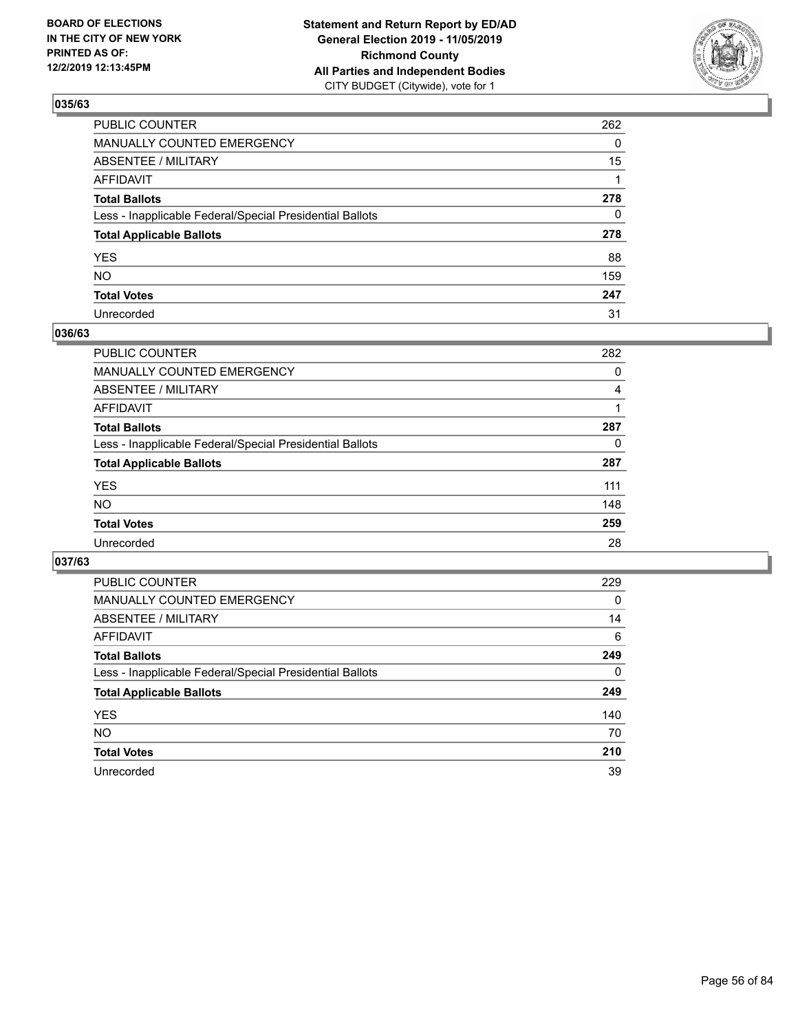BOARD OF ELECTIONS
IN THE CITY OF NEW YORK
PRINTED AS OF:
12/2/2019 12:13:45PM

**Statement and Return Report by ED/AD**
**General Election 2019 - 11/05/2019**
**Richmond County**
**All Parties and Independent Bodies**
CITY BUDGET (Citywide), vote for 1

## 035/63

| | |
|---|---|
| PUBLIC COUNTER | 262 |
| MANUALLY COUNTED EMERGENCY | 0 |
| ABSENTEE / MILITARY | 15 |
| AFFIDAVIT | 1 |
| **Total Ballots** | **278** |
| Less - Inapplicable Federal/Special Presidential Ballots | 0 |
| **Total Applicable Ballots** | **278** |
| YES | 88 |
| NO | 159 |
| **Total Votes** | **247** |
| Unrecorded | 31 |

## 036/63

| | |
|---|---|
| PUBLIC COUNTER | 282 |
| MANUALLY COUNTED EMERGENCY | 0 |
| ABSENTEE / MILITARY | 4 |
| AFFIDAVIT | 1 |
| **Total Ballots** | **287** |
| Less - Inapplicable Federal/Special Presidential Ballots | 0 |
| **Total Applicable Ballots** | **287** |
| YES | 111 |
| NO | 148 |
| **Total Votes** | **259** |
| Unrecorded | 28 |

## 037/63

| | |
|---|---|
| PUBLIC COUNTER | 229 |
| MANUALLY COUNTED EMERGENCY | 0 |
| ABSENTEE / MILITARY | 14 |
| AFFIDAVIT | 6 |
| **Total Ballots** | **249** |
| Less - Inapplicable Federal/Special Presidential Ballots | 0 |
| **Total Applicable Ballots** | **249** |
| YES | 140 |
| NO | 70 |
| **Total Votes** | **210** |
| Unrecorded | 39 |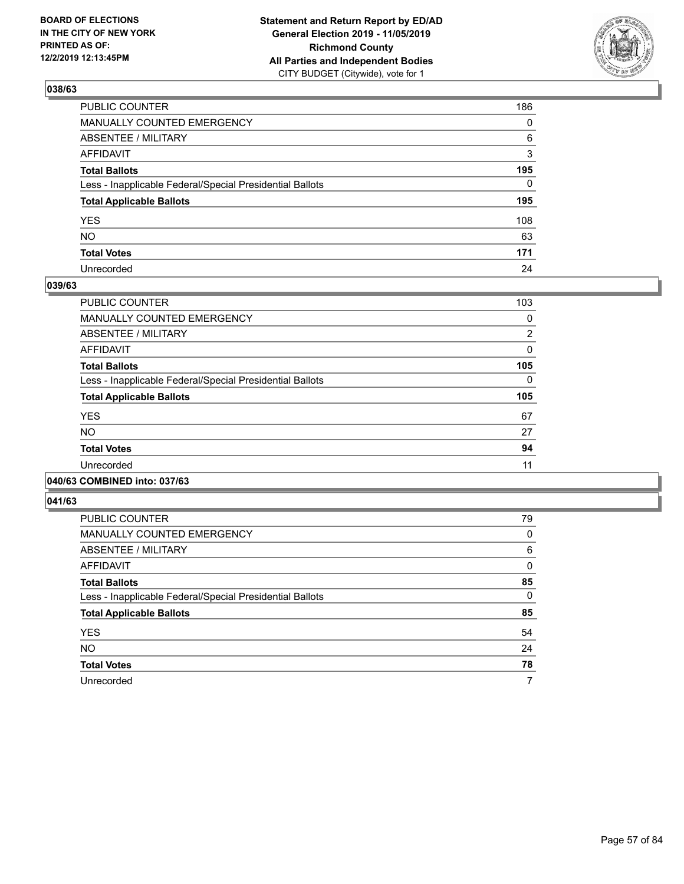**Statement and Return Report by ED/AD**
**General Election 2019 - 11/05/2019**
**Richmond County**
**All Parties and Independent Bodies**
CITY BUDGET (Citywide), vote for 1

BOARD OF ELECTIONS IN THE CITY OF NEW YORK PRINTED AS OF: 12/2/2019 12:13:45PM

## 038/63

| | |
|---|---|
| PUBLIC COUNTER | 186 |
| MANUALLY COUNTED EMERGENCY | 0 |
| ABSENTEE / MILITARY | 6 |
| AFFIDAVIT | 3 |
| **Total Ballots** | **195** |
| Less - Inapplicable Federal/Special Presidential Ballots | 0 |
| **Total Applicable Ballots** | **195** |
| YES | 108 |
| NO | 63 |
| **Total Votes** | **171** |
| Unrecorded | 24 |

## 039/63

| | |
|---|---|
| PUBLIC COUNTER | 103 |
| MANUALLY COUNTED EMERGENCY | 0 |
| ABSENTEE / MILITARY | 2 |
| AFFIDAVIT | 0 |
| **Total Ballots** | **105** |
| Less - Inapplicable Federal/Special Presidential Ballots | 0 |
| **Total Applicable Ballots** | **105** |
| YES | 67 |
| NO | 27 |
| **Total Votes** | **94** |
| Unrecorded | 11 |

## 040/63 COMBINED into: 037/63

## 041/63

| | |
|---|---|
| PUBLIC COUNTER | 79 |
| MANUALLY COUNTED EMERGENCY | 0 |
| ABSENTEE / MILITARY | 6 |
| AFFIDAVIT | 0 |
| **Total Ballots** | **85** |
| Less - Inapplicable Federal/Special Presidential Ballots | 0 |
| **Total Applicable Ballots** | **85** |
| YES | 54 |
| NO | 24 |
| **Total Votes** | **78** |
| Unrecorded | 7 |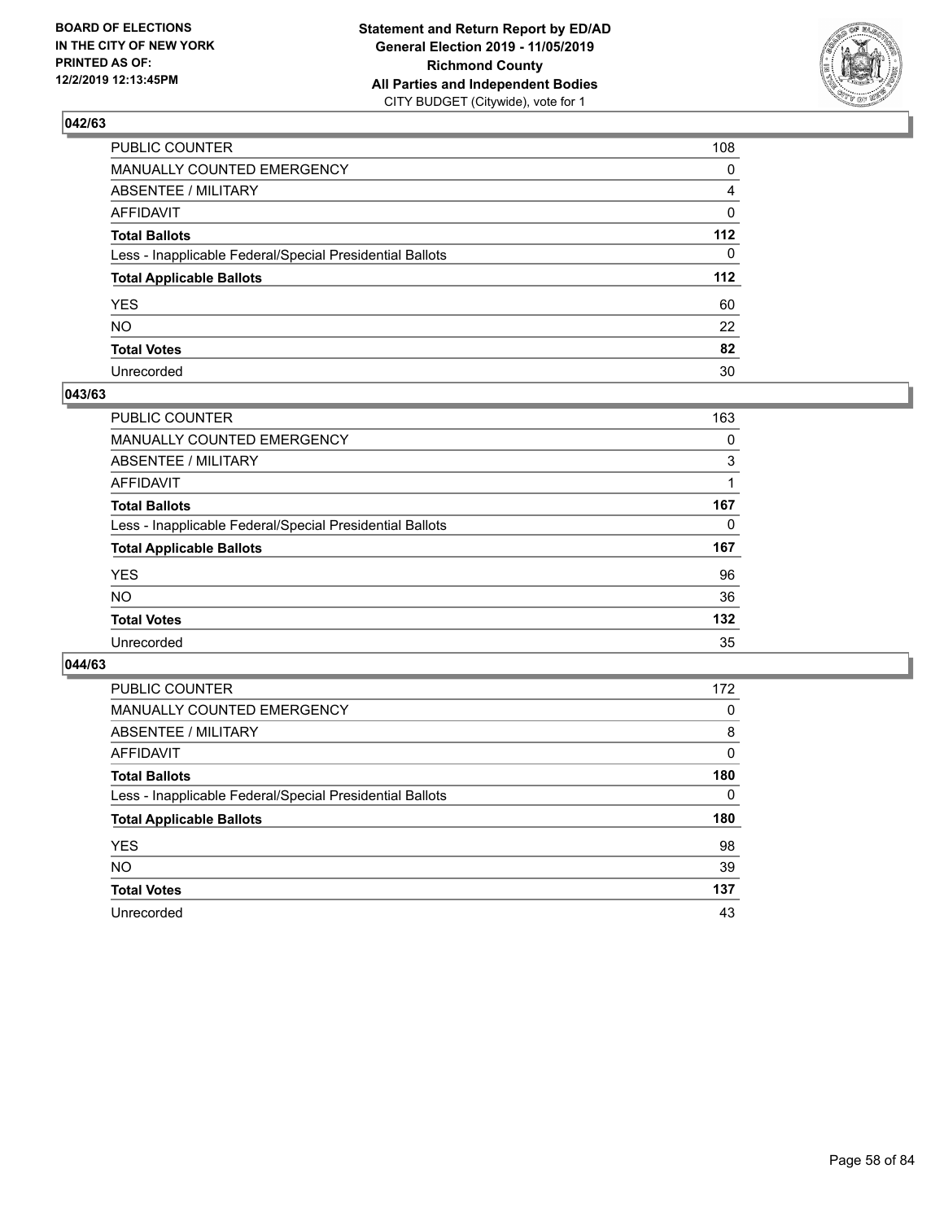BOARD OF ELECTIONS
IN THE CITY OF NEW YORK
PRINTED AS OF:
12/2/2019 12:13:45PM

**Statement and Return Report by ED/AD**
**General Election 2019 - 11/05/2019**
**Richmond County**
**All Parties and Independent Bodies**
CITY BUDGET (Citywide), vote for 1

### 042/63

| | |
|---|---|
| PUBLIC COUNTER | 108 |
| MANUALLY COUNTED EMERGENCY | 0 |
| ABSENTEE / MILITARY | 4 |
| AFFIDAVIT | 0 |
| **Total Ballots** | **112** |
| Less - Inapplicable Federal/Special Presidential Ballots | 0 |
| **Total Applicable Ballots** | **112** |
| YES | 60 |
| NO | 22 |
| **Total Votes** | **82** |
| Unrecorded | 30 |

### 043/63

| | |
|---|---|
| PUBLIC COUNTER | 163 |
| MANUALLY COUNTED EMERGENCY | 0 |
| ABSENTEE / MILITARY | 3 |
| AFFIDAVIT | 1 |
| **Total Ballots** | **167** |
| Less - Inapplicable Federal/Special Presidential Ballots | 0 |
| **Total Applicable Ballots** | **167** |
| YES | 96 |
| NO | 36 |
| **Total Votes** | **132** |
| Unrecorded | 35 |

### 044/63

| | |
|---|---|
| PUBLIC COUNTER | 172 |
| MANUALLY COUNTED EMERGENCY | 0 |
| ABSENTEE / MILITARY | 8 |
| AFFIDAVIT | 0 |
| **Total Ballots** | **180** |
| Less - Inapplicable Federal/Special Presidential Ballots | 0 |
| **Total Applicable Ballots** | **180** |
| YES | 98 |
| NO | 39 |
| **Total Votes** | **137** |
| Unrecorded | 43 |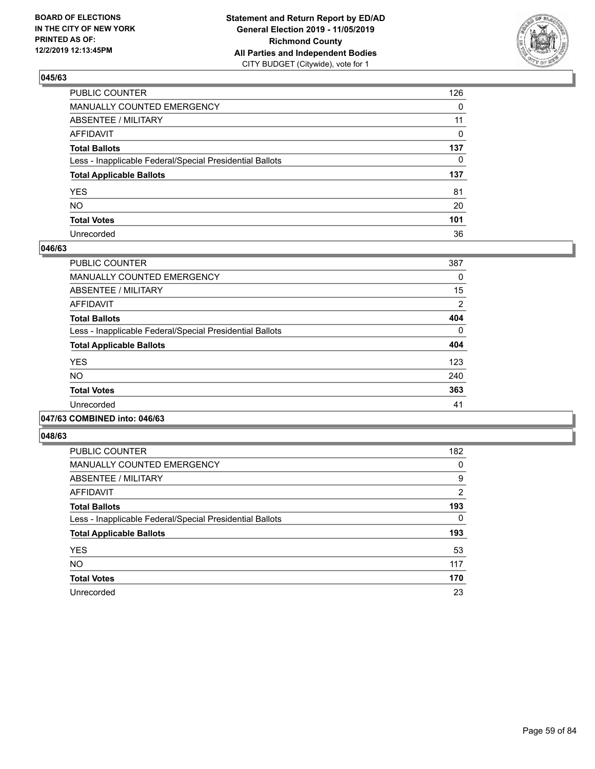**BOARD OF ELECTIONS IN THE CITY OF NEW YORK PRINTED AS OF: 12/2/2019 12:13:45PM**

**Statement and Return Report by ED/AD General Election 2019 - 11/05/2019 Richmond County All Parties and Independent Bodies**
CITY BUDGET (Citywide), vote for 1

### 045/63

| | |
|---|---|
| PUBLIC COUNTER | 126 |
| MANUALLY COUNTED EMERGENCY | 0 |
| ABSENTEE / MILITARY | 11 |
| AFFIDAVIT | 0 |
| **Total Ballots** | **137** |
| Less - Inapplicable Federal/Special Presidential Ballots | 0 |
| **Total Applicable Ballots** | **137** |
| YES | 81 |
| NO | 20 |
| **Total Votes** | **101** |
| Unrecorded | 36 |

### 046/63

| | |
|---|---|
| PUBLIC COUNTER | 387 |
| MANUALLY COUNTED EMERGENCY | 0 |
| ABSENTEE / MILITARY | 15 |
| AFFIDAVIT | 2 |
| **Total Ballots** | **404** |
| Less - Inapplicable Federal/Special Presidential Ballots | 0 |
| **Total Applicable Ballots** | **404** |
| YES | 123 |
| NO | 240 |
| **Total Votes** | **363** |
| Unrecorded | 41 |

### 047/63 COMBINED into: 046/63

### 048/63

| | |
|---|---|
| PUBLIC COUNTER | 182 |
| MANUALLY COUNTED EMERGENCY | 0 |
| ABSENTEE / MILITARY | 9 |
| AFFIDAVIT | 2 |
| **Total Ballots** | **193** |
| Less - Inapplicable Federal/Special Presidential Ballots | 0 |
| **Total Applicable Ballots** | **193** |
| YES | 53 |
| NO | 117 |
| **Total Votes** | **170** |
| Unrecorded | 23 |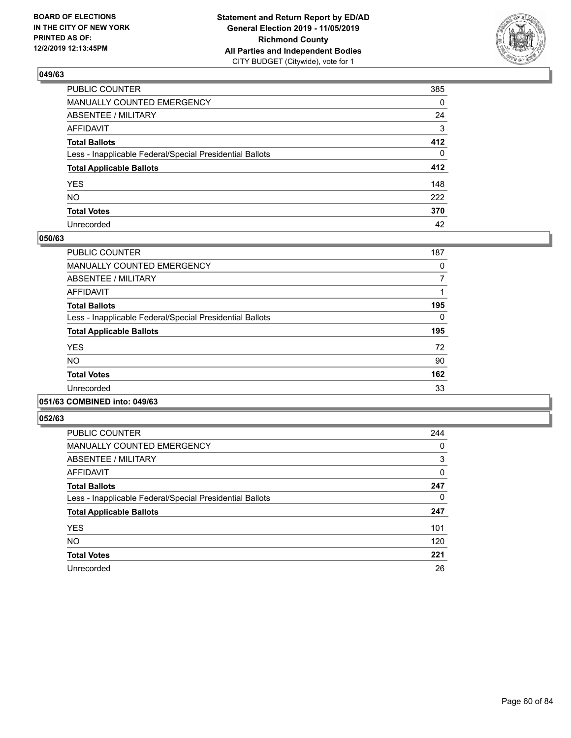**BOARD OF ELECTIONS IN THE CITY OF NEW YORK PRINTED AS OF: 12/2/2019 12:13:45PM**

**Statement and Return Report by ED/AD General Election 2019 - 11/05/2019 Richmond County All Parties and Independent Bodies**
CITY BUDGET (Citywide), vote for 1

## 049/63

| | |
|---|---|
| PUBLIC COUNTER | 385 |
| MANUALLY COUNTED EMERGENCY | 0 |
| ABSENTEE / MILITARY | 24 |
| AFFIDAVIT | 3 |
| **Total Ballots** | **412** |
| Less - Inapplicable Federal/Special Presidential Ballots | 0 |
| **Total Applicable Ballots** | **412** |
| YES | 148 |
| NO | 222 |
| **Total Votes** | **370** |
| Unrecorded | 42 |

## 050/63

| | |
|---|---|
| PUBLIC COUNTER | 187 |
| MANUALLY COUNTED EMERGENCY | 0 |
| ABSENTEE / MILITARY | 7 |
| AFFIDAVIT | 1 |
| **Total Ballots** | **195** |
| Less - Inapplicable Federal/Special Presidential Ballots | 0 |
| **Total Applicable Ballots** | **195** |
| YES | 72 |
| NO | 90 |
| **Total Votes** | **162** |
| Unrecorded | 33 |

## 051/63 COMBINED into: 049/63

## 052/63

| | |
|---|---|
| PUBLIC COUNTER | 244 |
| MANUALLY COUNTED EMERGENCY | 0 |
| ABSENTEE / MILITARY | 3 |
| AFFIDAVIT | 0 |
| **Total Ballots** | **247** |
| Less - Inapplicable Federal/Special Presidential Ballots | 0 |
| **Total Applicable Ballots** | **247** |
| YES | 101 |
| NO | 120 |
| **Total Votes** | **221** |
| Unrecorded | 26 |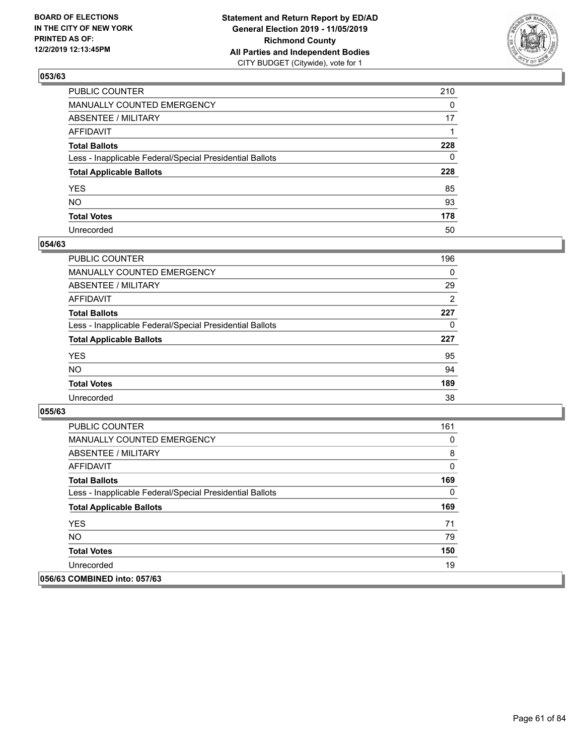BOARD OF ELECTIONS
IN THE CITY OF NEW YORK
PRINTED AS OF:
12/2/2019 12:13:45PM

**Statement and Return Report by ED/AD**
**General Election 2019 - 11/05/2019**
**Richmond County**
**All Parties and Independent Bodies**
CITY BUDGET (Citywide), vote for 1

### 053/63

| | |
|---|---|
| PUBLIC COUNTER | 210 |
| MANUALLY COUNTED EMERGENCY | 0 |
| ABSENTEE / MILITARY | 17 |
| AFFIDAVIT | 1 |
| **Total Ballots** | **228** |
| Less - Inapplicable Federal/Special Presidential Ballots | 0 |
| **Total Applicable Ballots** | **228** |
| YES | 85 |
| NO | 93 |
| **Total Votes** | **178** |
| Unrecorded | 50 |

### 054/63

| | |
|---|---|
| PUBLIC COUNTER | 196 |
| MANUALLY COUNTED EMERGENCY | 0 |
| ABSENTEE / MILITARY | 29 |
| AFFIDAVIT | 2 |
| **Total Ballots** | **227** |
| Less - Inapplicable Federal/Special Presidential Ballots | 0 |
| **Total Applicable Ballots** | **227** |
| YES | 95 |
| NO | 94 |
| **Total Votes** | **189** |
| Unrecorded | 38 |

### 055/63

| | |
|---|---|
| PUBLIC COUNTER | 161 |
| MANUALLY COUNTED EMERGENCY | 0 |
| ABSENTEE / MILITARY | 8 |
| AFFIDAVIT | 0 |
| **Total Ballots** | **169** |
| Less - Inapplicable Federal/Special Presidential Ballots | 0 |
| **Total Applicable Ballots** | **169** |
| YES | 71 |
| NO | 79 |
| **Total Votes** | **150** |
| Unrecorded | 19 |

### 056/63 COMBINED into: 057/63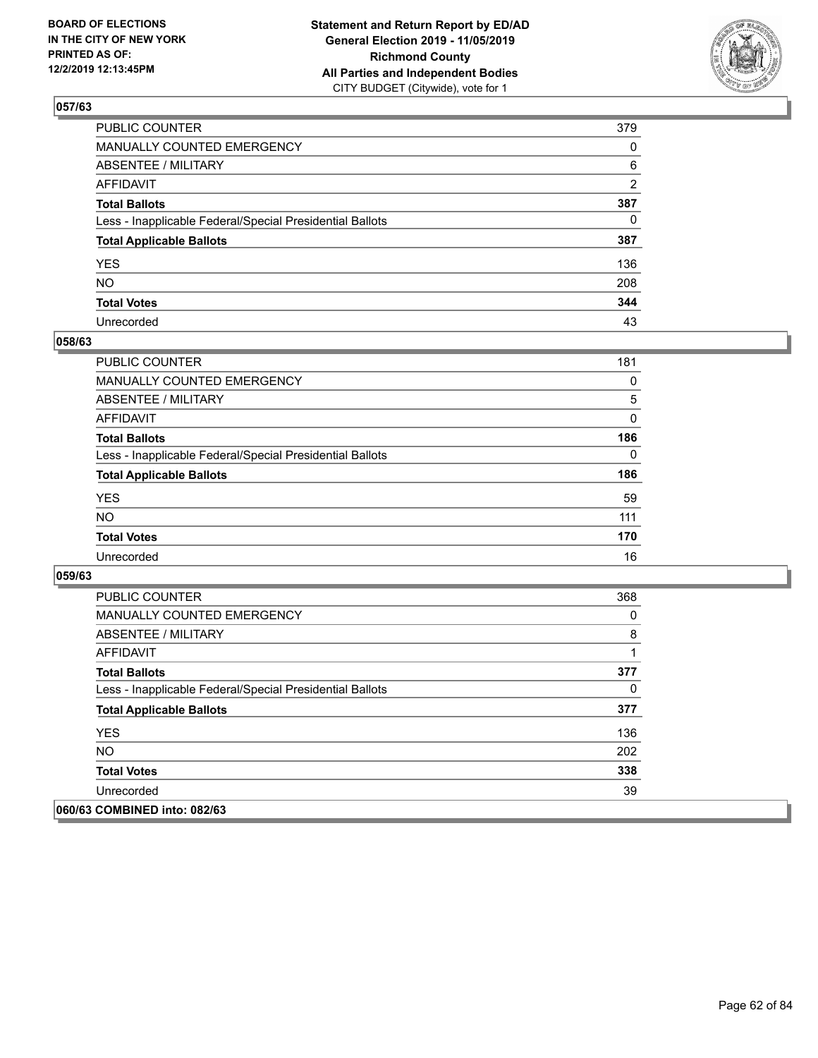**BOARD OF ELECTIONS IN THE CITY OF NEW YORK PRINTED AS OF: 12/2/2019 12:13:45PM**

**Statement and Return Report by ED/AD General Election 2019 - 11/05/2019 Richmond County All Parties and Independent Bodies**
CITY BUDGET (Citywide), vote for 1

## 057/63

| | |
|---|---|
| PUBLIC COUNTER | 379 |
| MANUALLY COUNTED EMERGENCY | 0 |
| ABSENTEE / MILITARY | 6 |
| AFFIDAVIT | 2 |
| **Total Ballots** | **387** |
| Less - Inapplicable Federal/Special Presidential Ballots | 0 |
| **Total Applicable Ballots** | **387** |
| YES | 136 |
| NO | 208 |
| **Total Votes** | **344** |
| Unrecorded | 43 |

## 058/63

| | |
|---|---|
| PUBLIC COUNTER | 181 |
| MANUALLY COUNTED EMERGENCY | 0 |
| ABSENTEE / MILITARY | 5 |
| AFFIDAVIT | 0 |
| **Total Ballots** | **186** |
| Less - Inapplicable Federal/Special Presidential Ballots | 0 |
| **Total Applicable Ballots** | **186** |
| YES | 59 |
| NO | 111 |
| **Total Votes** | **170** |
| Unrecorded | 16 |

## 059/63

| | |
|---|---|
| PUBLIC COUNTER | 368 |
| MANUALLY COUNTED EMERGENCY | 0 |
| ABSENTEE / MILITARY | 8 |
| AFFIDAVIT | 1 |
| **Total Ballots** | **377** |
| Less - Inapplicable Federal/Special Presidential Ballots | 0 |
| **Total Applicable Ballots** | **377** |
| YES | 136 |
| NO | 202 |
| **Total Votes** | **338** |
| Unrecorded | 39 |

## 060/63 COMBINED into: 082/63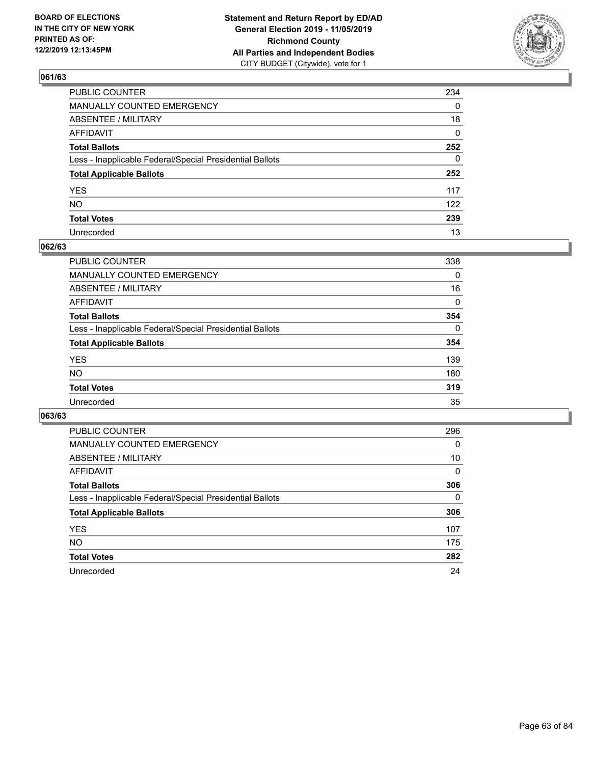BOARD OF ELECTIONS
IN THE CITY OF NEW YORK
PRINTED AS OF:
12/2/2019 12:13:45PM

**Statement and Return Report by ED/AD**
**General Election 2019 - 11/05/2019**
**Richmond County**
**All Parties and Independent Bodies**
CITY BUDGET (Citywide), vote for 1

## 061/63

| | |
|---|---|
| PUBLIC COUNTER | 234 |
| MANUALLY COUNTED EMERGENCY | 0 |
| ABSENTEE / MILITARY | 18 |
| AFFIDAVIT | 0 |
| **Total Ballots** | **252** |
| Less - Inapplicable Federal/Special Presidential Ballots | 0 |
| **Total Applicable Ballots** | **252** |
| YES | 117 |
| NO | 122 |
| **Total Votes** | **239** |
| Unrecorded | 13 |

## 062/63

| | |
|---|---|
| PUBLIC COUNTER | 338 |
| MANUALLY COUNTED EMERGENCY | 0 |
| ABSENTEE / MILITARY | 16 |
| AFFIDAVIT | 0 |
| **Total Ballots** | **354** |
| Less - Inapplicable Federal/Special Presidential Ballots | 0 |
| **Total Applicable Ballots** | **354** |
| YES | 139 |
| NO | 180 |
| **Total Votes** | **319** |
| Unrecorded | 35 |

## 063/63

| | |
|---|---|
| PUBLIC COUNTER | 296 |
| MANUALLY COUNTED EMERGENCY | 0 |
| ABSENTEE / MILITARY | 10 |
| AFFIDAVIT | 0 |
| **Total Ballots** | **306** |
| Less - Inapplicable Federal/Special Presidential Ballots | 0 |
| **Total Applicable Ballots** | **306** |
| YES | 107 |
| NO | 175 |
| **Total Votes** | **282** |
| Unrecorded | 24 |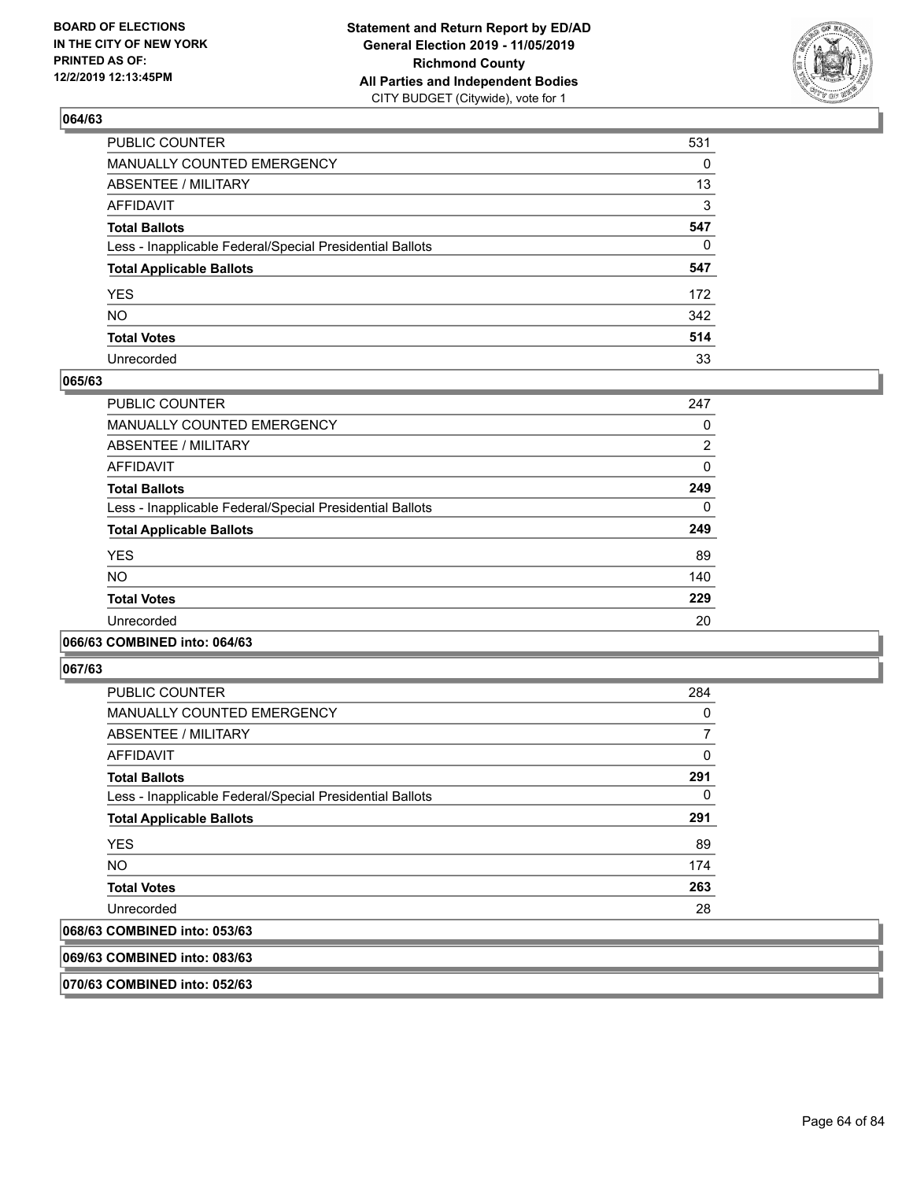## 064/63

| | |
|---|---|
| PUBLIC COUNTER | 531 |
| MANUALLY COUNTED EMERGENCY | 0 |
| ABSENTEE / MILITARY | 13 |
| AFFIDAVIT | 3 |
| **Total Ballots** | **547** |
| Less - Inapplicable Federal/Special Presidential Ballots | 0 |
| **Total Applicable Ballots** | **547** |
| YES | 172 |
| NO | 342 |
| **Total Votes** | **514** |
| Unrecorded | 33 |

## 065/63

| | |
|---|---|
| PUBLIC COUNTER | 247 |
| MANUALLY COUNTED EMERGENCY | 0 |
| ABSENTEE / MILITARY | 2 |
| AFFIDAVIT | 0 |
| **Total Ballots** | **249** |
| Less - Inapplicable Federal/Special Presidential Ballots | 0 |
| **Total Applicable Ballots** | **249** |
| YES | 89 |
| NO | 140 |
| **Total Votes** | **229** |
| Unrecorded | 20 |

## 066/63 COMBINED into: 064/63

## 067/63

| | |
|---|---|
| PUBLIC COUNTER | 284 |
| MANUALLY COUNTED EMERGENCY | 0 |
| ABSENTEE / MILITARY | 7 |
| AFFIDAVIT | 0 |
| **Total Ballots** | **291** |
| Less - Inapplicable Federal/Special Presidential Ballots | 0 |
| **Total Applicable Ballots** | **291** |
| YES | 89 |
| NO | 174 |
| **Total Votes** | **263** |
| Unrecorded | 28 |

## 068/63 COMBINED into: 053/63

## 069/63 COMBINED into: 083/63

## 070/63 COMBINED into: 052/63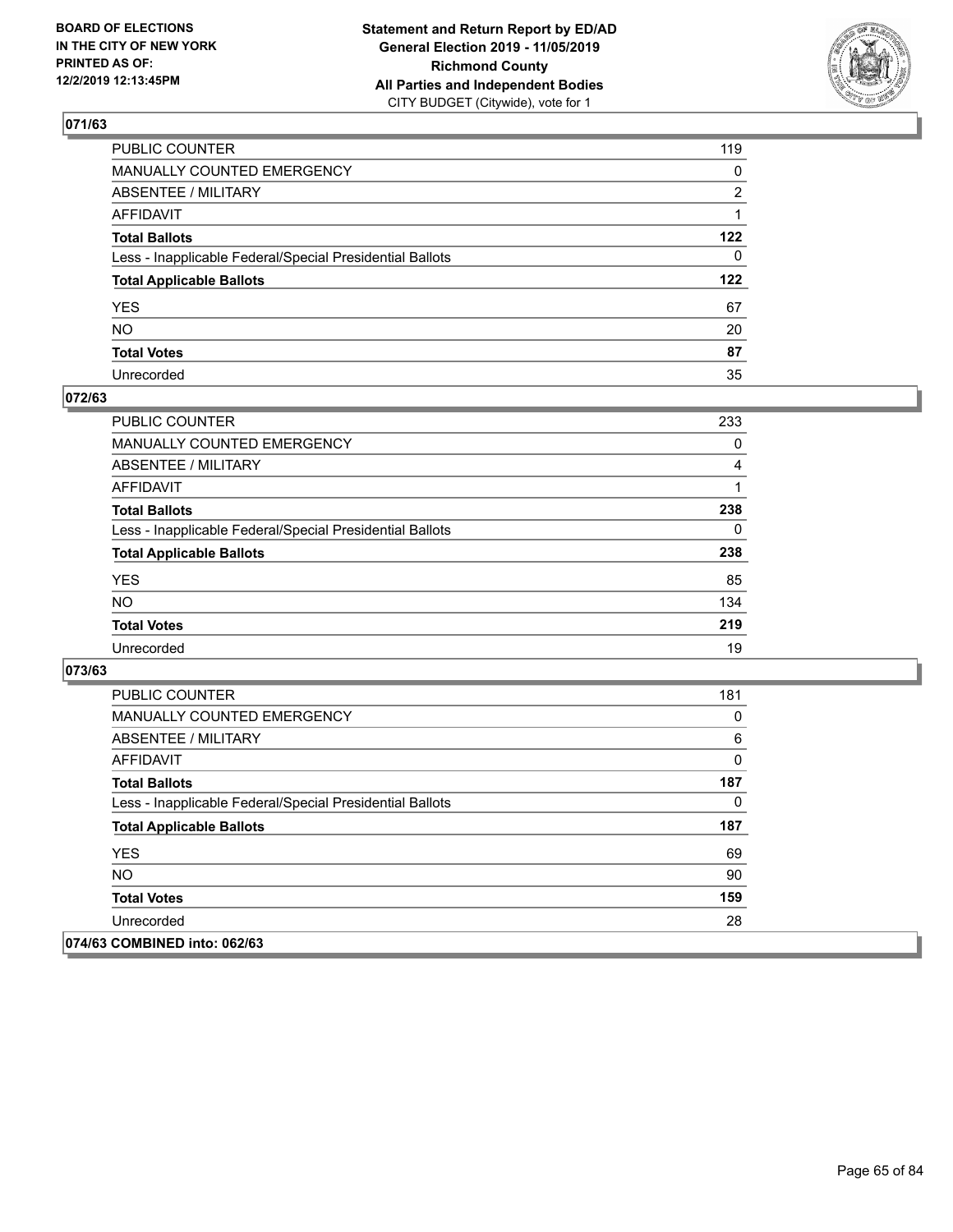**BOARD OF ELECTIONS IN THE CITY OF NEW YORK PRINTED AS OF: 12/2/2019 12:13:45PM**

**Statement and Return Report by ED/AD General Election 2019 - 11/05/2019 Richmond County All Parties and Independent Bodies**
CITY BUDGET (Citywide), vote for 1

## 071/63

| | |
|---|---|
| PUBLIC COUNTER | 119 |
| MANUALLY COUNTED EMERGENCY | 0 |
| ABSENTEE / MILITARY | 2 |
| AFFIDAVIT | 1 |
| **Total Ballots** | **122** |
| Less - Inapplicable Federal/Special Presidential Ballots | 0 |
| **Total Applicable Ballots** | **122** |
| YES | 67 |
| NO | 20 |
| **Total Votes** | **87** |
| Unrecorded | 35 |

## 072/63

| | |
|---|---|
| PUBLIC COUNTER | 233 |
| MANUALLY COUNTED EMERGENCY | 0 |
| ABSENTEE / MILITARY | 4 |
| AFFIDAVIT | 1 |
| **Total Ballots** | **238** |
| Less - Inapplicable Federal/Special Presidential Ballots | 0 |
| **Total Applicable Ballots** | **238** |
| YES | 85 |
| NO | 134 |
| **Total Votes** | **219** |
| Unrecorded | 19 |

## 073/63

| | |
|---|---|
| PUBLIC COUNTER | 181 |
| MANUALLY COUNTED EMERGENCY | 0 |
| ABSENTEE / MILITARY | 6 |
| AFFIDAVIT | 0 |
| **Total Ballots** | **187** |
| Less - Inapplicable Federal/Special Presidential Ballots | 0 |
| **Total Applicable Ballots** | **187** |
| YES | 69 |
| NO | 90 |
| **Total Votes** | **159** |
| Unrecorded | 28 |

## 074/63 COMBINED into: 062/63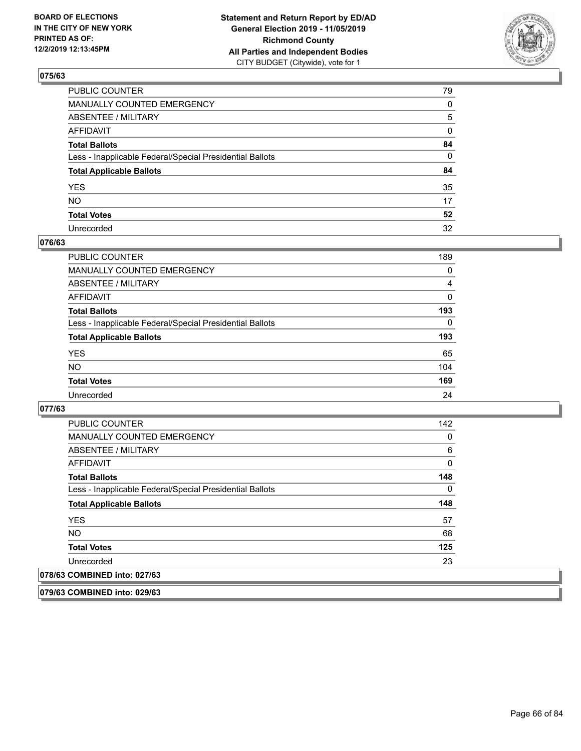## 075/63

| | |
|---|---|
| PUBLIC COUNTER | 79 |
| MANUALLY COUNTED EMERGENCY | 0 |
| ABSENTEE / MILITARY | 5 |
| AFFIDAVIT | 0 |
| **Total Ballots** | **84** |
| Less - Inapplicable Federal/Special Presidential Ballots | 0 |
| **Total Applicable Ballots** | **84** |
| YES | 35 |
| NO | 17 |
| **Total Votes** | **52** |
| Unrecorded | 32 |

## 076/63

| | |
|---|---|
| PUBLIC COUNTER | 189 |
| MANUALLY COUNTED EMERGENCY | 0 |
| ABSENTEE / MILITARY | 4 |
| AFFIDAVIT | 0 |
| **Total Ballots** | **193** |
| Less - Inapplicable Federal/Special Presidential Ballots | 0 |
| **Total Applicable Ballots** | **193** |
| YES | 65 |
| NO | 104 |
| **Total Votes** | **169** |
| Unrecorded | 24 |

## 077/63

| | |
|---|---|
| PUBLIC COUNTER | 142 |
| MANUALLY COUNTED EMERGENCY | 0 |
| ABSENTEE / MILITARY | 6 |
| AFFIDAVIT | 0 |
| **Total Ballots** | **148** |
| Less - Inapplicable Federal/Special Presidential Ballots | 0 |
| **Total Applicable Ballots** | **148** |
| YES | 57 |
| NO | 68 |
| **Total Votes** | **125** |
| Unrecorded | 23 |

## 078/63 COMBINED into: 027/63

## 079/63 COMBINED into: 029/63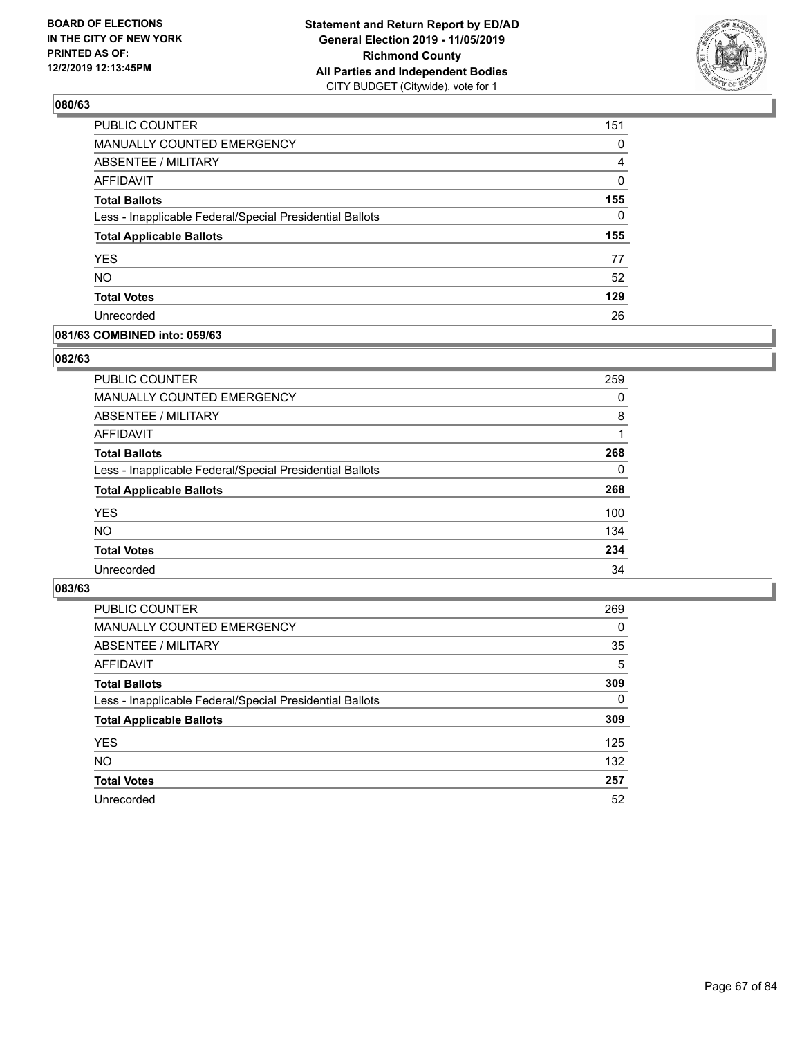**BOARD OF ELECTIONS IN THE CITY OF NEW YORK PRINTED AS OF: 12/2/2019 12:13:45PM**

**Statement and Return Report by ED/AD General Election 2019 - 11/05/2019 Richmond County All Parties and Independent Bodies**
CITY BUDGET (Citywide), vote for 1

### 080/63

| | |
|---|---|
| PUBLIC COUNTER | 151 |
| MANUALLY COUNTED EMERGENCY | 0 |
| ABSENTEE / MILITARY | 4 |
| AFFIDAVIT | 0 |
| **Total Ballots** | **155** |
| Less - Inapplicable Federal/Special Presidential Ballots | 0 |
| **Total Applicable Ballots** | **155** |
| YES | 77 |
| NO | 52 |
| **Total Votes** | **129** |
| Unrecorded | 26 |

### 081/63 COMBINED into: 059/63

### 082/63

| | |
|---|---|
| PUBLIC COUNTER | 259 |
| MANUALLY COUNTED EMERGENCY | 0 |
| ABSENTEE / MILITARY | 8 |
| AFFIDAVIT | 1 |
| **Total Ballots** | **268** |
| Less - Inapplicable Federal/Special Presidential Ballots | 0 |
| **Total Applicable Ballots** | **268** |
| YES | 100 |
| NO | 134 |
| **Total Votes** | **234** |
| Unrecorded | 34 |

### 083/63

| | |
|---|---|
| PUBLIC COUNTER | 269 |
| MANUALLY COUNTED EMERGENCY | 0 |
| ABSENTEE / MILITARY | 35 |
| AFFIDAVIT | 5 |
| **Total Ballots** | **309** |
| Less - Inapplicable Federal/Special Presidential Ballots | 0 |
| **Total Applicable Ballots** | **309** |
| YES | 125 |
| NO | 132 |
| **Total Votes** | **257** |
| Unrecorded | 52 |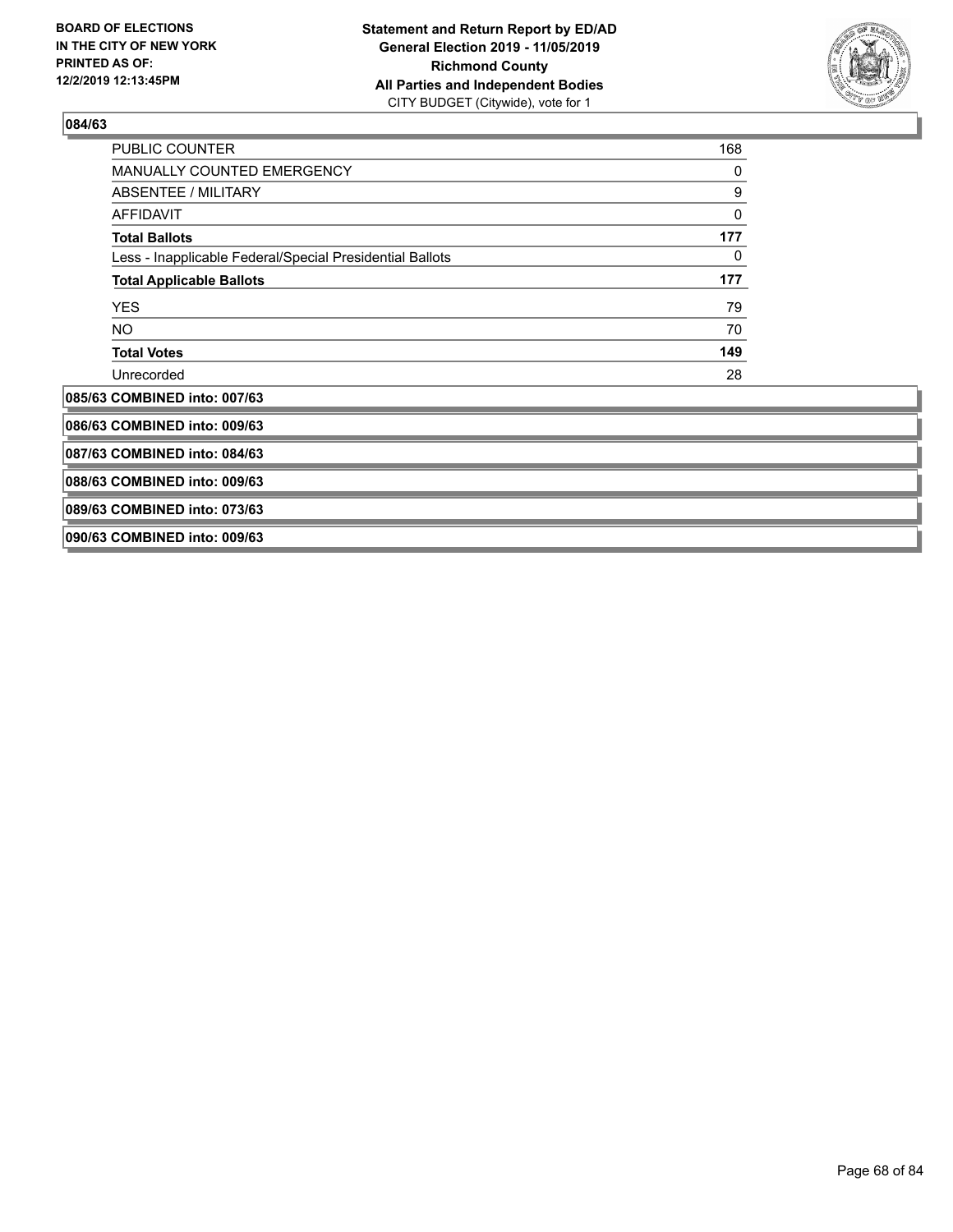**084/63**

| | |
|---|---|
| PUBLIC COUNTER | 168 |
| MANUALLY COUNTED EMERGENCY | 0 |
| ABSENTEE / MILITARY | 9 |
| AFFIDAVIT | 0 |
| **Total Ballots** | **177** |
| Less - Inapplicable Federal/Special Presidential Ballots | 0 |
| **Total Applicable Ballots** | **177** |
| YES | 79 |
| NO | 70 |
| **Total Votes** | **149** |
| Unrecorded | 28 |

**085/63 COMBINED into: 007/63**

**086/63 COMBINED into: 009/63**

**087/63 COMBINED into: 084/63**

**088/63 COMBINED into: 009/63**

**089/63 COMBINED into: 073/63**

**090/63 COMBINED into: 009/63**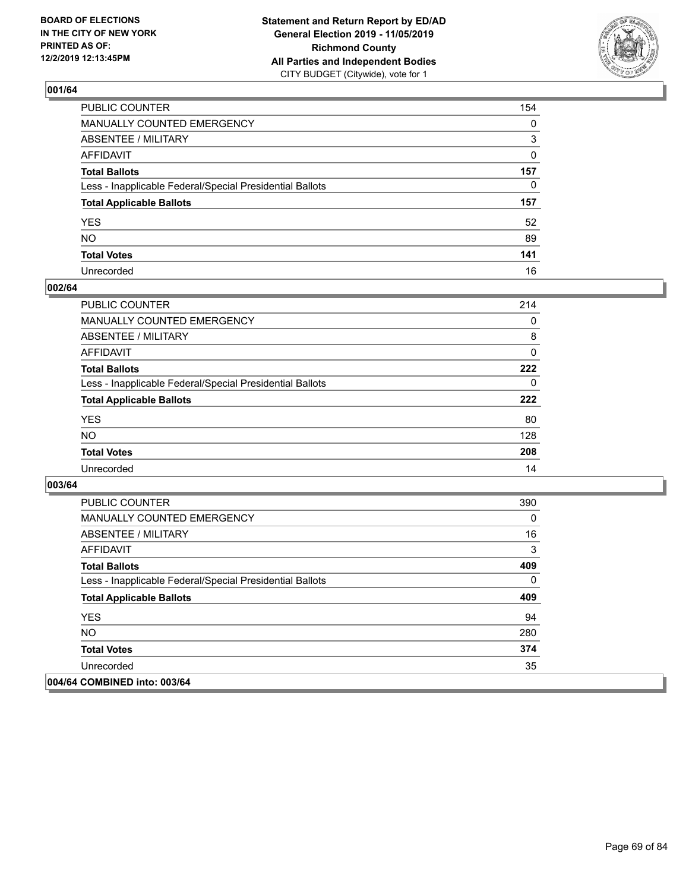**BOARD OF ELECTIONS IN THE CITY OF NEW YORK PRINTED AS OF: 12/2/2019 12:13:45PM**

**Statement and Return Report by ED/AD General Election 2019 - 11/05/2019 Richmond County All Parties and Independent Bodies**
CITY BUDGET (Citywide), vote for 1

## 001/64

| | |
|---|---|
| PUBLIC COUNTER | 154 |
| MANUALLY COUNTED EMERGENCY | 0 |
| ABSENTEE / MILITARY | 3 |
| AFFIDAVIT | 0 |
| **Total Ballots** | **157** |
| Less - Inapplicable Federal/Special Presidential Ballots | 0 |
| **Total Applicable Ballots** | **157** |
| YES | 52 |
| NO | 89 |
| **Total Votes** | **141** |
| Unrecorded | 16 |

## 002/64

| | |
|---|---|
| PUBLIC COUNTER | 214 |
| MANUALLY COUNTED EMERGENCY | 0 |
| ABSENTEE / MILITARY | 8 |
| AFFIDAVIT | 0 |
| **Total Ballots** | **222** |
| Less - Inapplicable Federal/Special Presidential Ballots | 0 |
| **Total Applicable Ballots** | **222** |
| YES | 80 |
| NO | 128 |
| **Total Votes** | **208** |
| Unrecorded | 14 |

## 003/64

| | |
|---|---|
| PUBLIC COUNTER | 390 |
| MANUALLY COUNTED EMERGENCY | 0 |
| ABSENTEE / MILITARY | 16 |
| AFFIDAVIT | 3 |
| **Total Ballots** | **409** |
| Less - Inapplicable Federal/Special Presidential Ballots | 0 |
| **Total Applicable Ballots** | **409** |
| YES | 94 |
| NO | 280 |
| **Total Votes** | **374** |
| Unrecorded | 35 |

## 004/64 COMBINED into: 003/64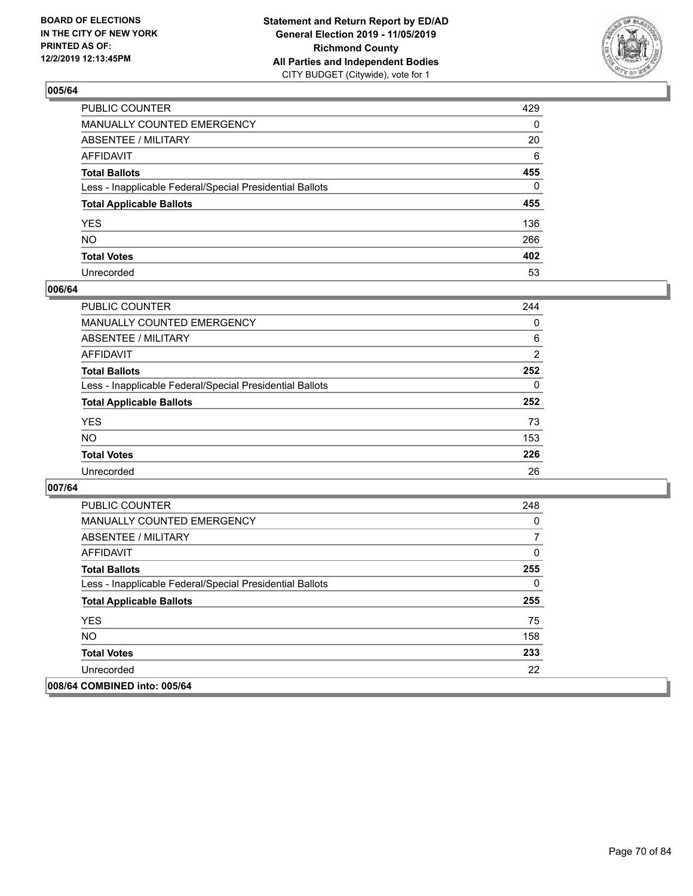**BOARD OF ELECTIONS IN THE CITY OF NEW YORK PRINTED AS OF: 12/2/2019 12:13:45PM**

**Statement and Return Report by ED/AD General Election 2019 - 11/05/2019 Richmond County All Parties and Independent Bodies**
CITY BUDGET (Citywide), vote for 1

## 005/64

| | |
|---|---|
| PUBLIC COUNTER | 429 |
| MANUALLY COUNTED EMERGENCY | 0 |
| ABSENTEE / MILITARY | 20 |
| AFFIDAVIT | 6 |
| **Total Ballots** | **455** |
| Less - Inapplicable Federal/Special Presidential Ballots | 0 |
| **Total Applicable Ballots** | **455** |
| YES | 136 |
| NO | 266 |
| **Total Votes** | **402** |
| Unrecorded | 53 |

## 006/64

| | |
|---|---|
| PUBLIC COUNTER | 244 |
| MANUALLY COUNTED EMERGENCY | 0 |
| ABSENTEE / MILITARY | 6 |
| AFFIDAVIT | 2 |
| **Total Ballots** | **252** |
| Less - Inapplicable Federal/Special Presidential Ballots | 0 |
| **Total Applicable Ballots** | **252** |
| YES | 73 |
| NO | 153 |
| **Total Votes** | **226** |
| Unrecorded | 26 |

## 007/64

| | |
|---|---|
| PUBLIC COUNTER | 248 |
| MANUALLY COUNTED EMERGENCY | 0 |
| ABSENTEE / MILITARY | 7 |
| AFFIDAVIT | 0 |
| **Total Ballots** | **255** |
| Less - Inapplicable Federal/Special Presidential Ballots | 0 |
| **Total Applicable Ballots** | **255** |
| YES | 75 |
| NO | 158 |
| **Total Votes** | **233** |
| Unrecorded | 22 |

## 008/64 COMBINED into: 005/64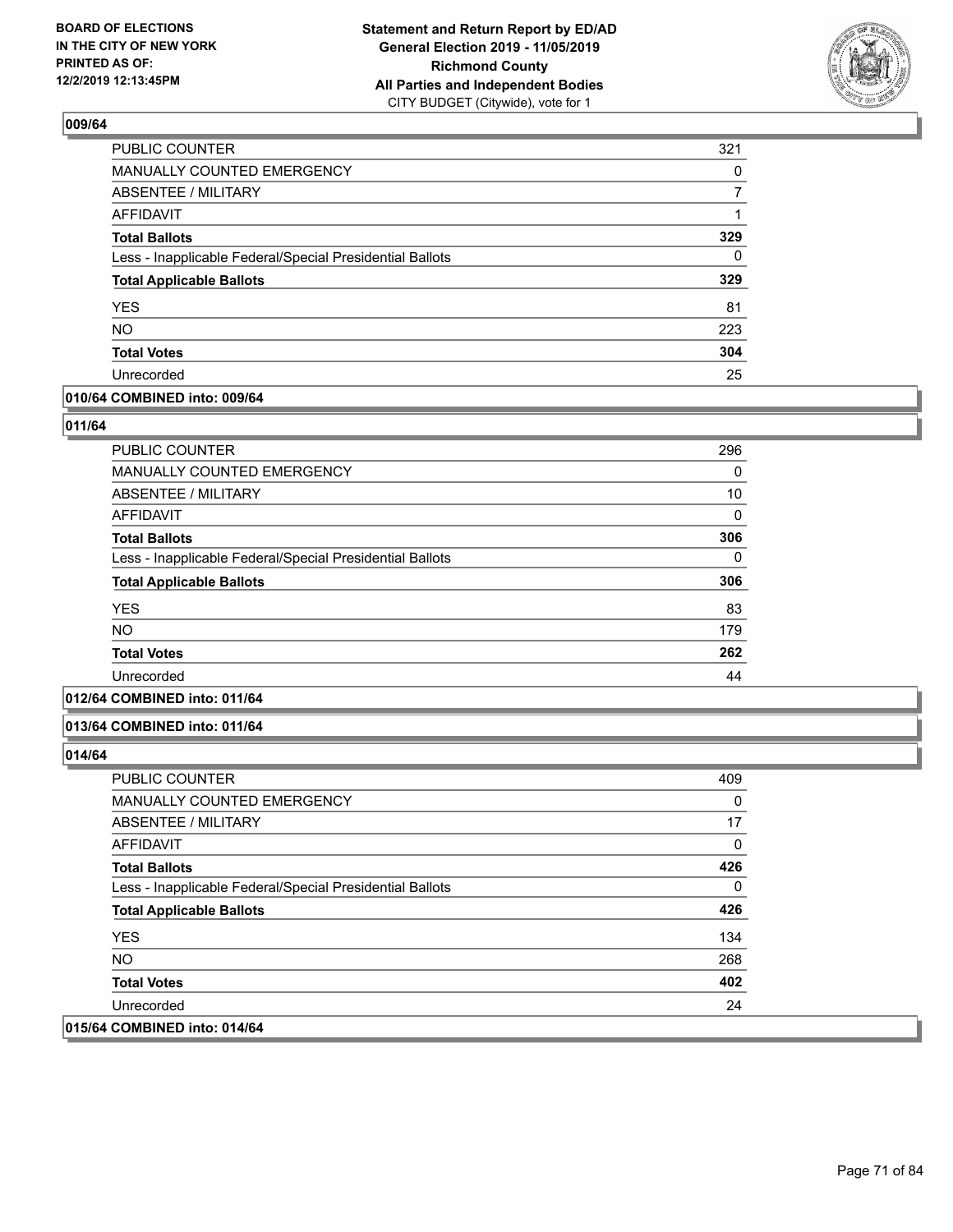**Statement and Return Report by ED/AD**
**General Election 2019 - 11/05/2019**
**Richmond County**
**All Parties and Independent Bodies**
CITY BUDGET (Citywide), vote for 1

BOARD OF ELECTIONS IN THE CITY OF NEW YORK PRINTED AS OF: 12/2/2019 12:13:45PM

### 009/64

| | |
|---|---|
| PUBLIC COUNTER | 321 |
| MANUALLY COUNTED EMERGENCY | 0 |
| ABSENTEE / MILITARY | 7 |
| AFFIDAVIT | 1 |
| **Total Ballots** | **329** |
| Less - Inapplicable Federal/Special Presidential Ballots | 0 |
| **Total Applicable Ballots** | **329** |
| YES | 81 |
| NO | 223 |
| **Total Votes** | **304** |
| Unrecorded | 25 |

**010/64 COMBINED into: 009/64**

### 011/64

| | |
|---|---|
| PUBLIC COUNTER | 296 |
| MANUALLY COUNTED EMERGENCY | 0 |
| ABSENTEE / MILITARY | 10 |
| AFFIDAVIT | 0 |
| **Total Ballots** | **306** |
| Less - Inapplicable Federal/Special Presidential Ballots | 0 |
| **Total Applicable Ballots** | **306** |
| YES | 83 |
| NO | 179 |
| **Total Votes** | **262** |
| Unrecorded | 44 |

**012/64 COMBINED into: 011/64**

**013/64 COMBINED into: 011/64**

### 014/64

| | |
|---|---|
| PUBLIC COUNTER | 409 |
| MANUALLY COUNTED EMERGENCY | 0 |
| ABSENTEE / MILITARY | 17 |
| AFFIDAVIT | 0 |
| **Total Ballots** | **426** |
| Less - Inapplicable Federal/Special Presidential Ballots | 0 |
| **Total Applicable Ballots** | **426** |
| YES | 134 |
| NO | 268 |
| **Total Votes** | **402** |
| Unrecorded | 24 |

**015/64 COMBINED into: 014/64**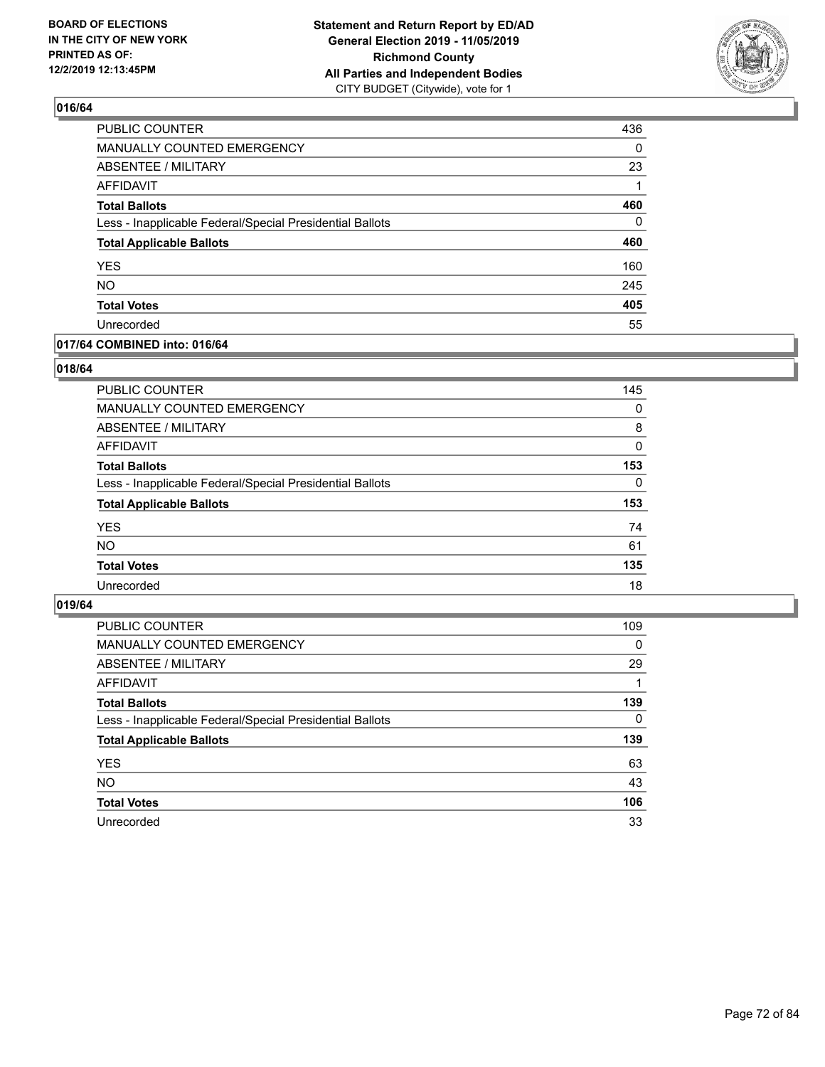BOARD OF ELECTIONS
IN THE CITY OF NEW YORK
PRINTED AS OF:
12/2/2019 12:13:45PM

**Statement and Return Report by ED/AD**
**General Election 2019 - 11/05/2019**
**Richmond County**
**All Parties and Independent Bodies**
CITY BUDGET (Citywide), vote for 1

### 016/64

| | |
|---|---|
| PUBLIC COUNTER | 436 |
| MANUALLY COUNTED EMERGENCY | 0 |
| ABSENTEE / MILITARY | 23 |
| AFFIDAVIT | 1 |
| **Total Ballots** | **460** |
| Less - Inapplicable Federal/Special Presidential Ballots | 0 |
| **Total Applicable Ballots** | **460** |
| YES | 160 |
| NO | 245 |
| **Total Votes** | **405** |
| Unrecorded | 55 |

### 017/64 COMBINED into: 016/64

### 018/64

| | |
|---|---|
| PUBLIC COUNTER | 145 |
| MANUALLY COUNTED EMERGENCY | 0 |
| ABSENTEE / MILITARY | 8 |
| AFFIDAVIT | 0 |
| **Total Ballots** | **153** |
| Less - Inapplicable Federal/Special Presidential Ballots | 0 |
| **Total Applicable Ballots** | **153** |
| YES | 74 |
| NO | 61 |
| **Total Votes** | **135** |
| Unrecorded | 18 |

### 019/64

| | |
|---|---|
| PUBLIC COUNTER | 109 |
| MANUALLY COUNTED EMERGENCY | 0 |
| ABSENTEE / MILITARY | 29 |
| AFFIDAVIT | 1 |
| **Total Ballots** | **139** |
| Less - Inapplicable Federal/Special Presidential Ballots | 0 |
| **Total Applicable Ballots** | **139** |
| YES | 63 |
| NO | 43 |
| **Total Votes** | **106** |
| Unrecorded | 33 |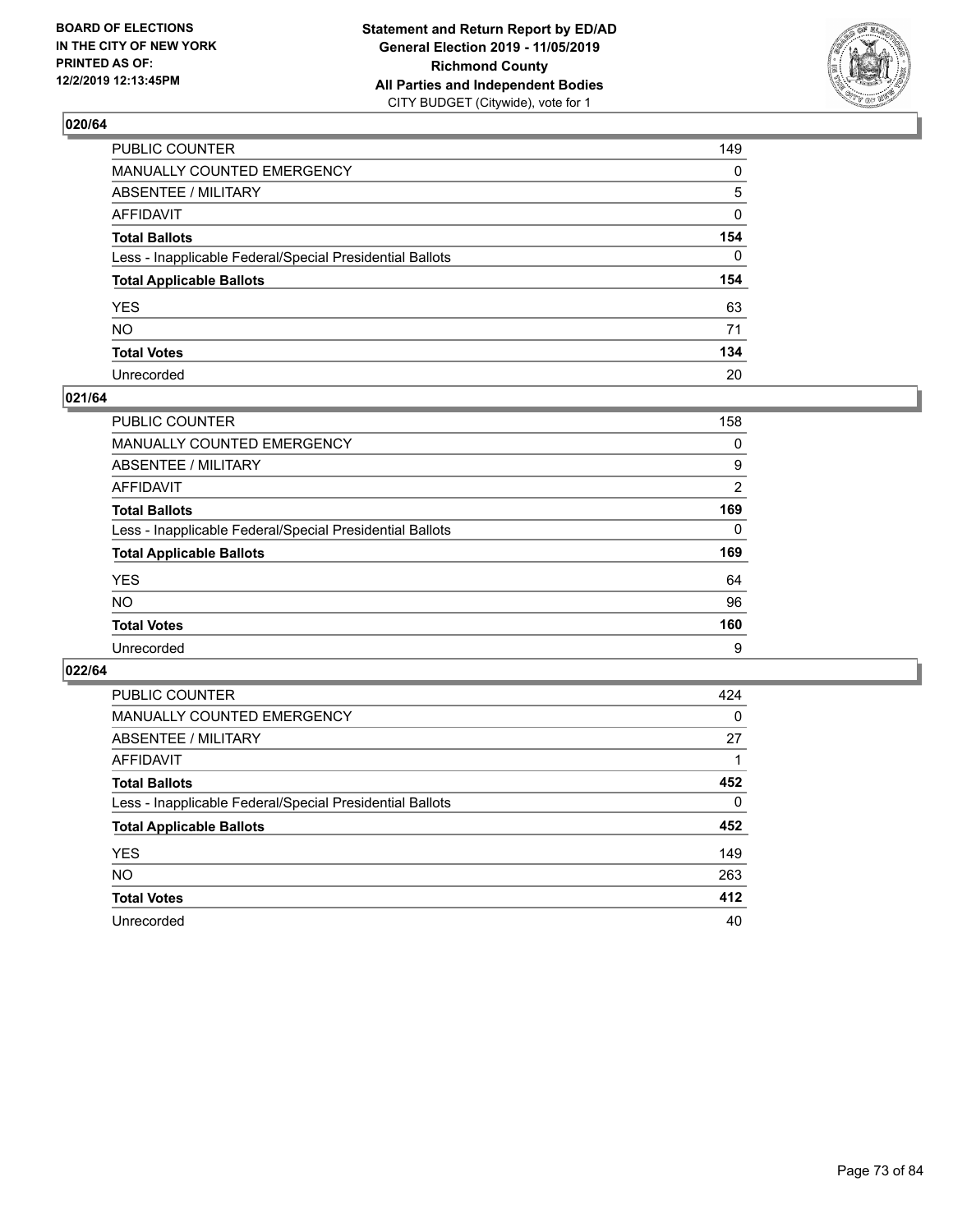BOARD OF ELECTIONS IN THE CITY OF NEW YORK PRINTED AS OF: 12/2/2019 12:13:45PM

**Statement and Return Report by ED/AD General Election 2019 - 11/05/2019 Richmond County All Parties and Independent Bodies**
CITY BUDGET (Citywide), vote for 1

### 020/64

| | |
|---|---|
| PUBLIC COUNTER | 149 |
| MANUALLY COUNTED EMERGENCY | 0 |
| ABSENTEE / MILITARY | 5 |
| AFFIDAVIT | 0 |
| **Total Ballots** | **154** |
| Less - Inapplicable Federal/Special Presidential Ballots | 0 |
| **Total Applicable Ballots** | **154** |
| YES | 63 |
| NO | 71 |
| **Total Votes** | **134** |
| Unrecorded | 20 |

### 021/64

| | |
|---|---|
| PUBLIC COUNTER | 158 |
| MANUALLY COUNTED EMERGENCY | 0 |
| ABSENTEE / MILITARY | 9 |
| AFFIDAVIT | 2 |
| **Total Ballots** | **169** |
| Less - Inapplicable Federal/Special Presidential Ballots | 0 |
| **Total Applicable Ballots** | **169** |
| YES | 64 |
| NO | 96 |
| **Total Votes** | **160** |
| Unrecorded | 9 |

### 022/64

| | |
|---|---|
| PUBLIC COUNTER | 424 |
| MANUALLY COUNTED EMERGENCY | 0 |
| ABSENTEE / MILITARY | 27 |
| AFFIDAVIT | 1 |
| **Total Ballots** | **452** |
| Less - Inapplicable Federal/Special Presidential Ballots | 0 |
| **Total Applicable Ballots** | **452** |
| YES | 149 |
| NO | 263 |
| **Total Votes** | **412** |
| Unrecorded | 40 |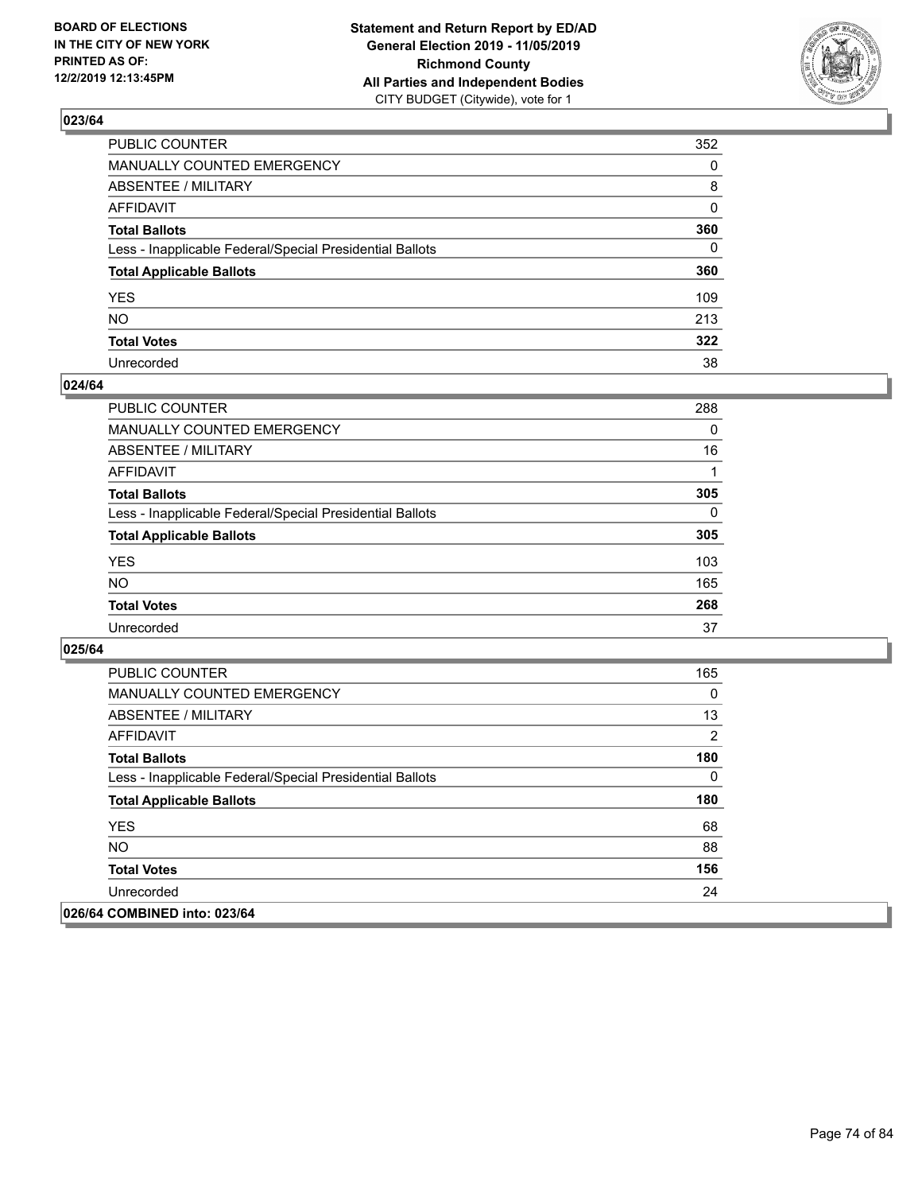**BOARD OF ELECTIONS IN THE CITY OF NEW YORK PRINTED AS OF: 12/2/2019 12:13:45PM**

**Statement and Return Report by ED/AD General Election 2019 - 11/05/2019 Richmond County All Parties and Independent Bodies** CITY BUDGET (Citywide), vote for 1

## 023/64

| | |
|---|---|
| PUBLIC COUNTER | 352 |
| MANUALLY COUNTED EMERGENCY | 0 |
| ABSENTEE / MILITARY | 8 |
| AFFIDAVIT | 0 |
| **Total Ballots** | **360** |
| Less - Inapplicable Federal/Special Presidential Ballots | 0 |
| **Total Applicable Ballots** | **360** |
| YES | 109 |
| NO | 213 |
| **Total Votes** | **322** |
| Unrecorded | 38 |

## 024/64

| | |
|---|---|
| PUBLIC COUNTER | 288 |
| MANUALLY COUNTED EMERGENCY | 0 |
| ABSENTEE / MILITARY | 16 |
| AFFIDAVIT | 1 |
| **Total Ballots** | **305** |
| Less - Inapplicable Federal/Special Presidential Ballots | 0 |
| **Total Applicable Ballots** | **305** |
| YES | 103 |
| NO | 165 |
| **Total Votes** | **268** |
| Unrecorded | 37 |

## 025/64

| | |
|---|---|
| PUBLIC COUNTER | 165 |
| MANUALLY COUNTED EMERGENCY | 0 |
| ABSENTEE / MILITARY | 13 |
| AFFIDAVIT | 2 |
| **Total Ballots** | **180** |
| Less - Inapplicable Federal/Special Presidential Ballots | 0 |
| **Total Applicable Ballots** | **180** |
| YES | 68 |
| NO | 88 |
| **Total Votes** | **156** |
| Unrecorded | 24 |

## 026/64 COMBINED into: 023/64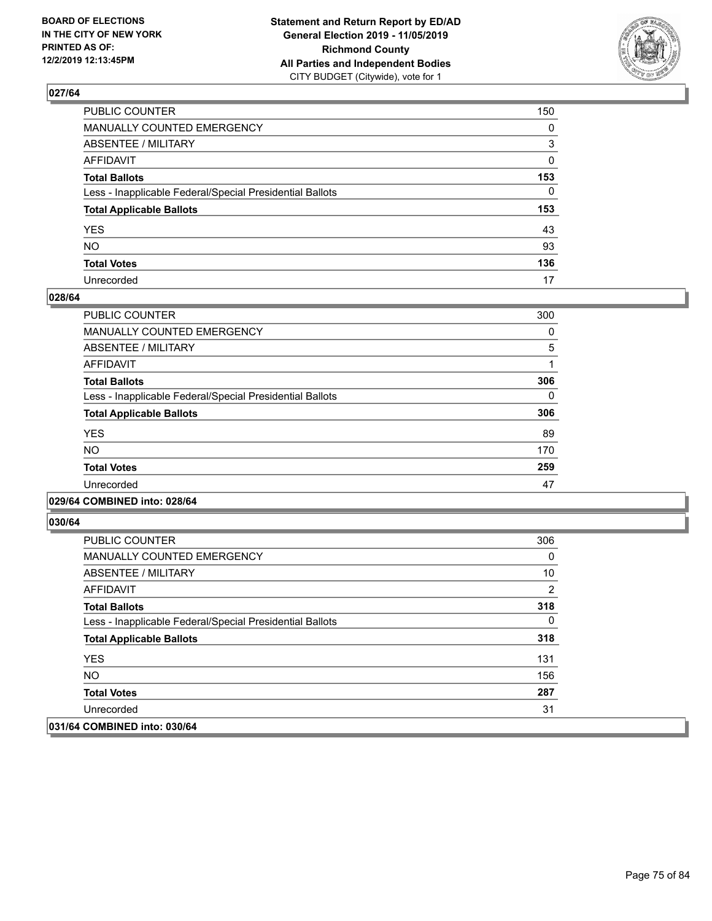### 027/64

| | |
|---|---|
| PUBLIC COUNTER | 150 |
| MANUALLY COUNTED EMERGENCY | 0 |
| ABSENTEE / MILITARY | 3 |
| AFFIDAVIT | 0 |
| **Total Ballots** | **153** |
| Less - Inapplicable Federal/Special Presidential Ballots | 0 |
| **Total Applicable Ballots** | **153** |
| YES | 43 |
| NO | 93 |
| **Total Votes** | **136** |
| Unrecorded | 17 |

### 028/64

| | |
|---|---|
| PUBLIC COUNTER | 300 |
| MANUALLY COUNTED EMERGENCY | 0 |
| ABSENTEE / MILITARY | 5 |
| AFFIDAVIT | 1 |
| **Total Ballots** | **306** |
| Less - Inapplicable Federal/Special Presidential Ballots | 0 |
| **Total Applicable Ballots** | **306** |
| YES | 89 |
| NO | 170 |
| **Total Votes** | **259** |
| Unrecorded | 47 |

### 029/64 COMBINED into: 028/64

### 030/64

| | |
|---|---|
| PUBLIC COUNTER | 306 |
| MANUALLY COUNTED EMERGENCY | 0 |
| ABSENTEE / MILITARY | 10 |
| AFFIDAVIT | 2 |
| **Total Ballots** | **318** |
| Less - Inapplicable Federal/Special Presidential Ballots | 0 |
| **Total Applicable Ballots** | **318** |
| YES | 131 |
| NO | 156 |
| **Total Votes** | **287** |
| Unrecorded | 31 |

### 031/64 COMBINED into: 030/64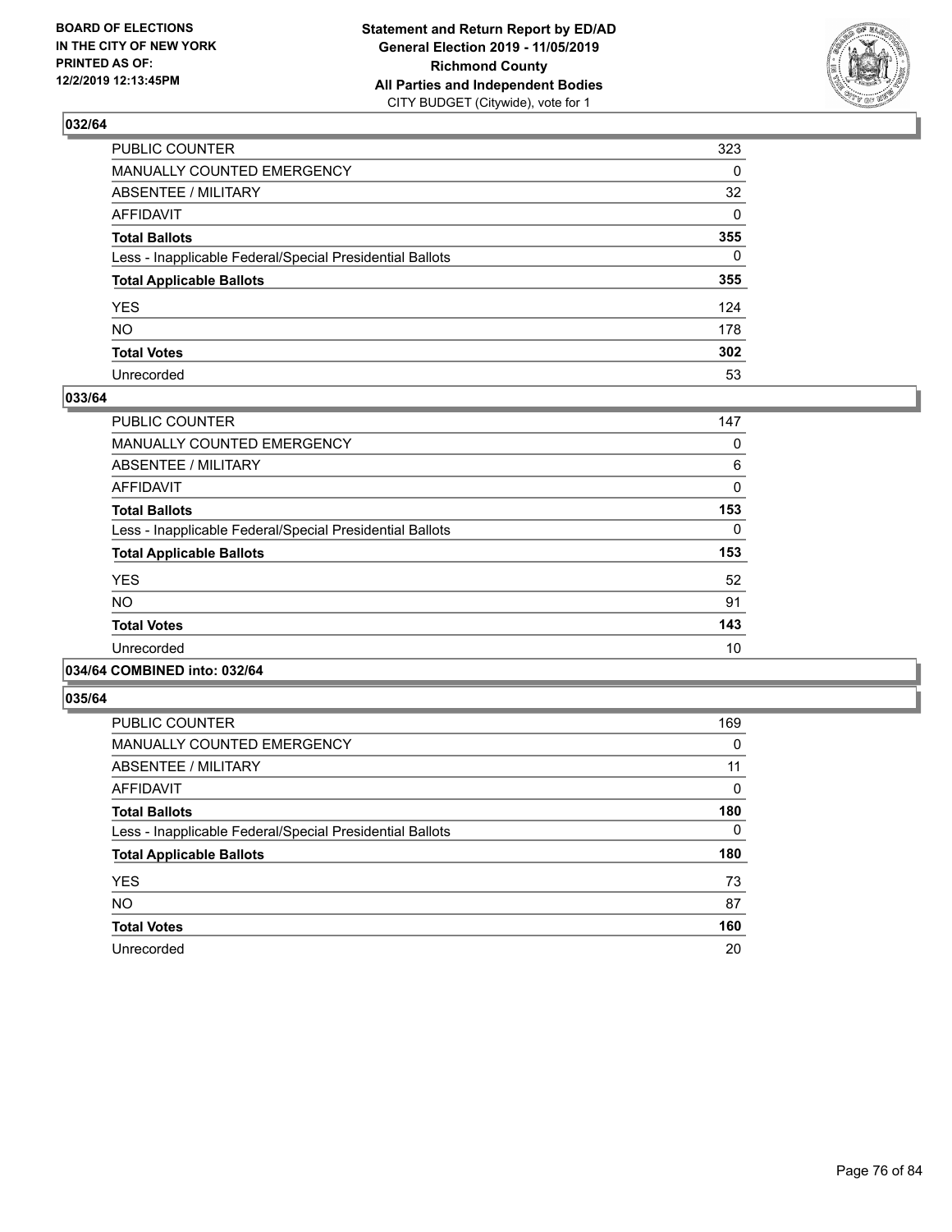BOARD OF ELECTIONS
IN THE CITY OF NEW YORK
PRINTED AS OF:
12/2/2019 12:13:45PM

**Statement and Return Report by ED/AD**
**General Election 2019 - 11/05/2019**
**Richmond County**
**All Parties and Independent Bodies**
CITY BUDGET (Citywide), vote for 1

### 032/64

| | |
|---|---|
| PUBLIC COUNTER | 323 |
| MANUALLY COUNTED EMERGENCY | 0 |
| ABSENTEE / MILITARY | 32 |
| AFFIDAVIT | 0 |
| **Total Ballots** | **355** |
| Less - Inapplicable Federal/Special Presidential Ballots | 0 |
| **Total Applicable Ballots** | **355** |
| YES | 124 |
| NO | 178 |
| **Total Votes** | **302** |
| Unrecorded | 53 |

### 033/64

| | |
|---|---|
| PUBLIC COUNTER | 147 |
| MANUALLY COUNTED EMERGENCY | 0 |
| ABSENTEE / MILITARY | 6 |
| AFFIDAVIT | 0 |
| **Total Ballots** | **153** |
| Less - Inapplicable Federal/Special Presidential Ballots | 0 |
| **Total Applicable Ballots** | **153** |
| YES | 52 |
| NO | 91 |
| **Total Votes** | **143** |
| Unrecorded | 10 |

### 034/64 COMBINED into: 032/64

### 035/64

| | |
|---|---|
| PUBLIC COUNTER | 169 |
| MANUALLY COUNTED EMERGENCY | 0 |
| ABSENTEE / MILITARY | 11 |
| AFFIDAVIT | 0 |
| **Total Ballots** | **180** |
| Less - Inapplicable Federal/Special Presidential Ballots | 0 |
| **Total Applicable Ballots** | **180** |
| YES | 73 |
| NO | 87 |
| **Total Votes** | **160** |
| Unrecorded | 20 |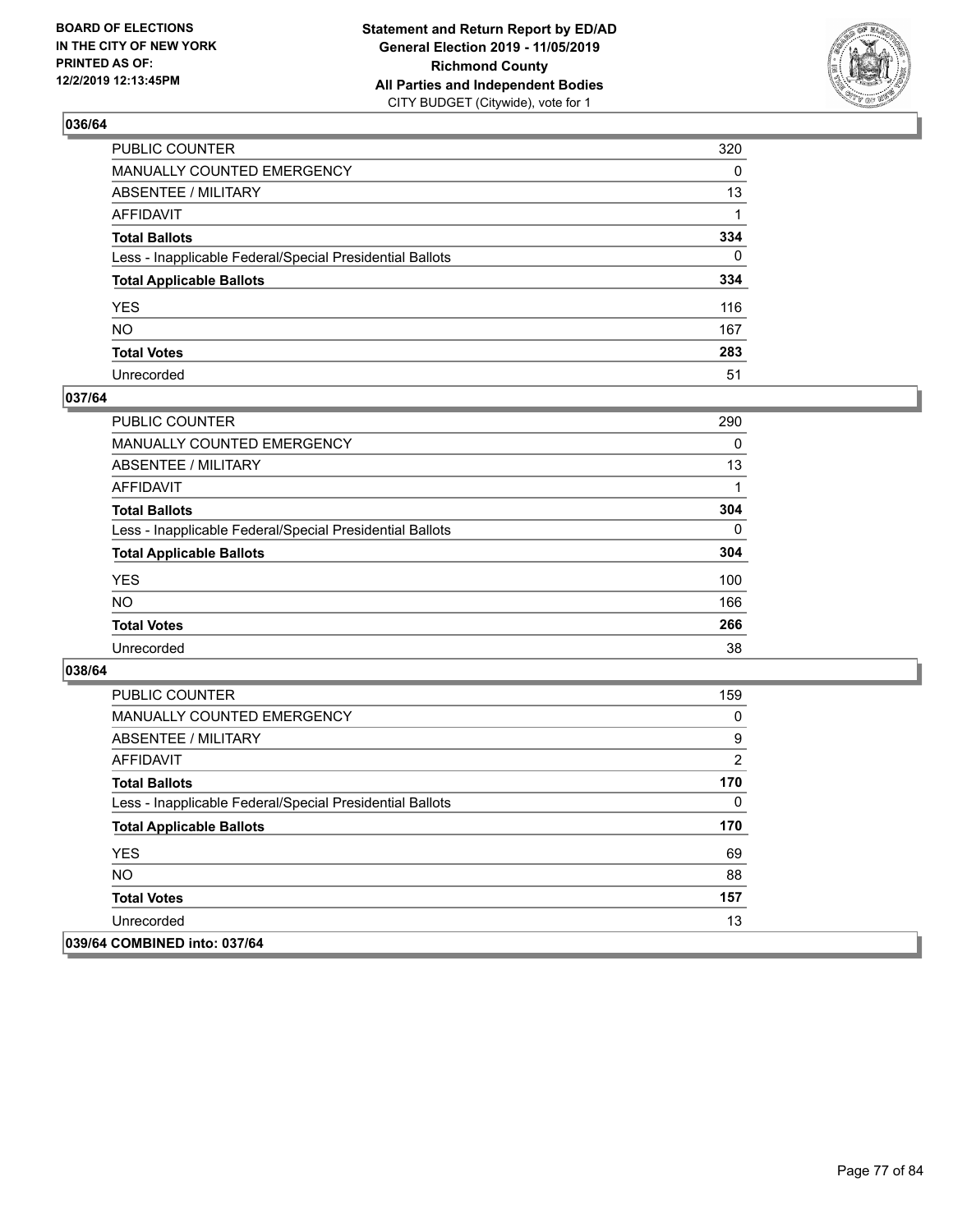**Statement and Return Report by ED/AD**
**General Election 2019 - 11/05/2019**
**Richmond County**
**All Parties and Independent Bodies**
CITY BUDGET (Citywide), vote for 1

BOARD OF ELECTIONS IN THE CITY OF NEW YORK PRINTED AS OF: 12/2/2019 12:13:45PM

### 036/64

| | |
|---|---|
| PUBLIC COUNTER | 320 |
| MANUALLY COUNTED EMERGENCY | 0 |
| ABSENTEE / MILITARY | 13 |
| AFFIDAVIT | 1 |
| **Total Ballots** | **334** |
| Less - Inapplicable Federal/Special Presidential Ballots | 0 |
| **Total Applicable Ballots** | **334** |
| YES | 116 |
| NO | 167 |
| **Total Votes** | **283** |
| Unrecorded | 51 |

### 037/64

| | |
|---|---|
| PUBLIC COUNTER | 290 |
| MANUALLY COUNTED EMERGENCY | 0 |
| ABSENTEE / MILITARY | 13 |
| AFFIDAVIT | 1 |
| **Total Ballots** | **304** |
| Less - Inapplicable Federal/Special Presidential Ballots | 0 |
| **Total Applicable Ballots** | **304** |
| YES | 100 |
| NO | 166 |
| **Total Votes** | **266** |
| Unrecorded | 38 |

### 038/64

| | |
|---|---|
| PUBLIC COUNTER | 159 |
| MANUALLY COUNTED EMERGENCY | 0 |
| ABSENTEE / MILITARY | 9 |
| AFFIDAVIT | 2 |
| **Total Ballots** | **170** |
| Less - Inapplicable Federal/Special Presidential Ballots | 0 |
| **Total Applicable Ballots** | **170** |
| YES | 69 |
| NO | 88 |
| **Total Votes** | **157** |
| Unrecorded | 13 |

### 039/64 COMBINED into: 037/64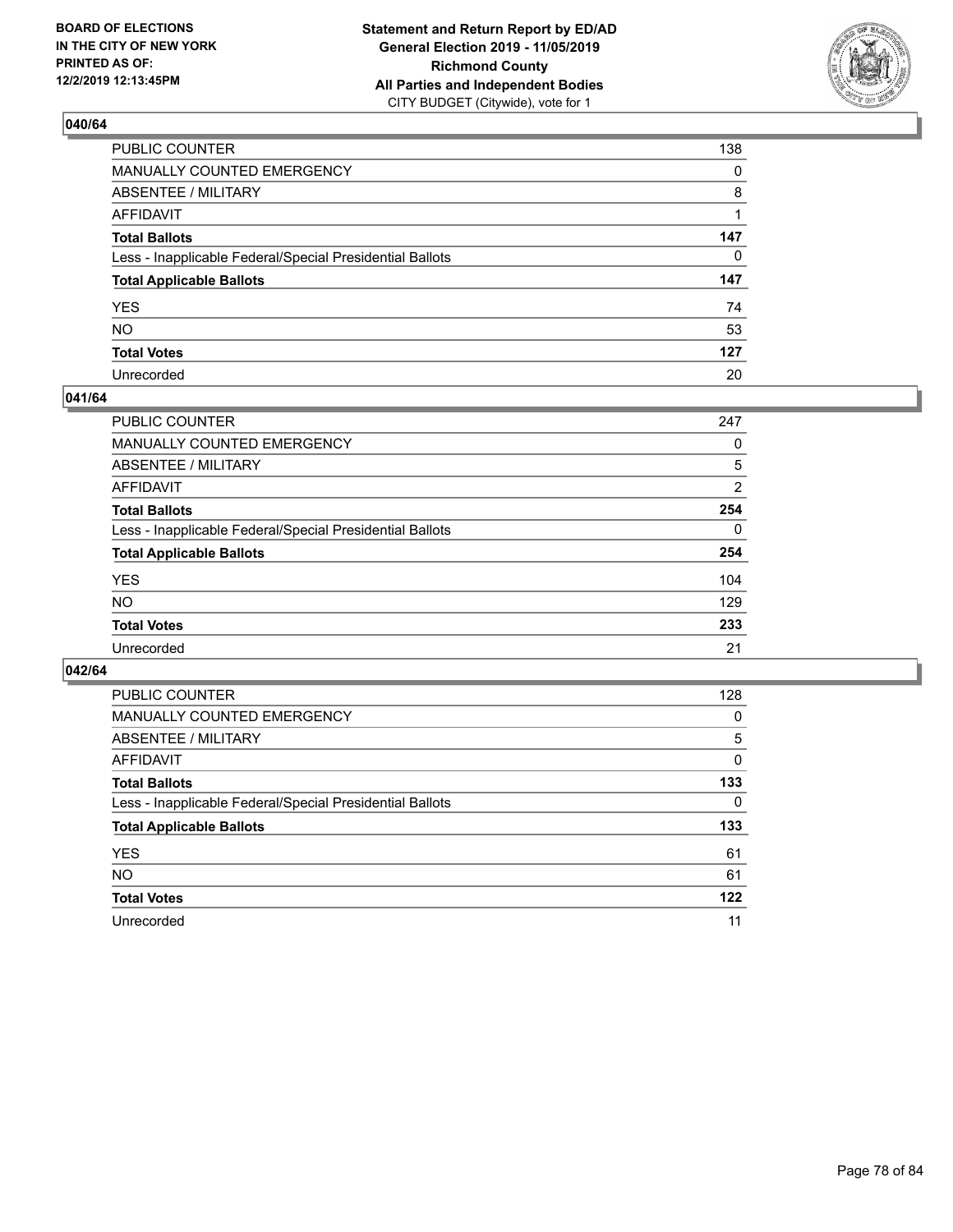## 040/64

| | |
|---|---|
| PUBLIC COUNTER | 138 |
| MANUALLY COUNTED EMERGENCY | 0 |
| ABSENTEE / MILITARY | 8 |
| AFFIDAVIT | 1 |
| **Total Ballots** | **147** |
| Less - Inapplicable Federal/Special Presidential Ballots | 0 |
| **Total Applicable Ballots** | **147** |
| YES | 74 |
| NO | 53 |
| **Total Votes** | **127** |
| Unrecorded | 20 |

## 041/64

| | |
|---|---|
| PUBLIC COUNTER | 247 |
| MANUALLY COUNTED EMERGENCY | 0 |
| ABSENTEE / MILITARY | 5 |
| AFFIDAVIT | 2 |
| **Total Ballots** | **254** |
| Less - Inapplicable Federal/Special Presidential Ballots | 0 |
| **Total Applicable Ballots** | **254** |
| YES | 104 |
| NO | 129 |
| **Total Votes** | **233** |
| Unrecorded | 21 |

## 042/64

| | |
|---|---|
| PUBLIC COUNTER | 128 |
| MANUALLY COUNTED EMERGENCY | 0 |
| ABSENTEE / MILITARY | 5 |
| AFFIDAVIT | 0 |
| **Total Ballots** | **133** |
| Less - Inapplicable Federal/Special Presidential Ballots | 0 |
| **Total Applicable Ballots** | **133** |
| YES | 61 |
| NO | 61 |
| **Total Votes** | **122** |
| Unrecorded | 11 |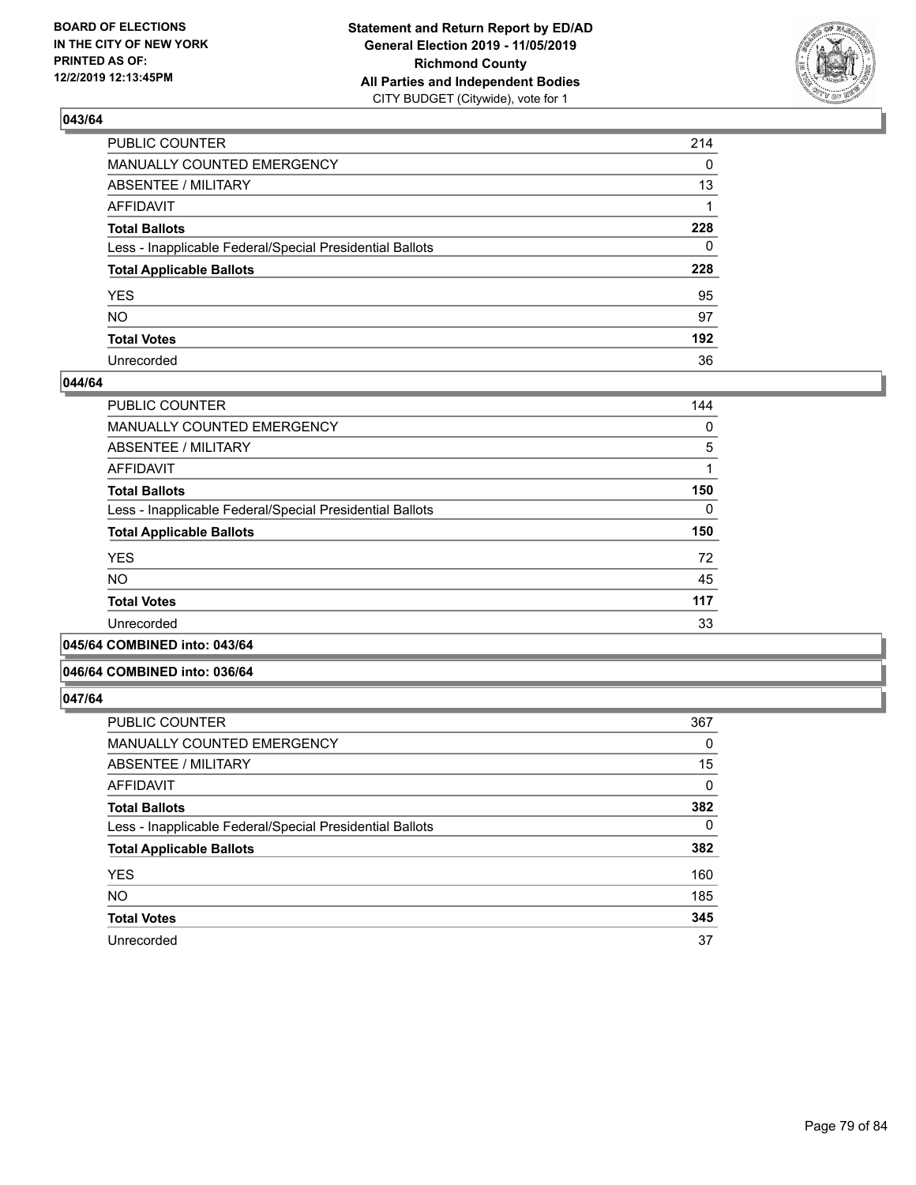## 043/64

| | |
|---|---|
| PUBLIC COUNTER | 214 |
| MANUALLY COUNTED EMERGENCY | 0 |
| ABSENTEE / MILITARY | 13 |
| AFFIDAVIT | 1 |
| **Total Ballots** | **228** |
| Less - Inapplicable Federal/Special Presidential Ballots | 0 |
| **Total Applicable Ballots** | **228** |
| YES | 95 |
| NO | 97 |
| **Total Votes** | **192** |
| Unrecorded | 36 |

## 044/64

| | |
|---|---|
| PUBLIC COUNTER | 144 |
| MANUALLY COUNTED EMERGENCY | 0 |
| ABSENTEE / MILITARY | 5 |
| AFFIDAVIT | 1 |
| **Total Ballots** | **150** |
| Less - Inapplicable Federal/Special Presidential Ballots | 0 |
| **Total Applicable Ballots** | **150** |
| YES | 72 |
| NO | 45 |
| **Total Votes** | **117** |
| Unrecorded | 33 |

## 045/64 COMBINED into: 043/64

## 046/64 COMBINED into: 036/64

## 047/64

| | |
|---|---|
| PUBLIC COUNTER | 367 |
| MANUALLY COUNTED EMERGENCY | 0 |
| ABSENTEE / MILITARY | 15 |
| AFFIDAVIT | 0 |
| **Total Ballots** | **382** |
| Less - Inapplicable Federal/Special Presidential Ballots | 0 |
| **Total Applicable Ballots** | **382** |
| YES | 160 |
| NO | 185 |
| **Total Votes** | **345** |
| Unrecorded | 37 |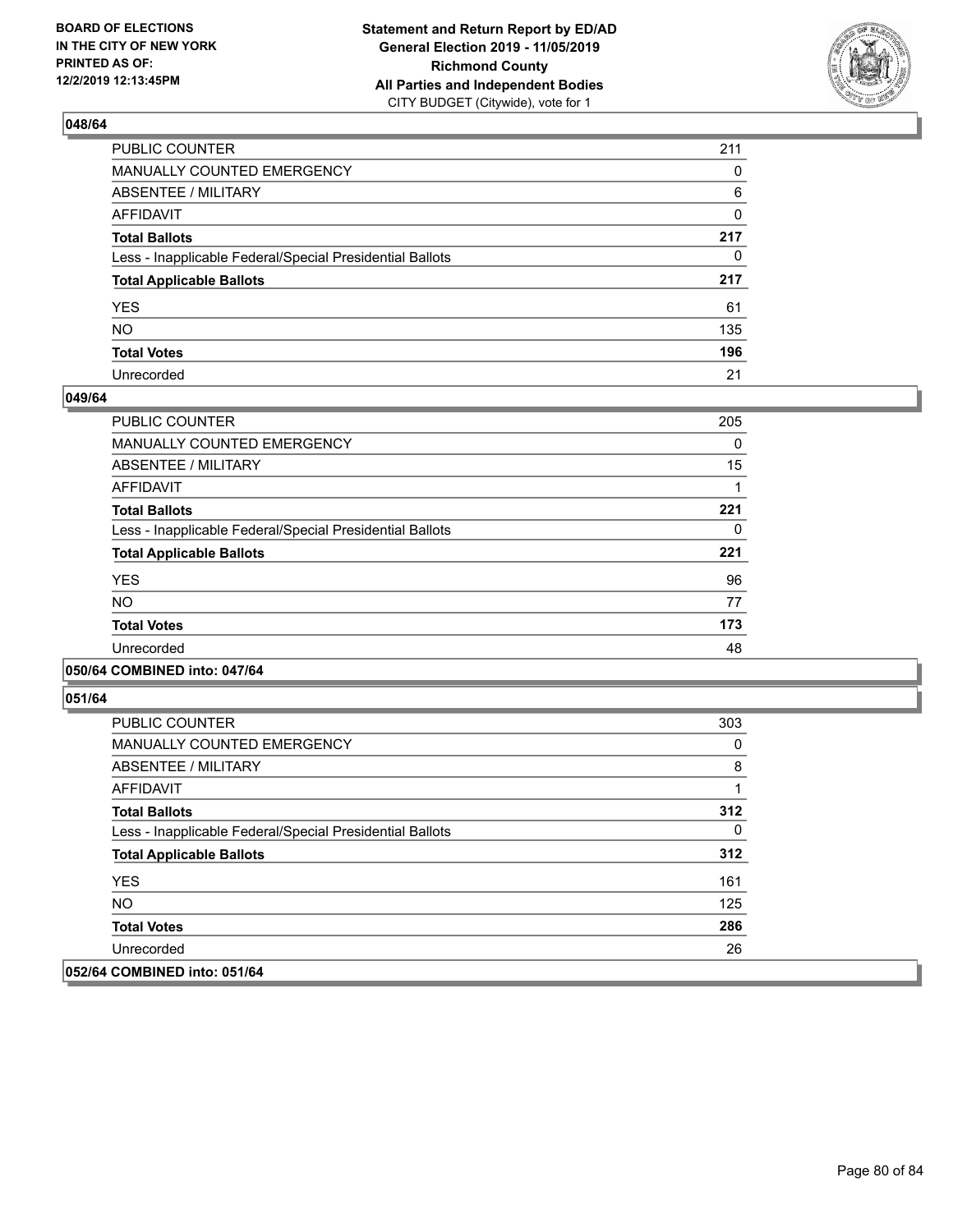BOARD OF ELECTIONS
IN THE CITY OF NEW YORK
PRINTED AS OF:
12/2/2019 12:13:45PM

**Statement and Return Report by ED/AD**
**General Election 2019 - 11/05/2019**
**Richmond County**
**All Parties and Independent Bodies**
CITY BUDGET (Citywide), vote for 1

### 048/64

| | |
|---|---|
| PUBLIC COUNTER | 211 |
| MANUALLY COUNTED EMERGENCY | 0 |
| ABSENTEE / MILITARY | 6 |
| AFFIDAVIT | 0 |
| **Total Ballots** | **217** |
| Less - Inapplicable Federal/Special Presidential Ballots | 0 |
| **Total Applicable Ballots** | **217** |
| YES | 61 |
| NO | 135 |
| **Total Votes** | **196** |
| Unrecorded | 21 |

### 049/64

| | |
|---|---|
| PUBLIC COUNTER | 205 |
| MANUALLY COUNTED EMERGENCY | 0 |
| ABSENTEE / MILITARY | 15 |
| AFFIDAVIT | 1 |
| **Total Ballots** | **221** |
| Less - Inapplicable Federal/Special Presidential Ballots | 0 |
| **Total Applicable Ballots** | **221** |
| YES | 96 |
| NO | 77 |
| **Total Votes** | **173** |
| Unrecorded | 48 |

### 050/64 COMBINED into: 047/64

### 051/64

| | |
|---|---|
| PUBLIC COUNTER | 303 |
| MANUALLY COUNTED EMERGENCY | 0 |
| ABSENTEE / MILITARY | 8 |
| AFFIDAVIT | 1 |
| **Total Ballots** | **312** |
| Less - Inapplicable Federal/Special Presidential Ballots | 0 |
| **Total Applicable Ballots** | **312** |
| YES | 161 |
| NO | 125 |
| **Total Votes** | **286** |
| Unrecorded | 26 |

### 052/64 COMBINED into: 051/64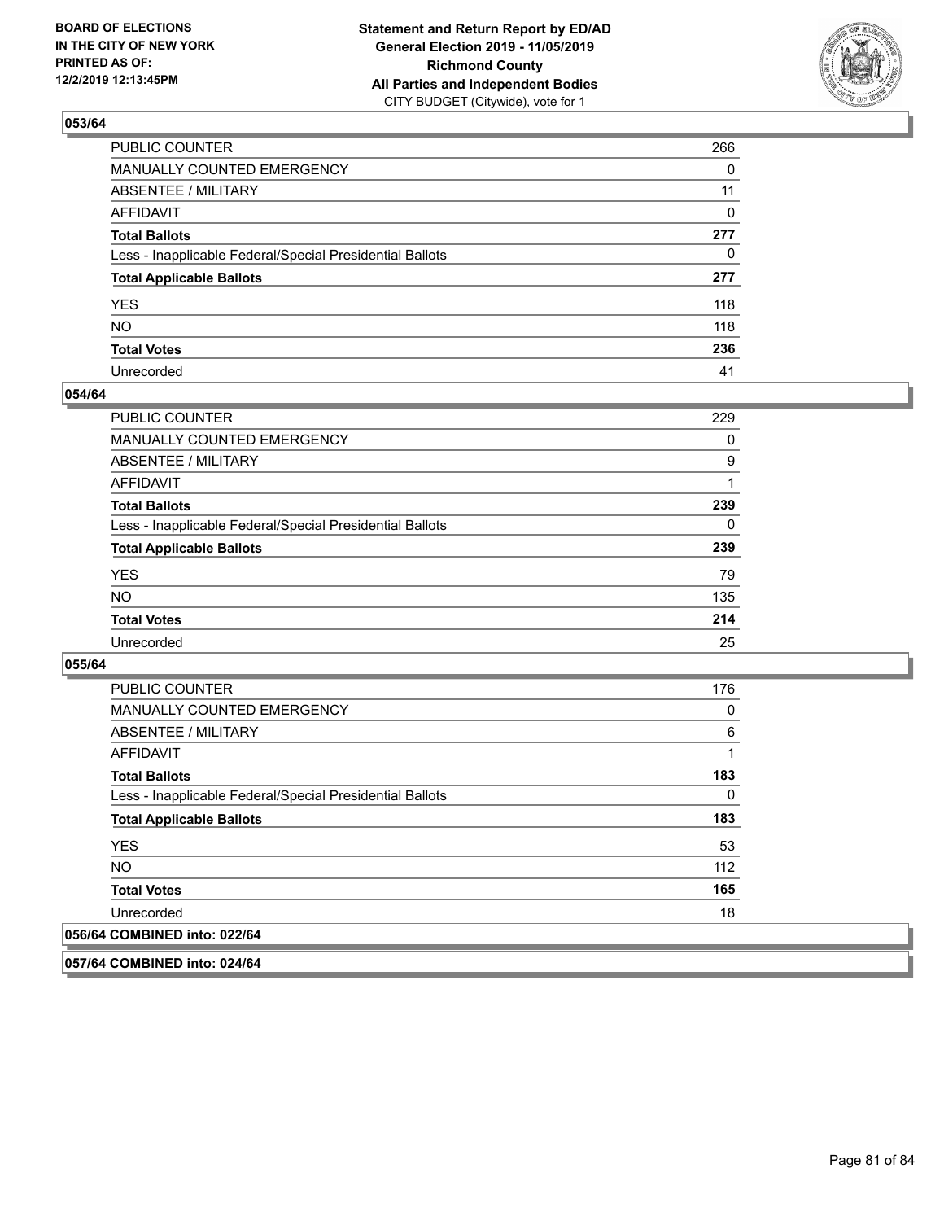**Statement and Return Report by ED/AD**
**General Election 2019 - 11/05/2019**
**Richmond County**
**All Parties and Independent Bodies**
CITY BUDGET (Citywide), vote for 1

BOARD OF ELECTIONS IN THE CITY OF NEW YORK PRINTED AS OF: 12/2/2019 12:13:45PM

### 053/64

| | |
|---|---|
| PUBLIC COUNTER | 266 |
| MANUALLY COUNTED EMERGENCY | 0 |
| ABSENTEE / MILITARY | 11 |
| AFFIDAVIT | 0 |
| **Total Ballots** | **277** |
| Less - Inapplicable Federal/Special Presidential Ballots | 0 |
| **Total Applicable Ballots** | **277** |
| YES | 118 |
| NO | 118 |
| **Total Votes** | **236** |
| Unrecorded | 41 |

### 054/64

| | |
|---|---|
| PUBLIC COUNTER | 229 |
| MANUALLY COUNTED EMERGENCY | 0 |
| ABSENTEE / MILITARY | 9 |
| AFFIDAVIT | 1 |
| **Total Ballots** | **239** |
| Less - Inapplicable Federal/Special Presidential Ballots | 0 |
| **Total Applicable Ballots** | **239** |
| YES | 79 |
| NO | 135 |
| **Total Votes** | **214** |
| Unrecorded | 25 |

### 055/64

| | |
|---|---|
| PUBLIC COUNTER | 176 |
| MANUALLY COUNTED EMERGENCY | 0 |
| ABSENTEE / MILITARY | 6 |
| AFFIDAVIT | 1 |
| **Total Ballots** | **183** |
| Less - Inapplicable Federal/Special Presidential Ballots | 0 |
| **Total Applicable Ballots** | **183** |
| YES | 53 |
| NO | 112 |
| **Total Votes** | **165** |
| Unrecorded | 18 |

### 056/64 COMBINED into: 022/64

### 057/64 COMBINED into: 024/64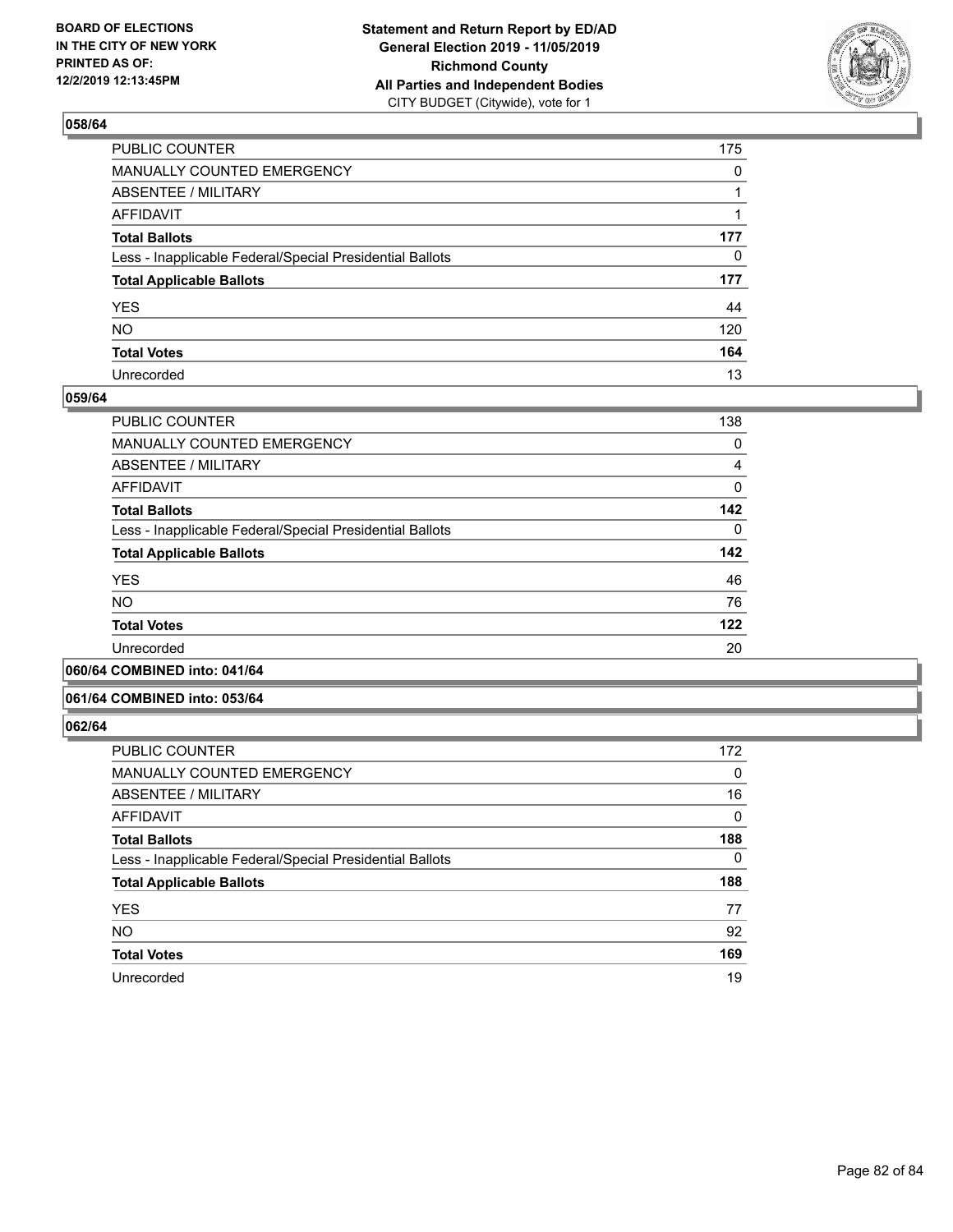**BOARD OF ELECTIONS IN THE CITY OF NEW YORK PRINTED AS OF: 12/2/2019 12:13:45PM**

**Statement and Return Report by ED/AD General Election 2019 - 11/05/2019 Richmond County All Parties and Independent Bodies** CITY BUDGET (Citywide), vote for 1

### 058/64

| | |
|---|---|
| PUBLIC COUNTER | 175 |
| MANUALLY COUNTED EMERGENCY | 0 |
| ABSENTEE / MILITARY | 1 |
| AFFIDAVIT | 1 |
| **Total Ballots** | **177** |
| Less - Inapplicable Federal/Special Presidential Ballots | 0 |
| **Total Applicable Ballots** | **177** |
| YES | 44 |
| NO | 120 |
| **Total Votes** | **164** |
| Unrecorded | 13 |

### 059/64

| | |
|---|---|
| PUBLIC COUNTER | 138 |
| MANUALLY COUNTED EMERGENCY | 0 |
| ABSENTEE / MILITARY | 4 |
| AFFIDAVIT | 0 |
| **Total Ballots** | **142** |
| Less - Inapplicable Federal/Special Presidential Ballots | 0 |
| **Total Applicable Ballots** | **142** |
| YES | 46 |
| NO | 76 |
| **Total Votes** | **122** |
| Unrecorded | 20 |

### 060/64 COMBINED into: 041/64

### 061/64 COMBINED into: 053/64

### 062/64

| | |
|---|---|
| PUBLIC COUNTER | 172 |
| MANUALLY COUNTED EMERGENCY | 0 |
| ABSENTEE / MILITARY | 16 |
| AFFIDAVIT | 0 |
| **Total Ballots** | **188** |
| Less - Inapplicable Federal/Special Presidential Ballots | 0 |
| **Total Applicable Ballots** | **188** |
| YES | 77 |
| NO | 92 |
| **Total Votes** | **169** |
| Unrecorded | 19 |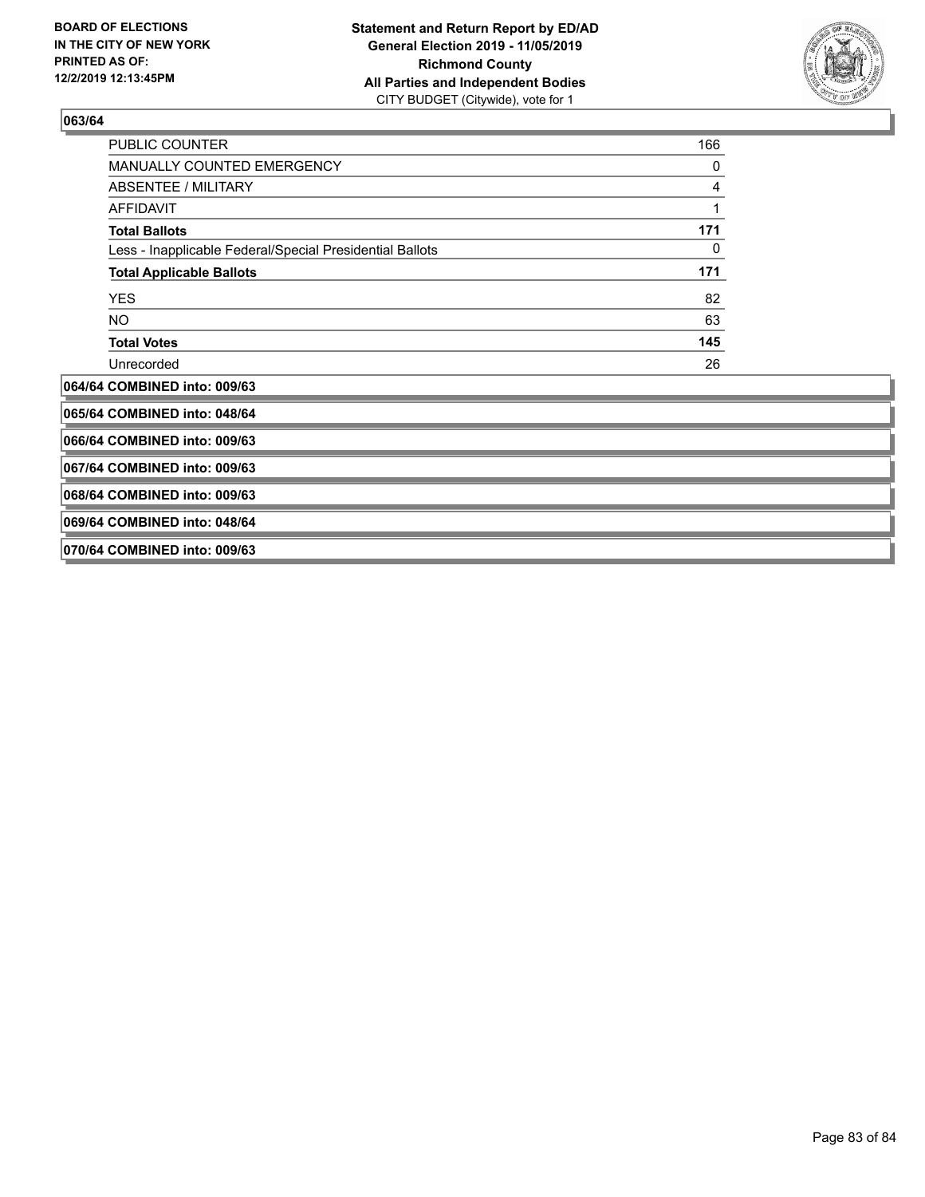**063/64**

| | |
|---|---|
| PUBLIC COUNTER | 166 |
| MANUALLY COUNTED EMERGENCY | 0 |
| ABSENTEE / MILITARY | 4 |
| AFFIDAVIT | 1 |
| **Total Ballots** | **171** |
| Less - Inapplicable Federal/Special Presidential Ballots | 0 |
| **Total Applicable Ballots** | **171** |
| YES | 82 |
| NO | 63 |
| **Total Votes** | **145** |
| Unrecorded | 26 |

**064/64 COMBINED into: 009/63**

**065/64 COMBINED into: 048/64**

**066/64 COMBINED into: 009/63**

**067/64 COMBINED into: 009/63**

**068/64 COMBINED into: 009/63**

**069/64 COMBINED into: 048/64**

**070/64 COMBINED into: 009/63**